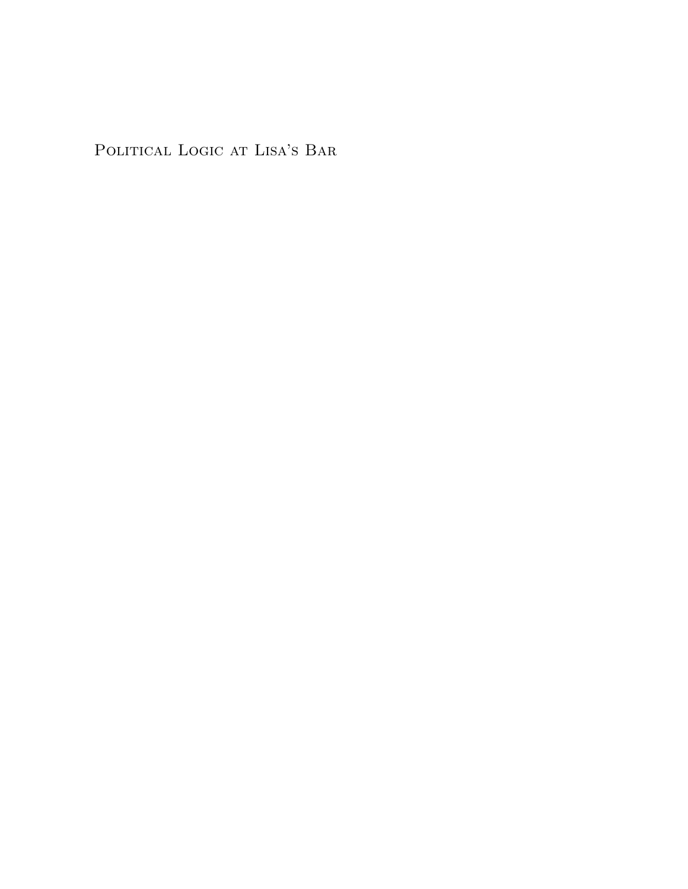# Political Logic at Lisa's Bar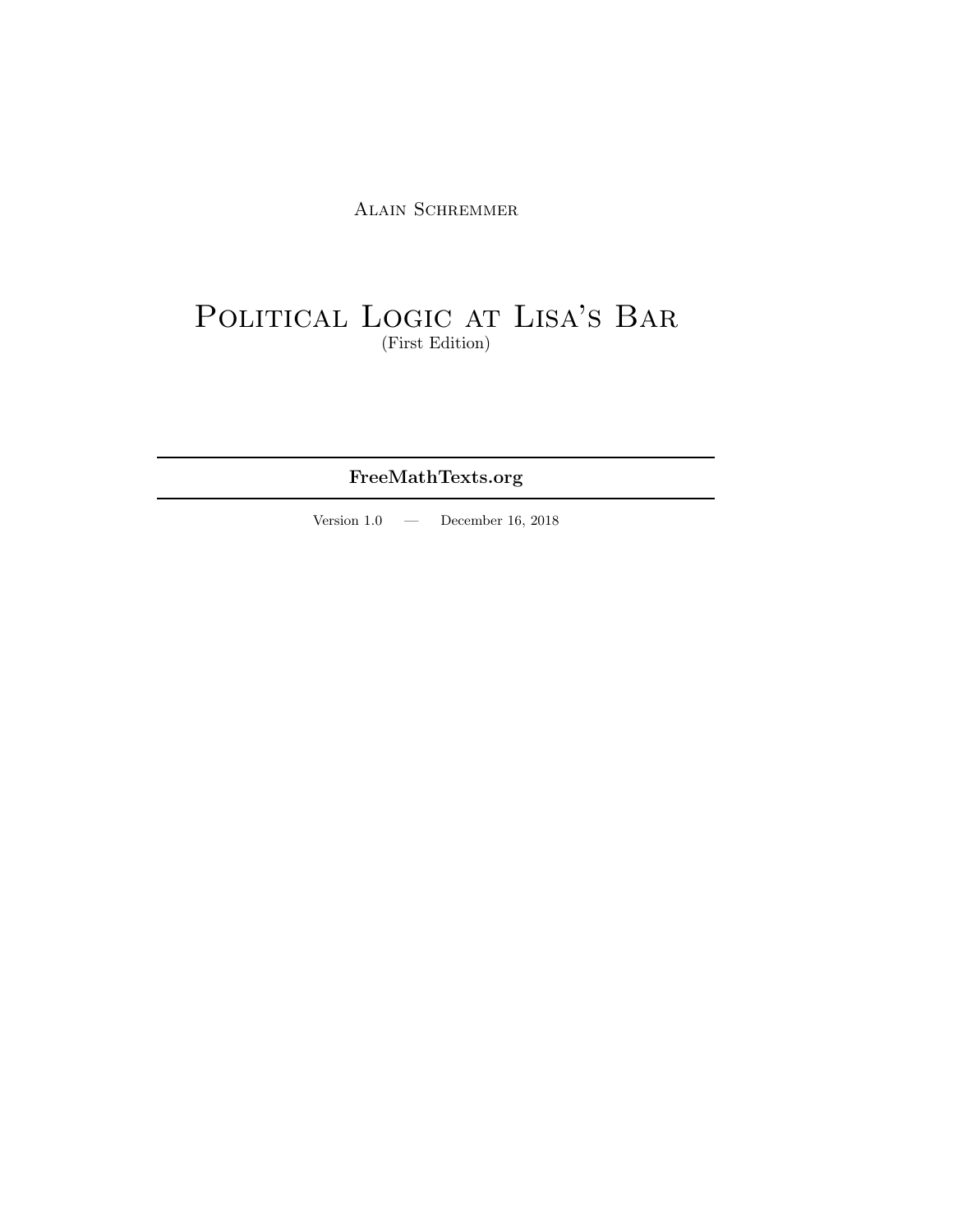Alain Schremmer

# Political Logic at Lisa's Bar

(First Edition)

---

**FreeMathTexts.org**

---

Version 1.0 — December 16, 2018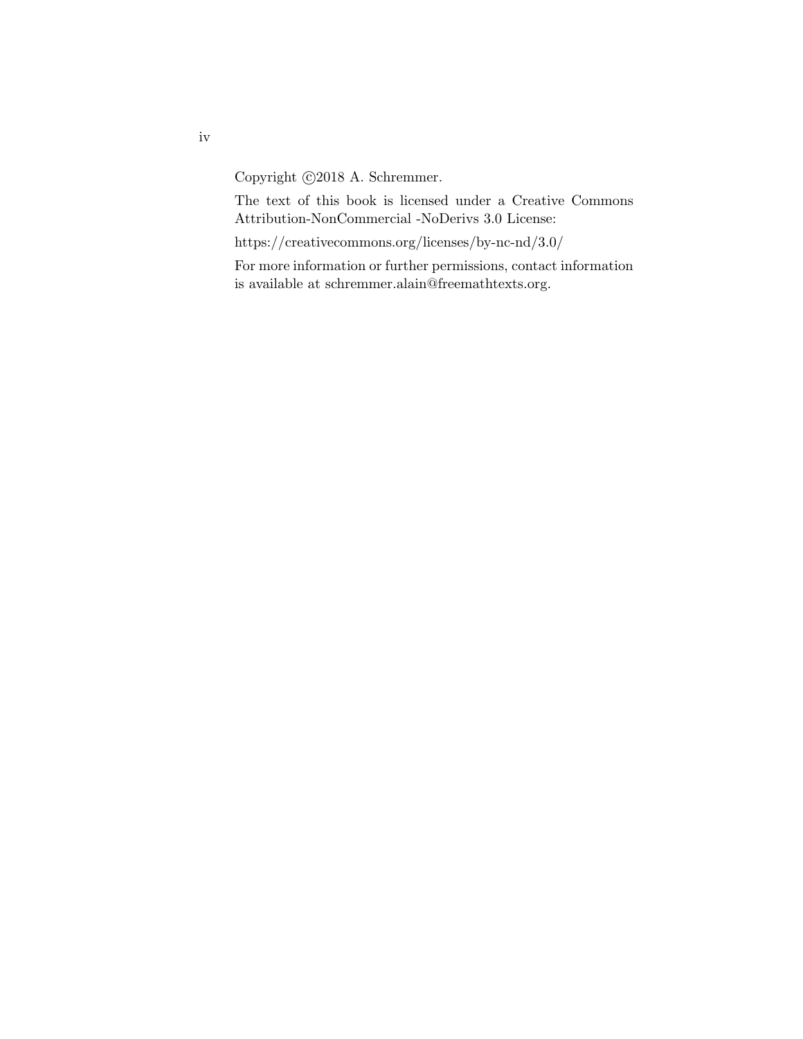Copyright ©2018 A. Schremmer.

The text of this book is licensed under a Creative Commons Attribution-NonCommercial -NoDerivs 3.0 License:

https://creativecommons.org/licenses/by-nc-nd/3.0/

For more information or further permissions, contact information is available at schremmer.alain@freemathtexts.org.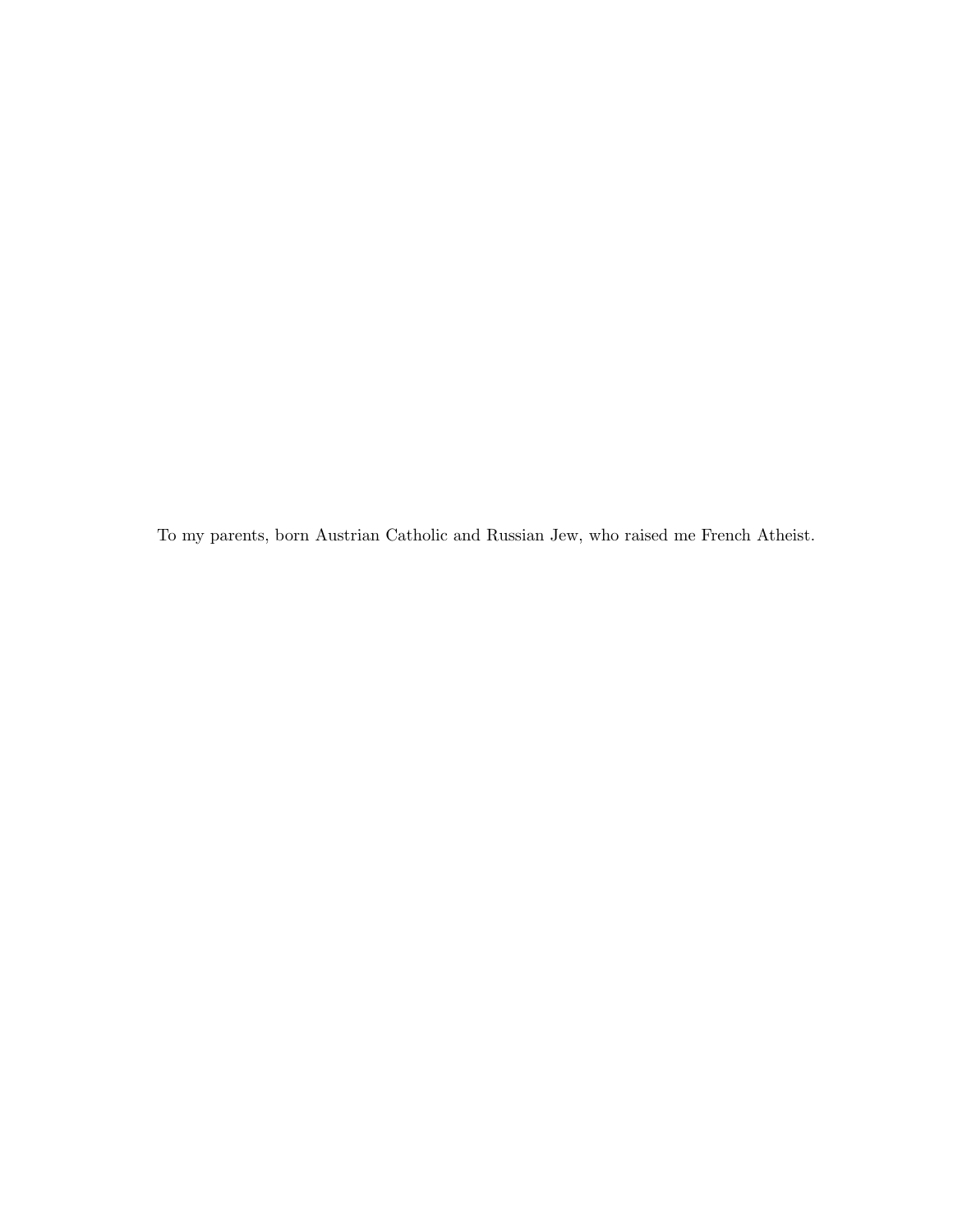To my parents, born Austrian Catholic and Russian Jew, who raised me French Atheist.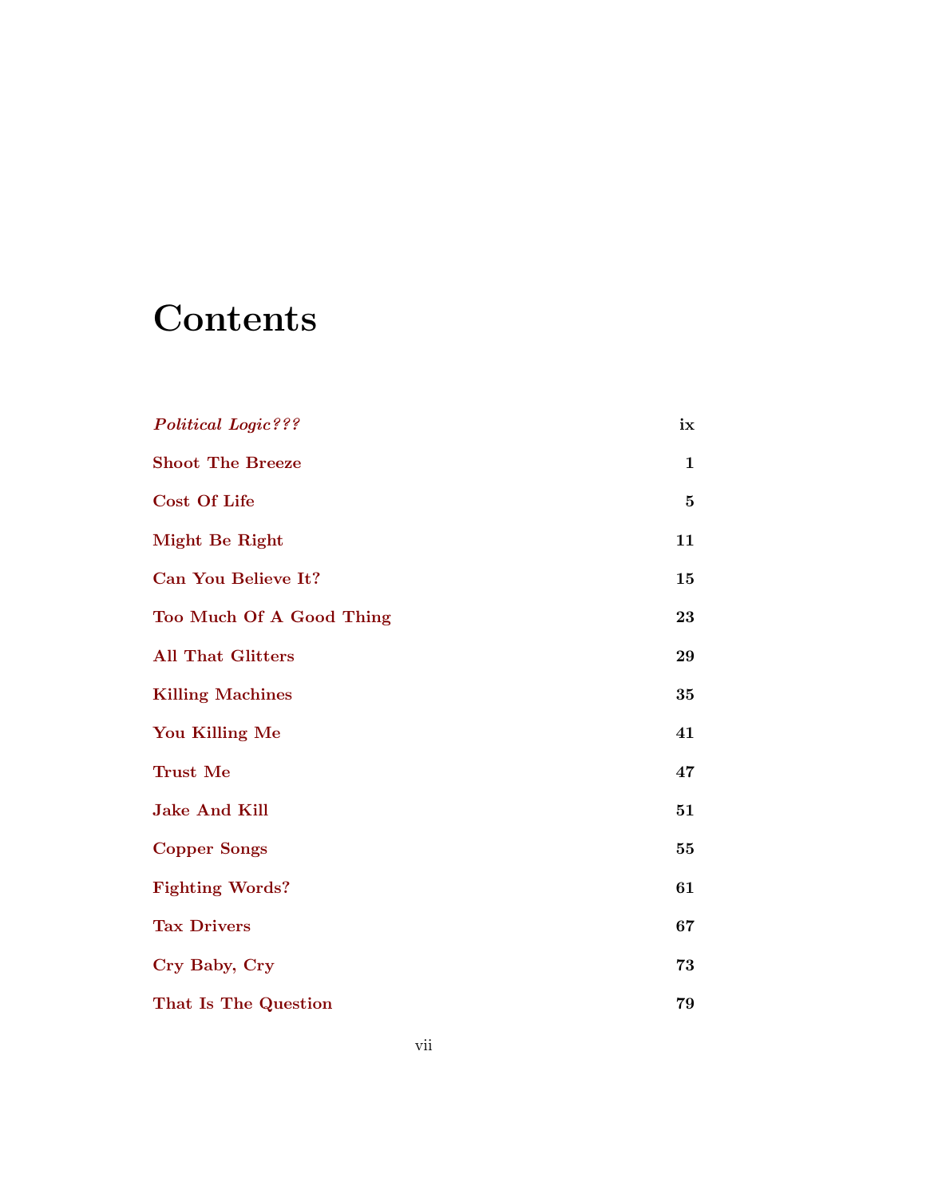# Contents

| | |
|---|---|
| *Political Logic???* | ix |
| Shoot The Breeze | 1 |
| Cost Of Life | 5 |
| Might Be Right | 11 |
| Can You Believe It? | 15 |
| Too Much Of A Good Thing | 23 |
| All That Glitters | 29 |
| Killing Machines | 35 |
| You Killing Me | 41 |
| Trust Me | 47 |
| Jake And Kill | 51 |
| Copper Songs | 55 |
| Fighting Words? | 61 |
| Tax Drivers | 67 |
| Cry Baby, Cry | 73 |
| That Is The Question | 79 |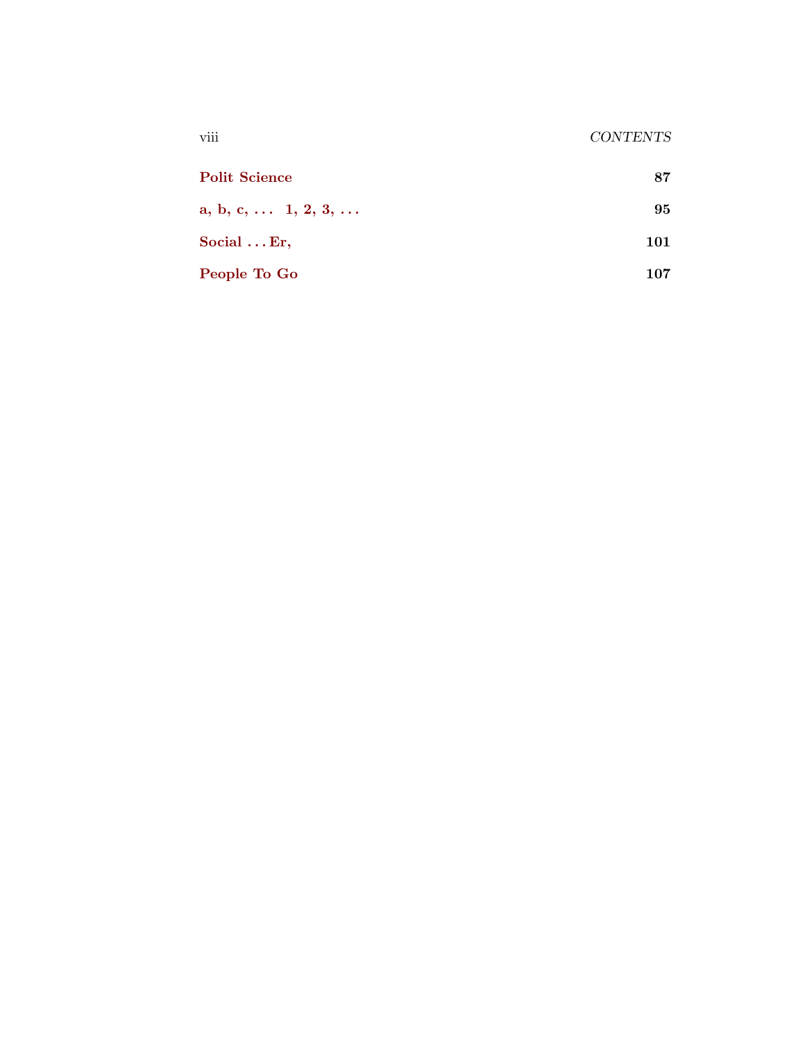**Polit Science** 87

**a, b, c, . . .  1, 2, 3, . . .** 95

**Social . . . Er,** 101

**People To Go** 107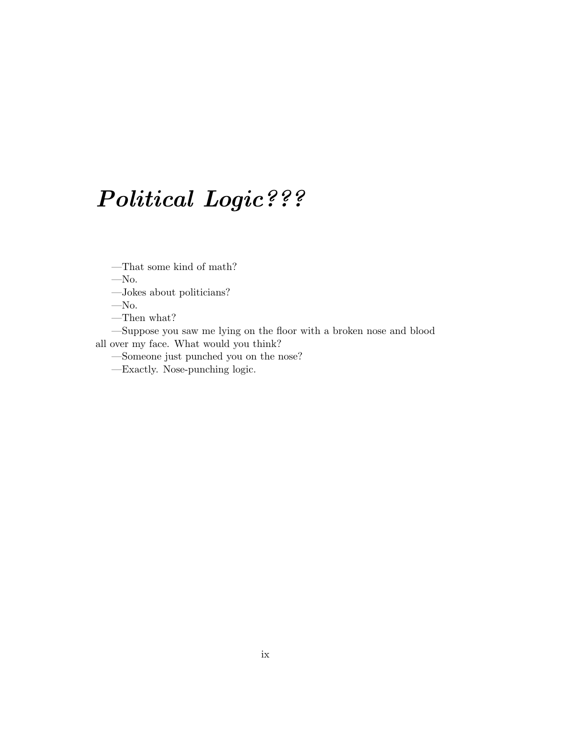# *Political Logic???*

—That some kind of math?

—No.

—Jokes about politicians?

—No.

—Then what?

—Suppose you saw me lying on the floor with a broken nose and blood all over my face. What would you think?

—Someone just punched you on the nose?

—Exactly. Nose-punching logic.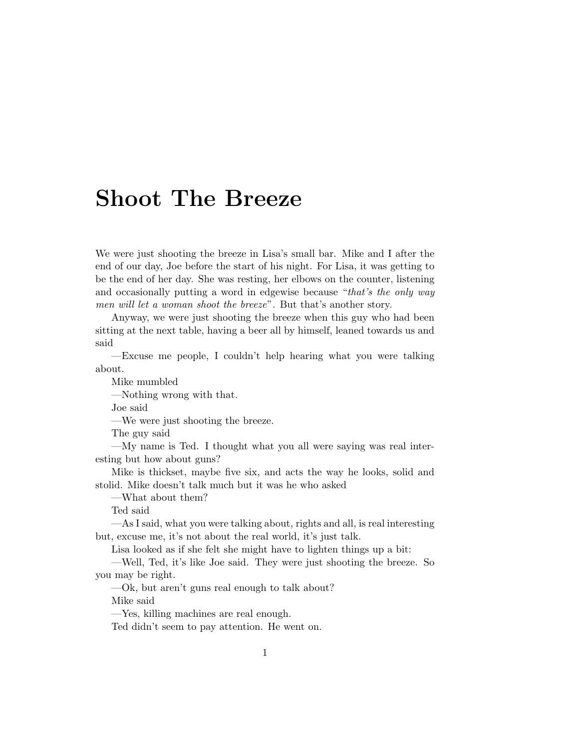# Shoot The Breeze

We were just shooting the breeze in Lisa's small bar. Mike and I after the end of our day, Joe before the start of his night. For Lisa, it was getting to be the end of her day. She was resting, her elbows on the counter, listening and occasionally putting a word in edgewise because "*that's the only way men will let a woman shoot the breeze*". But that's another story.

Anyway, we were just shooting the breeze when this guy who had been sitting at the next table, having a beer all by himself, leaned towards us and said

—Excuse me people, I couldn't help hearing what you were talking about.

Mike mumbled

—Nothing wrong with that.

Joe said

—We were just shooting the breeze.

The guy said

—My name is Ted. I thought what you all were saying was real interesting but how about guns?

Mike is thickset, maybe five six, and acts the way he looks, solid and stolid. Mike doesn't talk much but it was he who asked

—What about them?

Ted said

—As I said, what you were talking about, rights and all, is real interesting but, excuse me, it's not about the real world, it's just talk.

Lisa looked as if she felt she might have to lighten things up a bit:

—Well, Ted, it's like Joe said. They were just shooting the breeze. So you may be right.

—Ok, but aren't guns real enough to talk about?

Mike said

—Yes, killing machines are real enough.

Ted didn't seem to pay attention. He went on.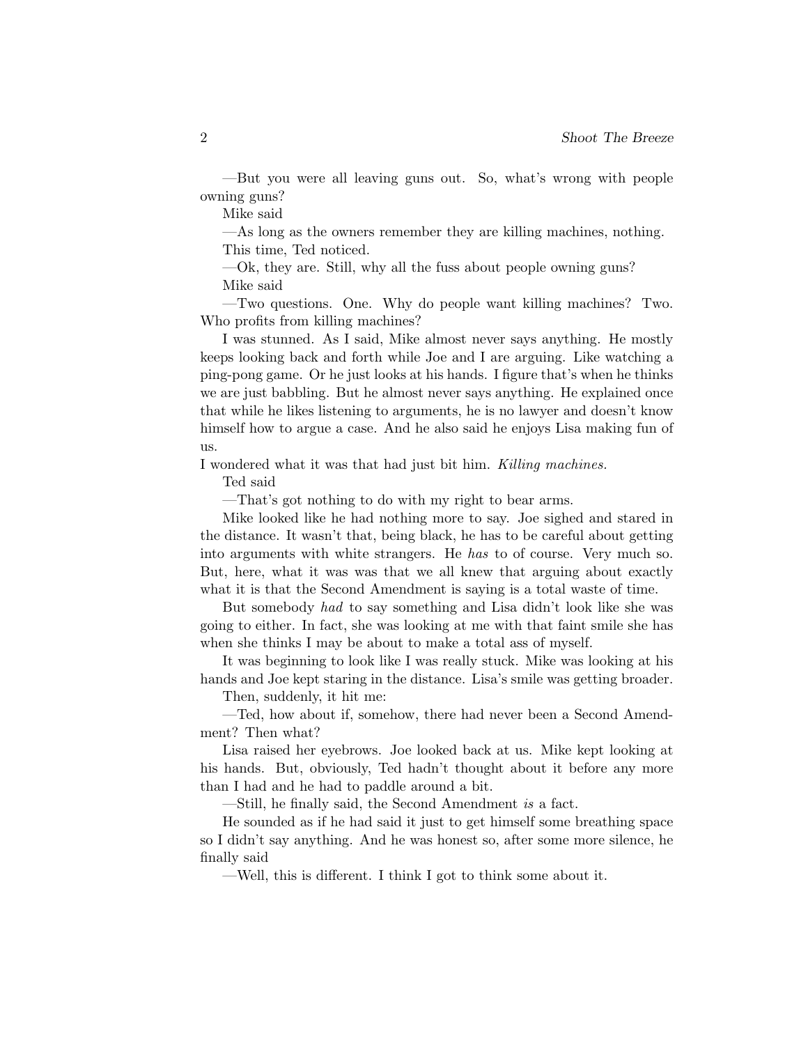—But you were all leaving guns out. So, what's wrong with people owning guns?

Mike said

—As long as the owners remember they are killing machines, nothing.

This time, Ted noticed.

—Ok, they are. Still, why all the fuss about people owning guns?

Mike said

—Two questions. One. Why do people want killing machines? Two. Who profits from killing machines?

I was stunned. As I said, Mike almost never says anything. He mostly keeps looking back and forth while Joe and I are arguing. Like watching a ping-pong game. Or he just looks at his hands. I figure that's when he thinks we are just babbling. But he almost never says anything. He explained once that while he likes listening to arguments, he is no lawyer and doesn't know himself how to argue a case. And he also said he enjoys Lisa making fun of us.

I wondered what it was that had just bit him. *Killing machines.*

Ted said

—That's got nothing to do with my right to bear arms.

Mike looked like he had nothing more to say. Joe sighed and stared in the distance. It wasn't that, being black, he has to be careful about getting into arguments with white strangers. He *has* to of course. Very much so. But, here, what it was was that we all knew that arguing about exactly what it is that the Second Amendment is saying is a total waste of time.

But somebody *had* to say something and Lisa didn't look like she was going to either. In fact, she was looking at me with that faint smile she has when she thinks I may be about to make a total ass of myself.

It was beginning to look like I was really stuck. Mike was looking at his hands and Joe kept staring in the distance. Lisa's smile was getting broader.

Then, suddenly, it hit me:

—Ted, how about if, somehow, there had never been a Second Amendment? Then what?

Lisa raised her eyebrows. Joe looked back at us. Mike kept looking at his hands. But, obviously, Ted hadn't thought about it before any more than I had and he had to paddle around a bit.

—Still, he finally said, the Second Amendment *is* a fact.

He sounded as if he had said it just to get himself some breathing space so I didn't say anything. And he was honest so, after some more silence, he finally said

—Well, this is different. I think I got to think some about it.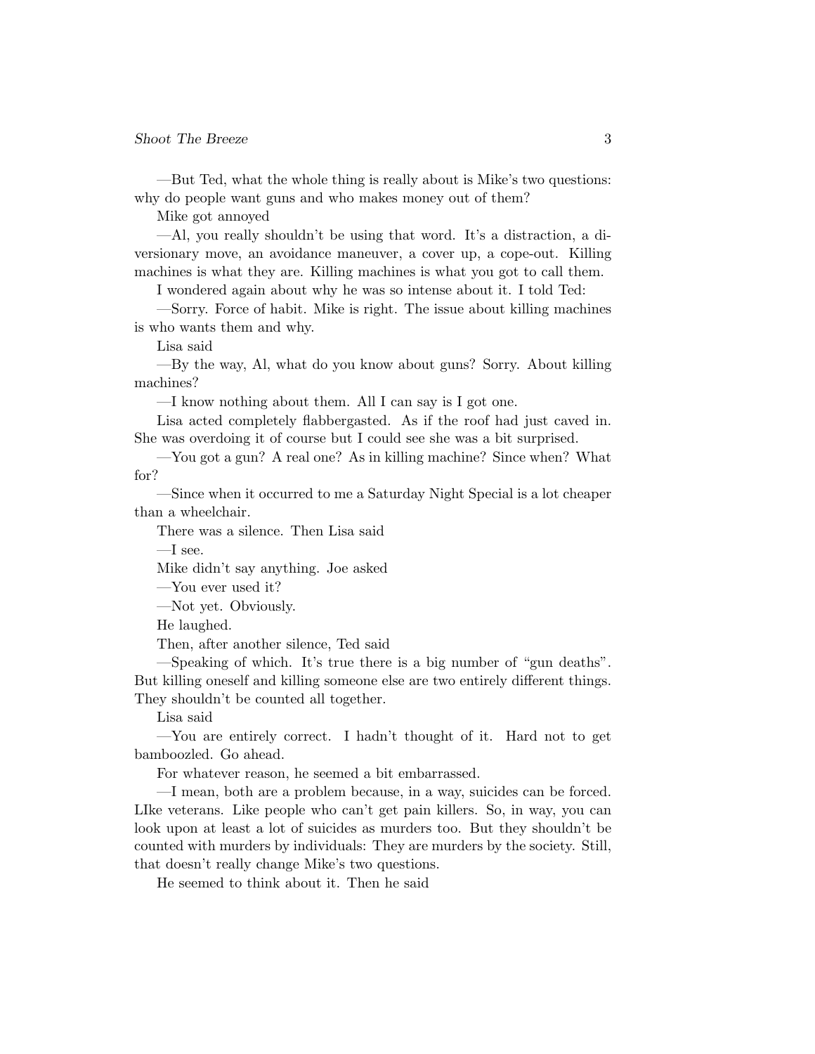—But Ted, what the whole thing is really about is Mike's two questions: why do people want guns and who makes money out of them?

Mike got annoyed

—Al, you really shouldn't be using that word. It's a distraction, a diversionary move, an avoidance maneuver, a cover up, a cope-out. Killing machines is what they are. Killing machines is what you got to call them.

I wondered again about why he was so intense about it. I told Ted:

—Sorry. Force of habit. Mike is right. The issue about killing machines is who wants them and why.

Lisa said

—By the way, Al, what do you know about guns? Sorry. About killing machines?

—I know nothing about them. All I can say is I got one.

Lisa acted completely flabbergasted. As if the roof had just caved in. She was overdoing it of course but I could see she was a bit surprised.

—You got a gun? A real one? As in killing machine? Since when? What for?

—Since when it occurred to me a Saturday Night Special is a lot cheaper than a wheelchair.

There was a silence. Then Lisa said

—I see.

Mike didn't say anything. Joe asked

—You ever used it?

—Not yet. Obviously.

He laughed.

Then, after another silence, Ted said

—Speaking of which. It's true there is a big number of "gun deaths". But killing oneself and killing someone else are two entirely different things. They shouldn't be counted all together.

Lisa said

—You are entirely correct. I hadn't thought of it. Hard not to get bamboozled. Go ahead.

For whatever reason, he seemed a bit embarrassed.

—I mean, both are a problem because, in a way, suicides can be forced. LIke veterans. Like people who can't get pain killers. So, in way, you can look upon at least a lot of suicides as murders too. But they shouldn't be counted with murders by individuals: They are murders by the society. Still, that doesn't really change Mike's two questions.

He seemed to think about it. Then he said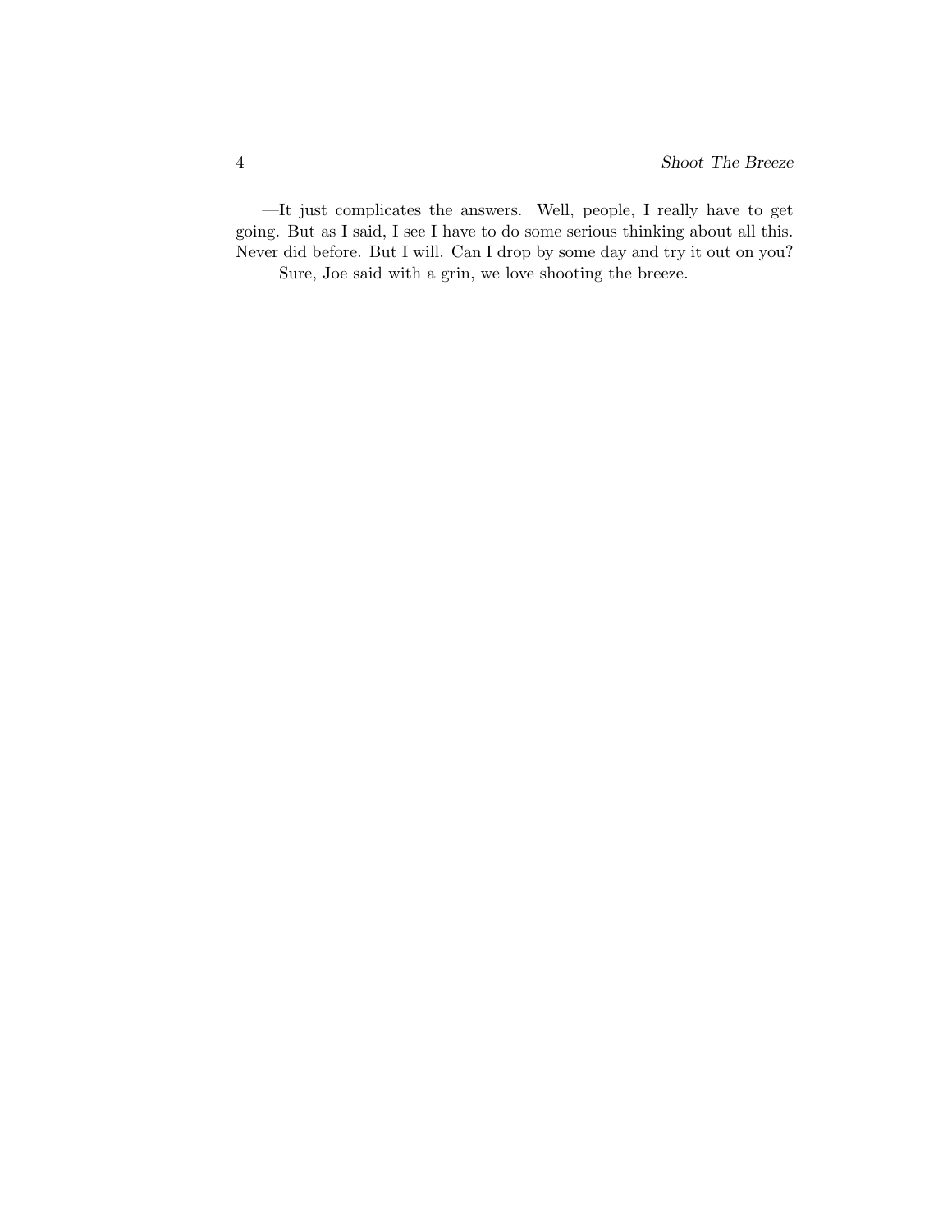—It just complicates the answers. Well, people, I really have to get going. But as I said, I see I have to do some serious thinking about all this. Never did before. But I will. Can I drop by some day and try it out on you?

—Sure, Joe said with a grin, we love shooting the breeze.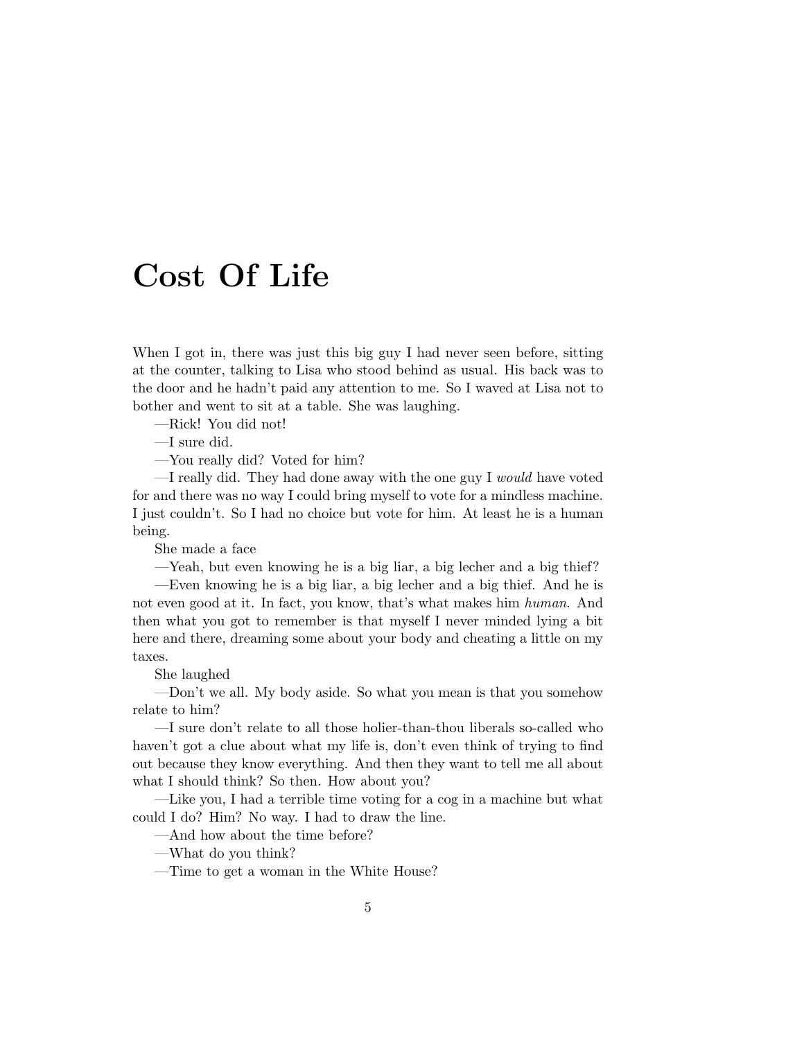# Cost Of Life

When I got in, there was just this big guy I had never seen before, sitting at the counter, talking to Lisa who stood behind as usual. His back was to the door and he hadn't paid any attention to me. So I waved at Lisa not to bother and went to sit at a table. She was laughing.

—Rick! You did not!

—I sure did.

—You really did? Voted for him?

—I really did. They had done away with the one guy I *would* have voted for and there was no way I could bring myself to vote for a mindless machine. I just couldn't. So I had no choice but vote for him. At least he is a human being.

She made a face

—Yeah, but even knowing he is a big liar, a big lecher and a big thief?

—Even knowing he is a big liar, a big lecher and a big thief. And he is not even good at it. In fact, you know, that's what makes him *human*. And then what you got to remember is that myself I never minded lying a bit here and there, dreaming some about your body and cheating a little on my taxes.

She laughed

—Don't we all. My body aside. So what you mean is that you somehow relate to him?

—I sure don't relate to all those holier-than-thou liberals so-called who haven't got a clue about what my life is, don't even think of trying to find out because they know everything. And then they want to tell me all about what I should think? So then. How about you?

—Like you, I had a terrible time voting for a cog in a machine but what could I do? Him? No way. I had to draw the line.

—And how about the time before?

—What do you think?

—Time to get a woman in the White House?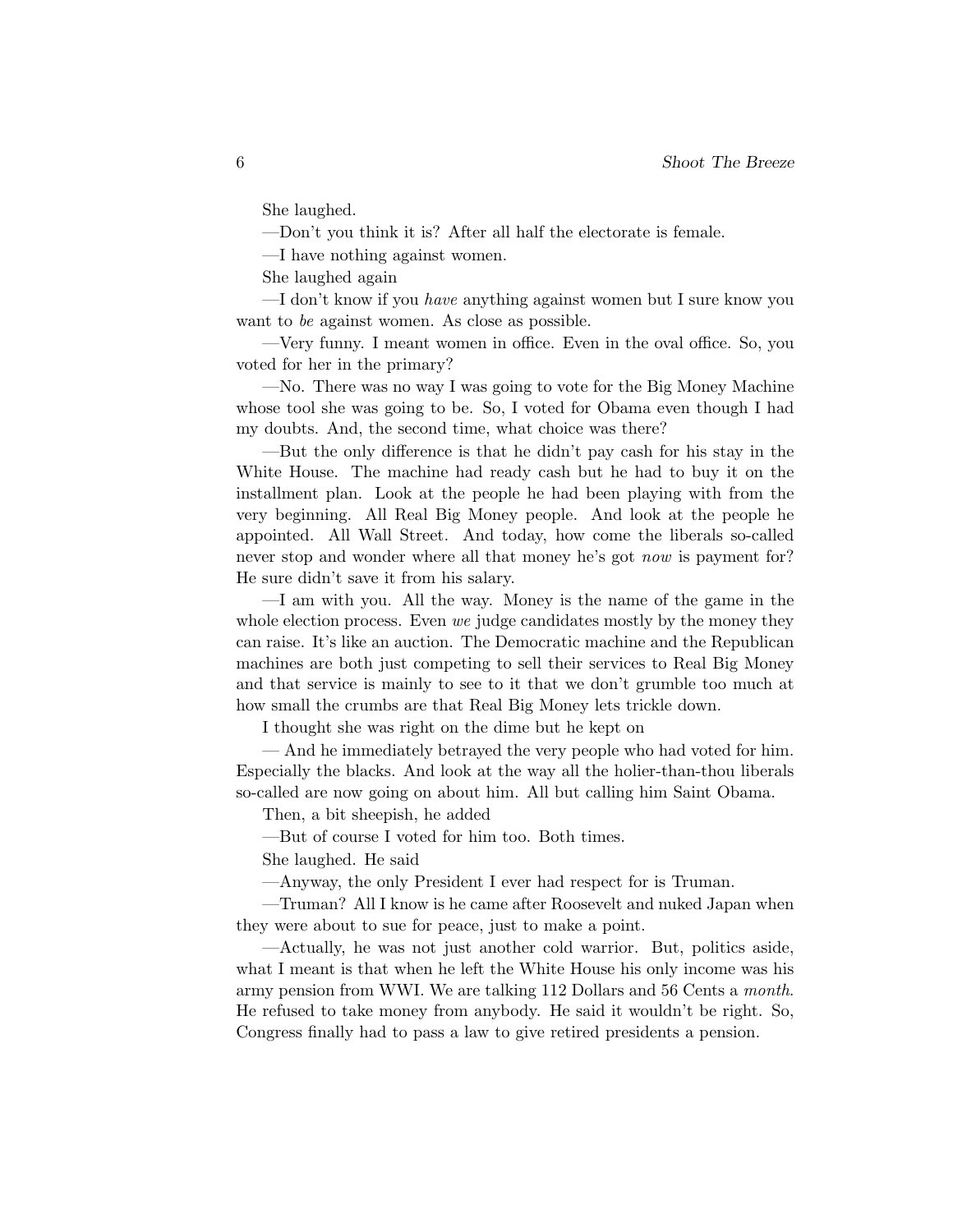She laughed.

—Don't you think it is? After all half the electorate is female.

—I have nothing against women.

She laughed again

—I don't know if you *have* anything against women but I sure know you want to *be* against women. As close as possible.

—Very funny. I meant women in office. Even in the oval office. So, you voted for her in the primary?

—No. There was no way I was going to vote for the Big Money Machine whose tool she was going to be. So, I voted for Obama even though I had my doubts. And, the second time, what choice was there?

—But the only difference is that he didn't pay cash for his stay in the White House. The machine had ready cash but he had to buy it on the installment plan. Look at the people he had been playing with from the very beginning. All Real Big Money people. And look at the people he appointed. All Wall Street. And today, how come the liberals so-called never stop and wonder where all that money he's got *now* is payment for? He sure didn't save it from his salary.

—I am with you. All the way. Money is the name of the game in the whole election process. Even *we* judge candidates mostly by the money they can raise. It's like an auction. The Democratic machine and the Republican machines are both just competing to sell their services to Real Big Money and that service is mainly to see to it that we don't grumble too much at how small the crumbs are that Real Big Money lets trickle down.

I thought she was right on the dime but he kept on

— And he immediately betrayed the very people who had voted for him. Especially the blacks. And look at the way all the holier-than-thou liberals so-called are now going on about him. All but calling him Saint Obama.

Then, a bit sheepish, he added

—But of course I voted for him too. Both times.

She laughed. He said

—Anyway, the only President I ever had respect for is Truman.

—Truman? All I know is he came after Roosevelt and nuked Japan when they were about to sue for peace, just to make a point.

—Actually, he was not just another cold warrior. But, politics aside, what I meant is that when he left the White House his only income was his army pension from WWI. We are talking 112 Dollars and 56 Cents a *month.* He refused to take money from anybody. He said it wouldn't be right. So, Congress finally had to pass a law to give retired presidents a pension.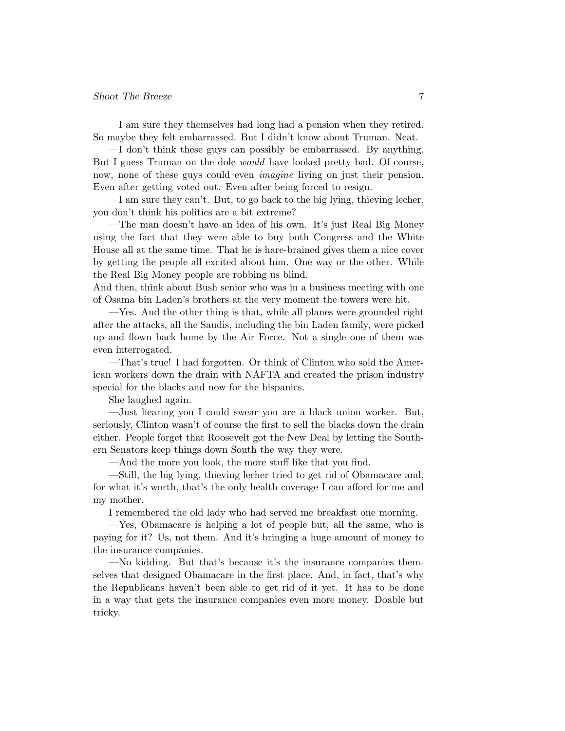—I am sure they themselves had long had a pension when they retired. So maybe they felt embarrassed. But I didn't know about Truman. Neat.

—I don't think these guys can possibly be embarrassed. By anything. But I guess Truman on the dole *would* have looked pretty bad. Of course, now, none of these guys could even *imagine* living on just their pension. Even after getting voted out. Even after being forced to resign.

—I am sure they can't. But, to go back to the big lying, thieving lecher, you don't think his politics are a bit extreme?

—The man doesn't have an idea of his own. It's just Real Big Money using the fact that they were able to buy both Congress and the White House all at the same time. That he is hare-brained gives them a nice cover by getting the people all excited about him. One way or the other. While the Real Big Money people are robbing us blind.
And then, think about Bush senior who was in a business meeting with one of Osama bin Laden's brothers at the very moment the towers were hit.

—Yes. And the other thing is that, while all planes were grounded right after the attacks, all the Saudis, including the bin Laden family, were picked up and flown back home by the Air Force. Not a single one of them was even interrogated.

—That's true! I had forgotten. Or think of Clinton who sold the American workers down the drain with NAFTA and created the prison industry special for the blacks and now for the hispanics.

She laughed again.

—Just hearing you I could swear you are a black union worker. But, seriously, Clinton wasn't of course the first to sell the blacks down the drain either. People forget that Roosevelt got the New Deal by letting the Southern Senators keep things down South the way they were.

—And the more you look, the more stuff like that you find.

—Still, the big lying, thieving lecher tried to get rid of Obamacare and, for what it's worth, that's the only health coverage I can afford for me and my mother.

I remembered the old lady who had served me breakfast one morning.

—Yes, Obamacare is helping a lot of people but, all the same, who is paying for it? Us, not them. And it's bringing a huge amount of money to the insurance companies.

—No kidding. But that's because it's the insurance companies themselves that designed Obamacare in the first place. And, in fact, that's why the Republicans haven't been able to get rid of it yet. It has to be done in a way that gets the insurance companies even more money. Doable but tricky.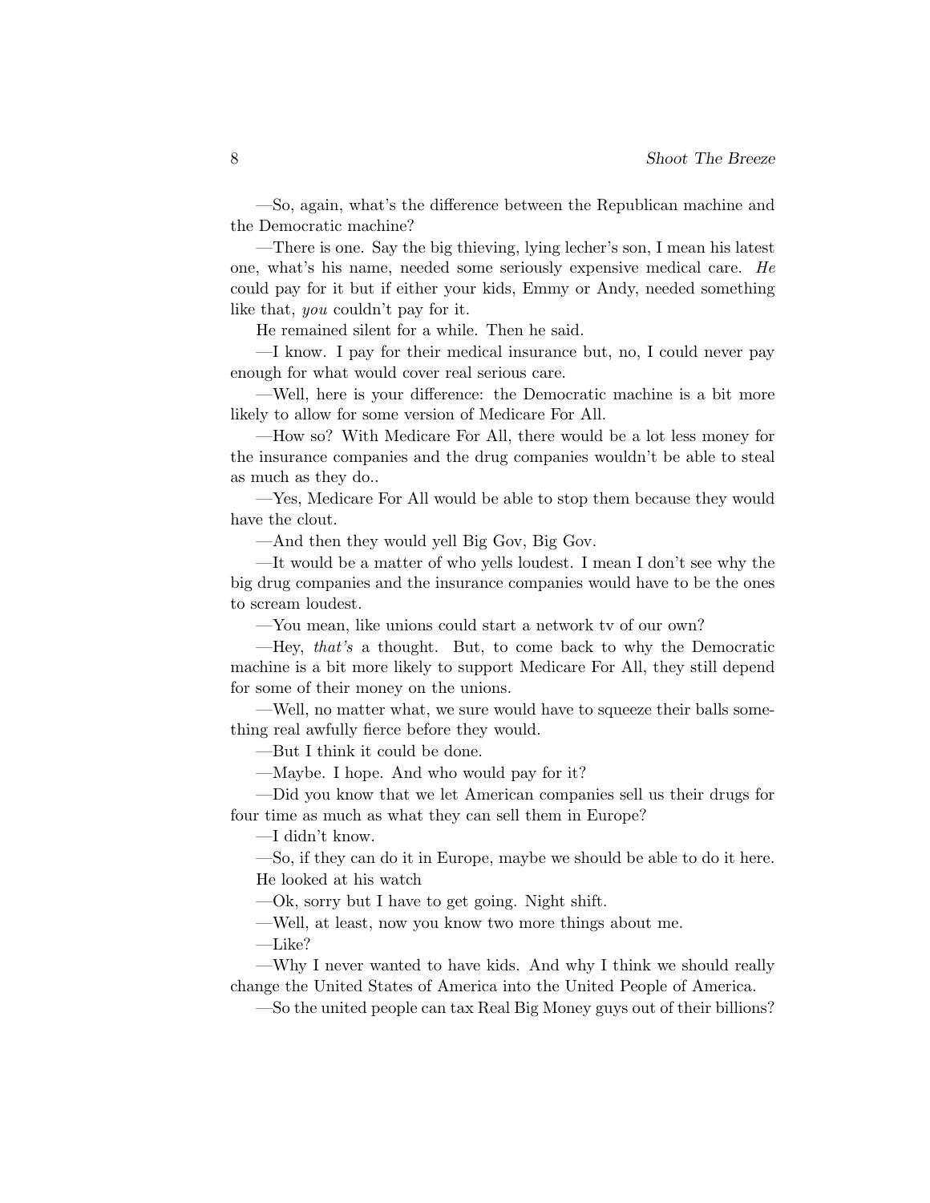—So, again, what's the difference between the Republican machine and the Democratic machine?

—There is one. Say the big thieving, lying lecher's son, I mean his latest one, what's his name, needed some seriously expensive medical care. *He* could pay for it but if either your kids, Emmy or Andy, needed something like that, *you* couldn't pay for it.

He remained silent for a while. Then he said.

—I know. I pay for their medical insurance but, no, I could never pay enough for what would cover real serious care.

—Well, here is your difference: the Democratic machine is a bit more likely to allow for some version of Medicare For All.

—How so? With Medicare For All, there would be a lot less money for the insurance companies and the drug companies wouldn't be able to steal as much as they do..

—Yes, Medicare For All would be able to stop them because they would have the clout.

—And then they would yell Big Gov, Big Gov.

—It would be a matter of who yells loudest. I mean I don't see why the big drug companies and the insurance companies would have to be the ones to scream loudest.

—You mean, like unions could start a network tv of our own?

—Hey, *that's* a thought. But, to come back to why the Democratic machine is a bit more likely to support Medicare For All, they still depend for some of their money on the unions.

—Well, no matter what, we sure would have to squeeze their balls something real awfully fierce before they would.

—But I think it could be done.

—Maybe. I hope. And who would pay for it?

—Did you know that we let American companies sell us their drugs for four time as much as what they can sell them in Europe?

—I didn't know.

—So, if they can do it in Europe, maybe we should be able to do it here.

He looked at his watch

—Ok, sorry but I have to get going. Night shift.

—Well, at least, now you know two more things about me.

—Like?

—Why I never wanted to have kids. And why I think we should really change the United States of America into the United People of America.

—So the united people can tax Real Big Money guys out of their billions?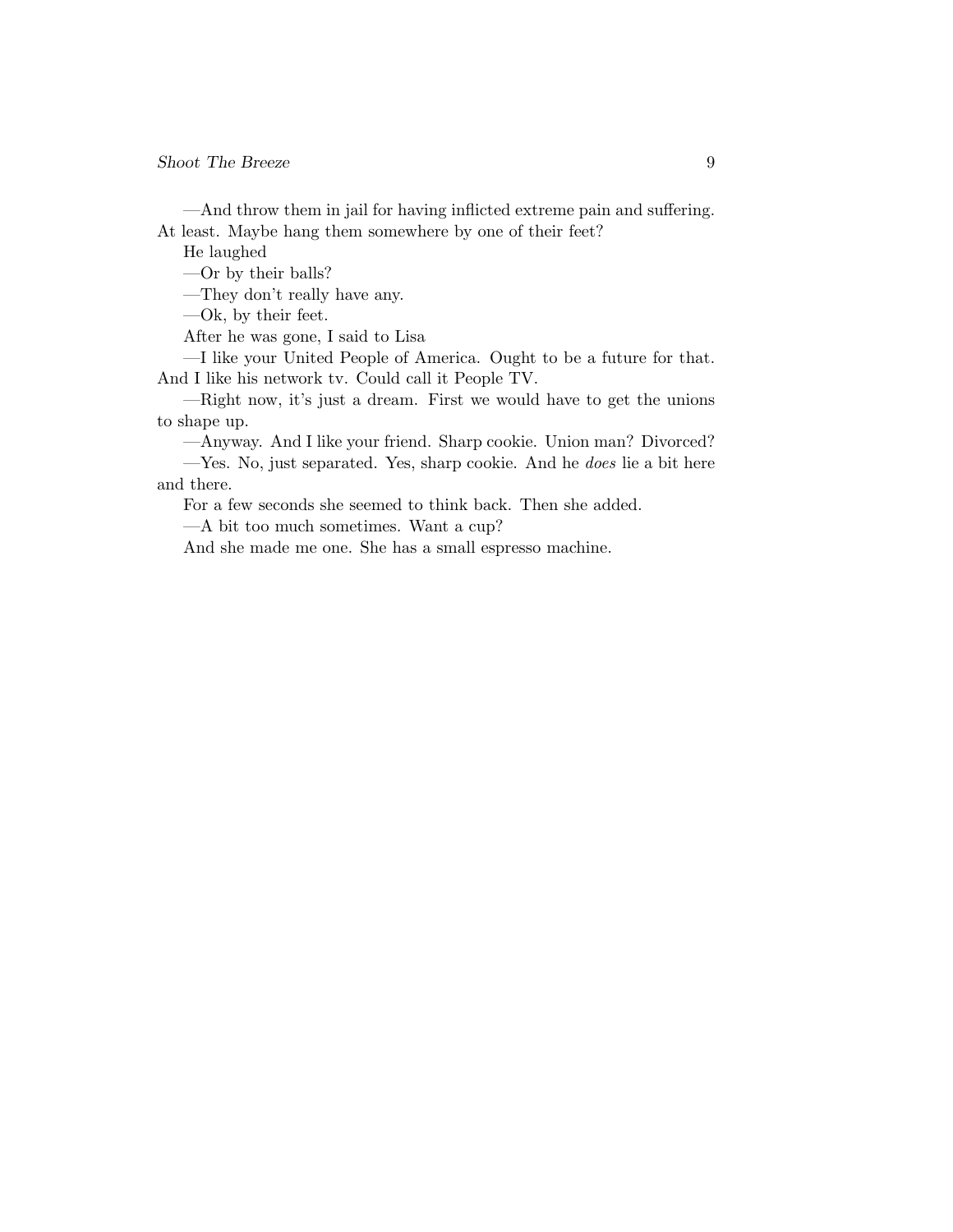—And throw them in jail for having inflicted extreme pain and suffering. At least. Maybe hang them somewhere by one of their feet?

He laughed

—Or by their balls?

—They don't really have any.

—Ok, by their feet.

After he was gone, I said to Lisa

—I like your United People of America. Ought to be a future for that. And I like his network tv. Could call it People TV.

—Right now, it's just a dream. First we would have to get the unions to shape up.

—Anyway. And I like your friend. Sharp cookie. Union man? Divorced?

—Yes. No, just separated. Yes, sharp cookie. And he *does* lie a bit here and there.

For a few seconds she seemed to think back. Then she added.

—A bit too much sometimes. Want a cup?

And she made me one. She has a small espresso machine.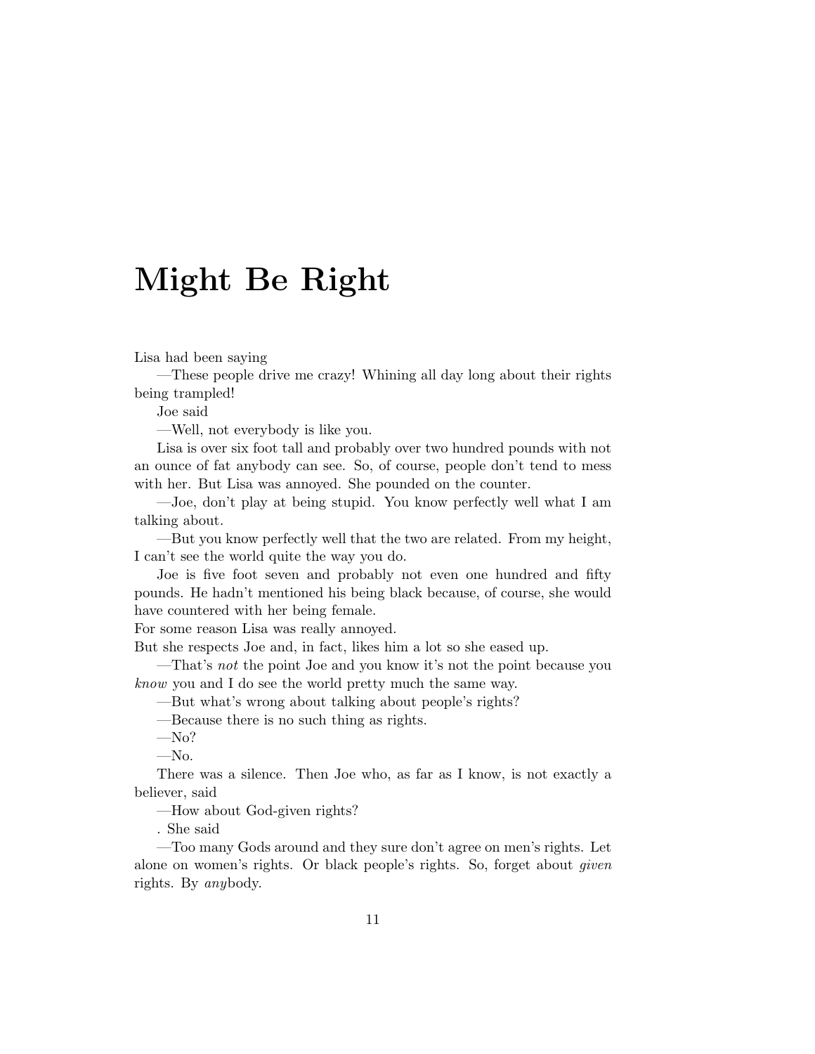# Might Be Right

Lisa had been saying

—These people drive me crazy! Whining all day long about their rights being trampled!

Joe said

—Well, not everybody is like you.

Lisa is over six foot tall and probably over two hundred pounds with not an ounce of fat anybody can see. So, of course, people don't tend to mess with her. But Lisa was annoyed. She pounded on the counter.

—Joe, don't play at being stupid. You know perfectly well what I am talking about.

—But you know perfectly well that the two are related. From my height, I can't see the world quite the way you do.

Joe is five foot seven and probably not even one hundred and fifty pounds. He hadn't mentioned his being black because, of course, she would have countered with her being female.

For some reason Lisa was really annoyed.

But she respects Joe and, in fact, likes him a lot so she eased up.

—That's *not* the point Joe and you know it's not the point because you *know* you and I do see the world pretty much the same way.

—But what's wrong about talking about people's rights?

—Because there is no such thing as rights.

—No?

—No.

There was a silence. Then Joe who, as far as I know, is not exactly a believer, said

—How about God-given rights?

. She said

—Too many Gods around and they sure don't agree on men's rights. Let alone on women's rights. Or black people's rights. So, forget about *given* rights. By *any*body.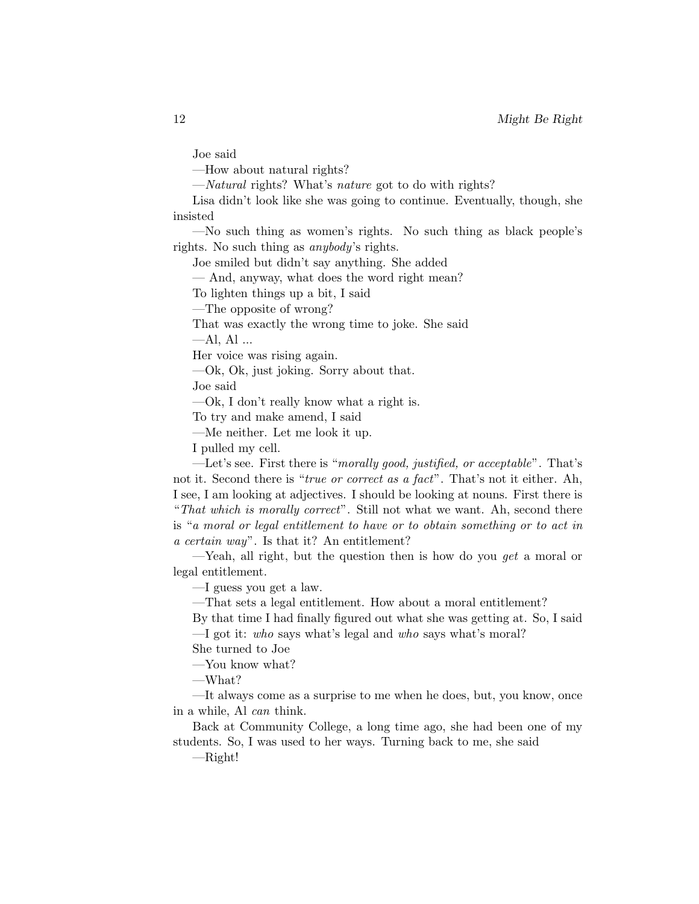Joe said

—How about natural rights?

—*Natural* rights? What's *nature* got to do with rights?

Lisa didn't look like she was going to continue. Eventually, though, she insisted

—No such thing as women's rights. No such thing as black people's rights. No such thing as *anybody*'s rights.

Joe smiled but didn't say anything. She added

— And, anyway, what does the word right mean?

To lighten things up a bit, I said

—The opposite of wrong?

That was exactly the wrong time to joke. She said

—Al, Al ...

Her voice was rising again.

—Ok, Ok, just joking. Sorry about that.

Joe said

—Ok, I don't really know what a right is.

To try and make amend, I said

—Me neither. Let me look it up.

I pulled my cell.

—Let's see. First there is "*morally good, justified, or acceptable*". That's not it. Second there is "*true or correct as a fact*". That's not it either. Ah, I see, I am looking at adjectives. I should be looking at nouns. First there is "*That which is morally correct*". Still not what we want. Ah, second there is "*a moral or legal entitlement to have or to obtain something or to act in a certain way*". Is that it? An entitlement?

—Yeah, all right, but the question then is how do you *get* a moral or legal entitlement.

—I guess you get a law.

—That sets a legal entitlement. How about a moral entitlement?

By that time I had finally figured out what she was getting at. So, I said

—I got it: *who* says what's legal and *who* says what's moral?

She turned to Joe

—You know what?

—What?

—It always come as a surprise to me when he does, but, you know, once in a while, Al *can* think.

Back at Community College, a long time ago, she had been one of my students. So, I was used to her ways. Turning back to me, she said

—Right!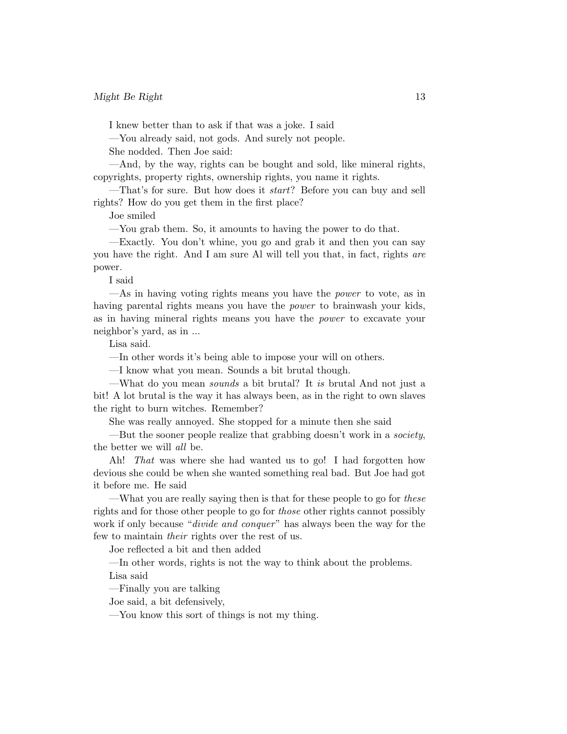I knew better than to ask if that was a joke. I said

—You already said, not gods. And surely not people.

She nodded. Then Joe said:

—And, by the way, rights can be bought and sold, like mineral rights, copyrights, property rights, ownership rights, you name it rights.

—That's for sure. But how does it *start*? Before you can buy and sell rights? How do you get them in the first place?

Joe smiled

—You grab them. So, it amounts to having the power to do that.

—Exactly. You don't whine, you go and grab it and then you can say you have the right. And I am sure Al will tell you that, in fact, rights *are* power.

I said

—As in having voting rights means you have the *power* to vote, as in having parental rights means you have the *power* to brainwash your kids, as in having mineral rights means you have the *power* to excavate your neighbor's yard, as in ...

Lisa said.

—In other words it's being able to impose your will on others.

—I know what you mean. Sounds a bit brutal though.

—What do you mean *sounds* a bit brutal? It *is* brutal And not just a bit! A lot brutal is the way it has always been, as in the right to own slaves the right to burn witches. Remember?

She was really annoyed. She stopped for a minute then she said

—But the sooner people realize that grabbing doesn't work in a *society*, the better we will *all* be.

Ah! *That* was where she had wanted us to go! I had forgotten how devious she could be when she wanted something real bad. But Joe had got it before me. He said

—What you are really saying then is that for these people to go for *these* rights and for those other people to go for *those* other rights cannot possibly work if only because "*divide and conquer*" has always been the way for the few to maintain *their* rights over the rest of us.

Joe reflected a bit and then added

—In other words, rights is not the way to think about the problems.

Lisa said

—Finally you are talking

Joe said, a bit defensively,

—You know this sort of things is not my thing.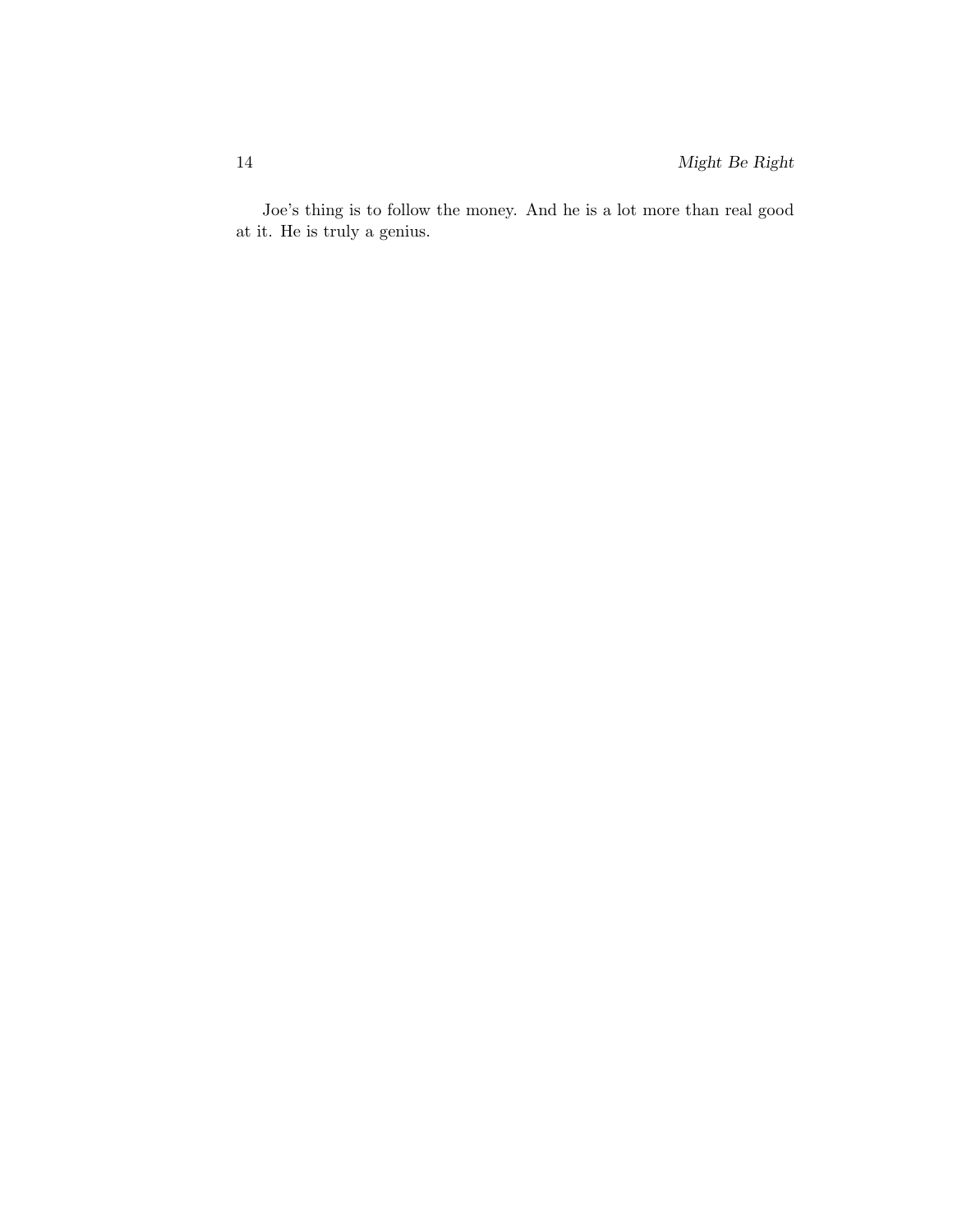Joe's thing is to follow the money. And he is a lot more than real good at it. He is truly a genius.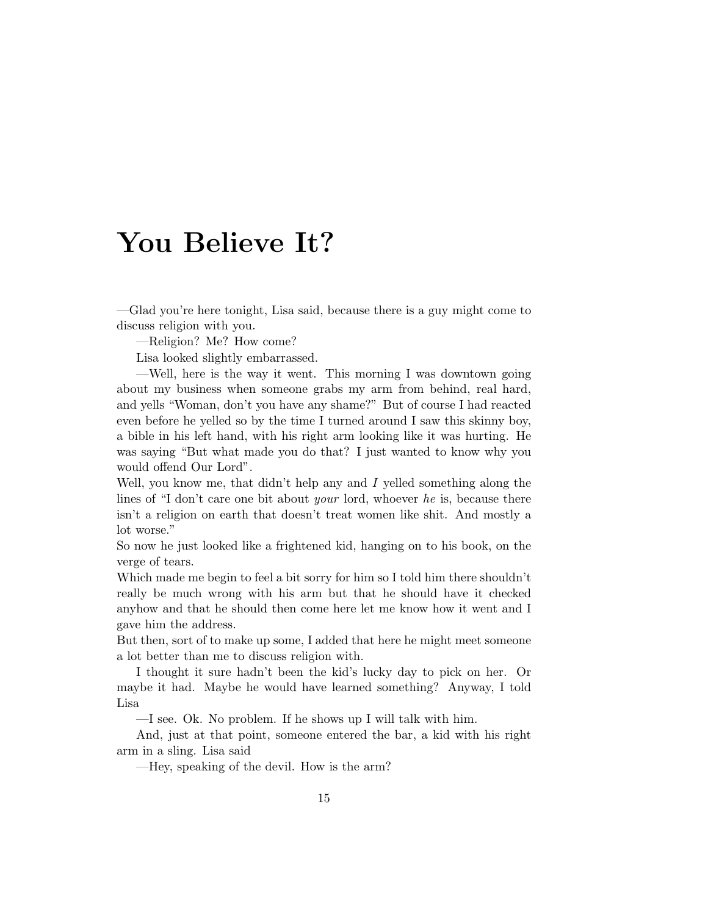# You Believe It?

—Glad you're here tonight, Lisa said, because there is a guy might come to discuss religion with you.

—Religion? Me? How come?

Lisa looked slightly embarrassed.

—Well, here is the way it went. This morning I was downtown going about my business when someone grabs my arm from behind, real hard, and yells "Woman, don't you have any shame?" But of course I had reacted even before he yelled so by the time I turned around I saw this skinny boy, a bible in his left hand, with his right arm looking like it was hurting. He was saying "But what made you do that? I just wanted to know why you would offend Our Lord".
Well, you know me, that didn't help any and *I* yelled something along the lines of "I don't care one bit about *your* lord, whoever *he* is, because there isn't a religion on earth that doesn't treat women like shit. And mostly a lot worse."
So now he just looked like a frightened kid, hanging on to his book, on the verge of tears.
Which made me begin to feel a bit sorry for him so I told him there shouldn't really be much wrong with his arm but that he should have it checked anyhow and that he should then come here let me know how it went and I gave him the address.
But then, sort of to make up some, I added that here he might meet someone a lot better than me to discuss religion with.

I thought it sure hadn't been the kid's lucky day to pick on her. Or maybe it had. Maybe he would have learned something? Anyway, I told Lisa

—I see. Ok. No problem. If he shows up I will talk with him.

And, just at that point, someone entered the bar, a kid with his right arm in a sling. Lisa said

—Hey, speaking of the devil. How is the arm?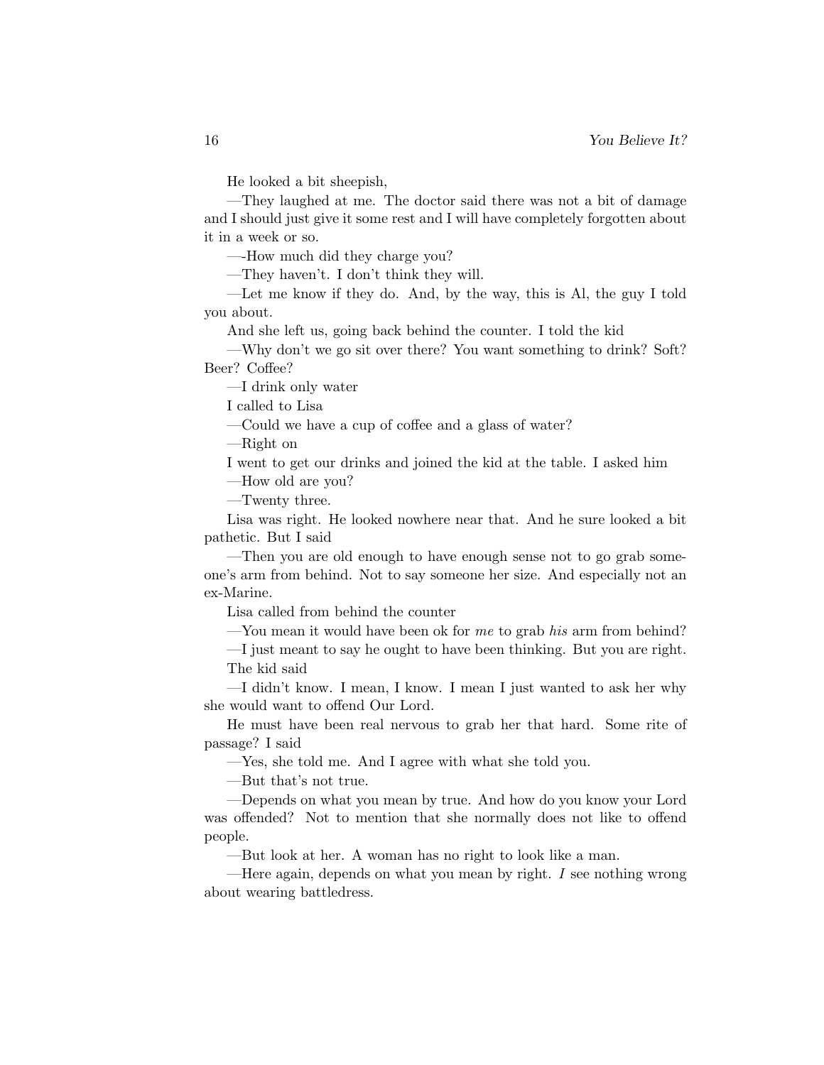He looked a bit sheepish,

—They laughed at me. The doctor said there was not a bit of damage and I should just give it some rest and I will have completely forgotten about it in a week or so.

—-How much did they charge you?

—They haven't. I don't think they will.

—Let me know if they do. And, by the way, this is Al, the guy I told you about.

And she left us, going back behind the counter. I told the kid

—Why don't we go sit over there? You want something to drink? Soft? Beer? Coffee?

—I drink only water

I called to Lisa

—Could we have a cup of coffee and a glass of water?

—Right on

I went to get our drinks and joined the kid at the table. I asked him

—How old are you?

—Twenty three.

Lisa was right. He looked nowhere near that. And he sure looked a bit pathetic. But I said

—Then you are old enough to have enough sense not to go grab someone's arm from behind. Not to say someone her size. And especially not an ex-Marine.

Lisa called from behind the counter

—You mean it would have been ok for *me* to grab *his* arm from behind?

—I just meant to say he ought to have been thinking. But you are right.

The kid said

—I didn't know. I mean, I know. I mean I just wanted to ask her why she would want to offend Our Lord.

He must have been real nervous to grab her that hard. Some rite of passage? I said

—Yes, she told me. And I agree with what she told you.

—But that's not true.

—Depends on what you mean by true. And how do you know your Lord was offended? Not to mention that she normally does not like to offend people.

—But look at her. A woman has no right to look like a man.

—Here again, depends on what you mean by right. *I* see nothing wrong about wearing battledress.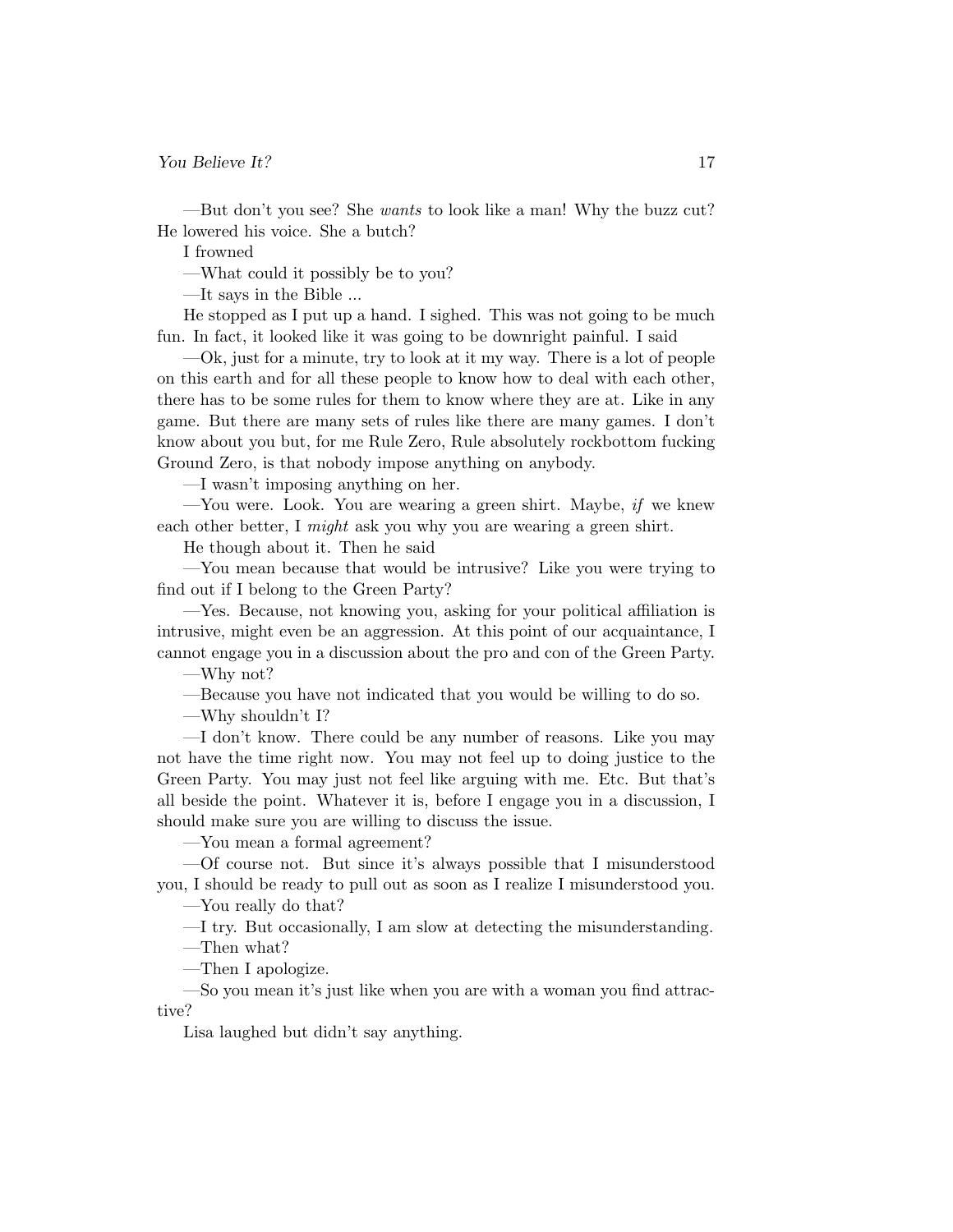—But don't you see? She *wants* to look like a man! Why the buzz cut? He lowered his voice. She a butch?

I frowned

—What could it possibly be to you?

—It says in the Bible ...

He stopped as I put up a hand. I sighed. This was not going to be much fun. In fact, it looked like it was going to be downright painful. I said

—Ok, just for a minute, try to look at it my way. There is a lot of people on this earth and for all these people to know how to deal with each other, there has to be some rules for them to know where they are at. Like in any game. But there are many sets of rules like there are many games. I don't know about you but, for me Rule Zero, Rule absolutely rockbottom fucking Ground Zero, is that nobody impose anything on anybody.

—I wasn't imposing anything on her.

—You were. Look. You are wearing a green shirt. Maybe, *if* we knew each other better, I *might* ask you why you are wearing a green shirt.

He though about it. Then he said

—You mean because that would be intrusive? Like you were trying to find out if I belong to the Green Party?

—Yes. Because, not knowing you, asking for your political affiliation is intrusive, might even be an aggression. At this point of our acquaintance, I cannot engage you in a discussion about the pro and con of the Green Party.

—Why not?

—Because you have not indicated that you would be willing to do so.

—Why shouldn't I?

—I don't know. There could be any number of reasons. Like you may not have the time right now. You may not feel up to doing justice to the Green Party. You may just not feel like arguing with me. Etc. But that's all beside the point. Whatever it is, before I engage you in a discussion, I should make sure you are willing to discuss the issue.

—You mean a formal agreement?

—Of course not. But since it's always possible that I misunderstood you, I should be ready to pull out as soon as I realize I misunderstood you.

—You really do that?

—I try. But occasionally, I am slow at detecting the misunderstanding.

—Then what?

—Then I apologize.

—So you mean it's just like when you are with a woman you find attractive?

Lisa laughed but didn't say anything.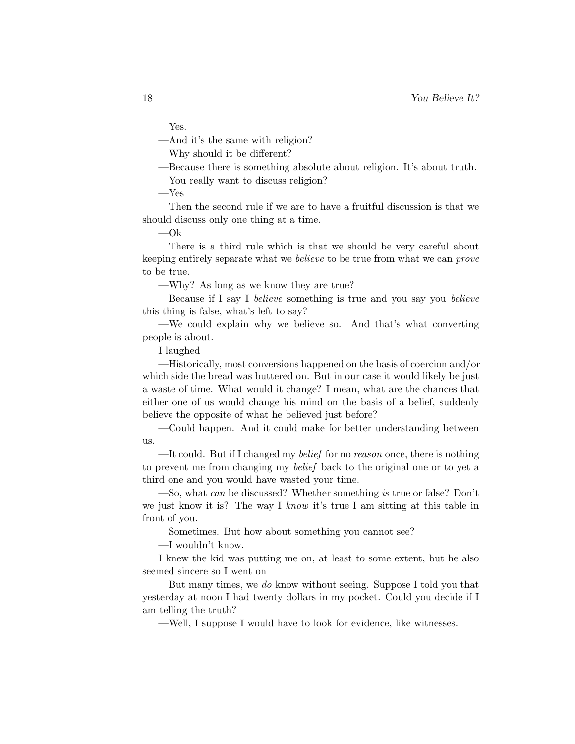—Yes.

—And it's the same with religion?

—Why should it be different?

—Because there is something absolute about religion. It's about truth.

—You really want to discuss religion?

—Yes

—Then the second rule if we are to have a fruitful discussion is that we should discuss only one thing at a time.

—Ok

—There is a third rule which is that we should be very careful about keeping entirely separate what we *believe* to be true from what we can *prove* to be true.

—Why? As long as we know they are true?

—Because if I say I *believe* something is true and you say you *believe* this thing is false, what's left to say?

—We could explain why we believe so. And that's what converting people is about.

I laughed

—Historically, most conversions happened on the basis of coercion and/or which side the bread was buttered on. But in our case it would likely be just a waste of time. What would it change? I mean, what are the chances that either one of us would change his mind on the basis of a belief, suddenly believe the opposite of what he believed just before?

—Could happen. And it could make for better understanding between us.

—It could. But if I changed my *belief* for no *reason* once, there is nothing to prevent me from changing my *belief* back to the original one or to yet a third one and you would have wasted your time.

—So, what *can* be discussed? Whether something *is* true or false? Don't we just know it is? The way I *know* it's true I am sitting at this table in front of you.

—Sometimes. But how about something you cannot see?

—I wouldn't know.

I knew the kid was putting me on, at least to some extent, but he also seemed sincere so I went on

—But many times, we *do* know without seeing. Suppose I told you that yesterday at noon I had twenty dollars in my pocket. Could you decide if I am telling the truth?

—Well, I suppose I would have to look for evidence, like witnesses.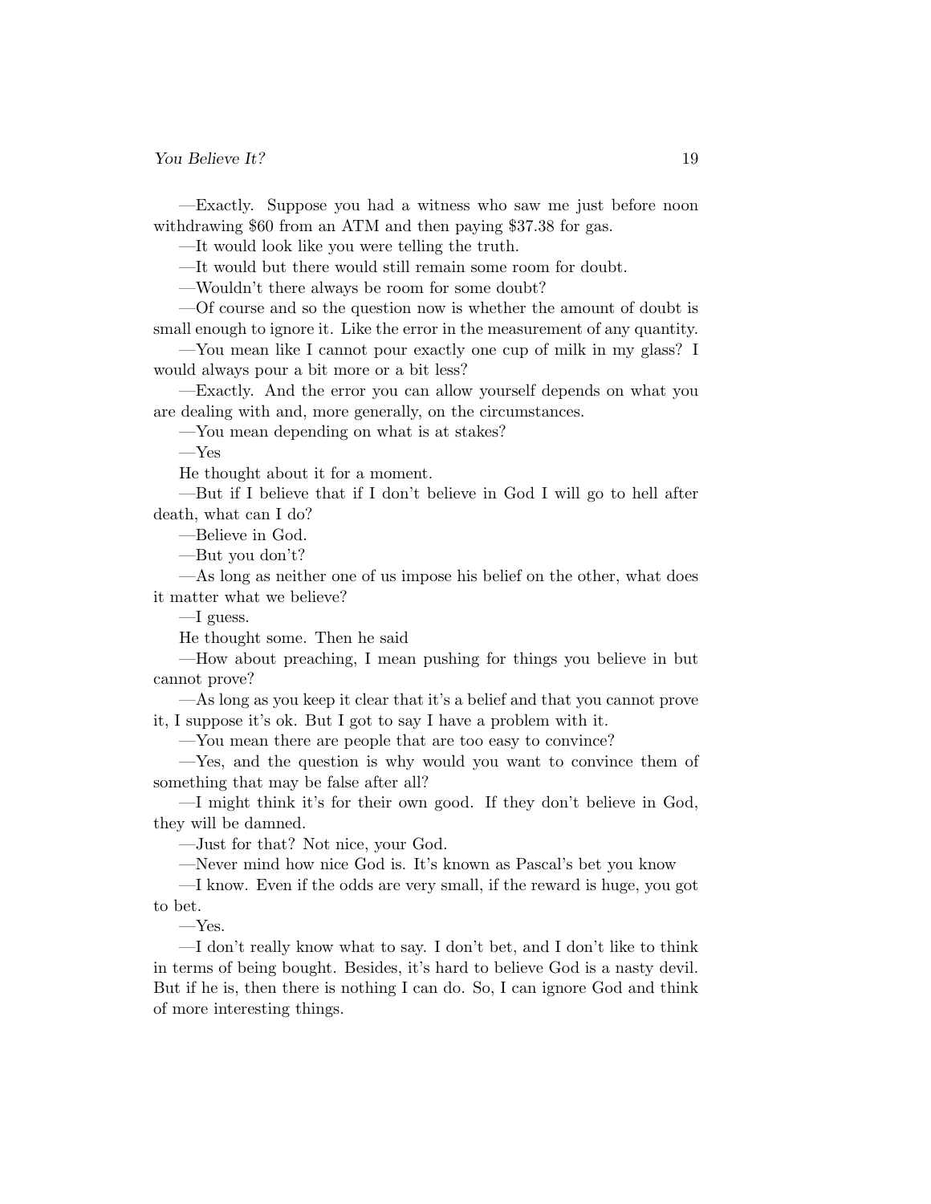—Exactly. Suppose you had a witness who saw me just before noon withdrawing $60 from an ATM and then paying $37.38 for gas.

—It would look like you were telling the truth.

—It would but there would still remain some room for doubt.

—Wouldn't there always be room for some doubt?

—Of course and so the question now is whether the amount of doubt is small enough to ignore it. Like the error in the measurement of any quantity.

—You mean like I cannot pour exactly one cup of milk in my glass? I would always pour a bit more or a bit less?

—Exactly. And the error you can allow yourself depends on what you are dealing with and, more generally, on the circumstances.

—You mean depending on what is at stakes?

—Yes

He thought about it for a moment.

—But if I believe that if I don't believe in God I will go to hell after death, what can I do?

—Believe in God.

—But you don't?

—As long as neither one of us impose his belief on the other, what does it matter what we believe?

—I guess.

He thought some. Then he said

—How about preaching, I mean pushing for things you believe in but cannot prove?

—As long as you keep it clear that it's a belief and that you cannot prove it, I suppose it's ok. But I got to say I have a problem with it.

—You mean there are people that are too easy to convince?

—Yes, and the question is why would you want to convince them of something that may be false after all?

—I might think it's for their own good. If they don't believe in God, they will be damned.

—Just for that? Not nice, your God.

—Never mind how nice God is. It's known as Pascal's bet you know

—I know. Even if the odds are very small, if the reward is huge, you got to bet.

—Yes.

—I don't really know what to say. I don't bet, and I don't like to think in terms of being bought. Besides, it's hard to believe God is a nasty devil. But if he is, then there is nothing I can do. So, I can ignore God and think of more interesting things.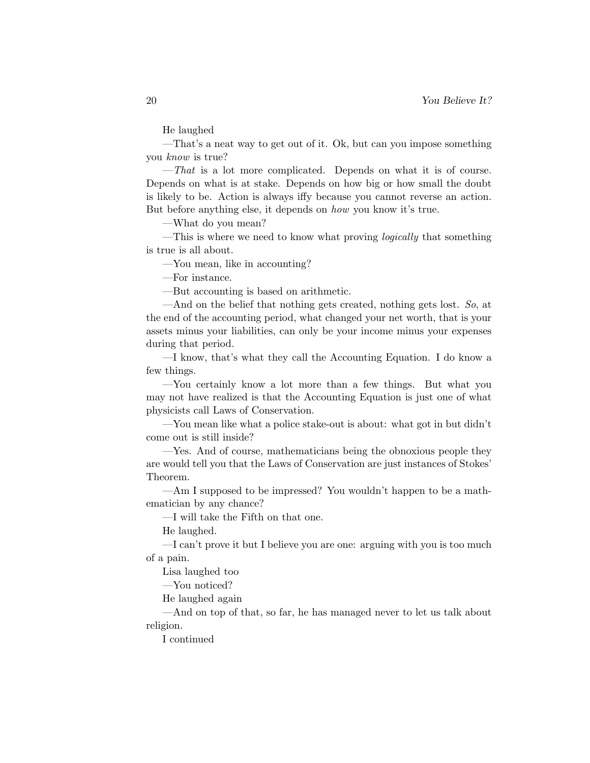He laughed

—That's a neat way to get out of it. Ok, but can you impose something you *know* is true?

—*That* is a lot more complicated. Depends on what it is of course. Depends on what is at stake. Depends on how big or how small the doubt is likely to be. Action is always iffy because you cannot reverse an action. But before anything else, it depends on *how* you know it's true.

—What do you mean?

—This is where we need to know what proving *logically* that something is true is all about.

—You mean, like in accounting?

—For instance.

—But accounting is based on arithmetic.

—And on the belief that nothing gets created, nothing gets lost. *So*, at the end of the accounting period, what changed your net worth, that is your assets minus your liabilities, can only be your income minus your expenses during that period.

—I know, that's what they call the Accounting Equation. I do know a few things.

—You certainly know a lot more than a few things. But what you may not have realized is that the Accounting Equation is just one of what physicists call Laws of Conservation.

—You mean like what a police stake-out is about: what got in but didn't come out is still inside?

—Yes. And of course, mathematicians being the obnoxious people they are would tell you that the Laws of Conservation are just instances of Stokes' Theorem.

—Am I supposed to be impressed? You wouldn't happen to be a mathematician by any chance?

—I will take the Fifth on that one.

He laughed.

—I can't prove it but I believe you are one: arguing with you is too much of a pain.

Lisa laughed too

—You noticed?

He laughed again

—And on top of that, so far, he has managed never to let us talk about religion.

I continued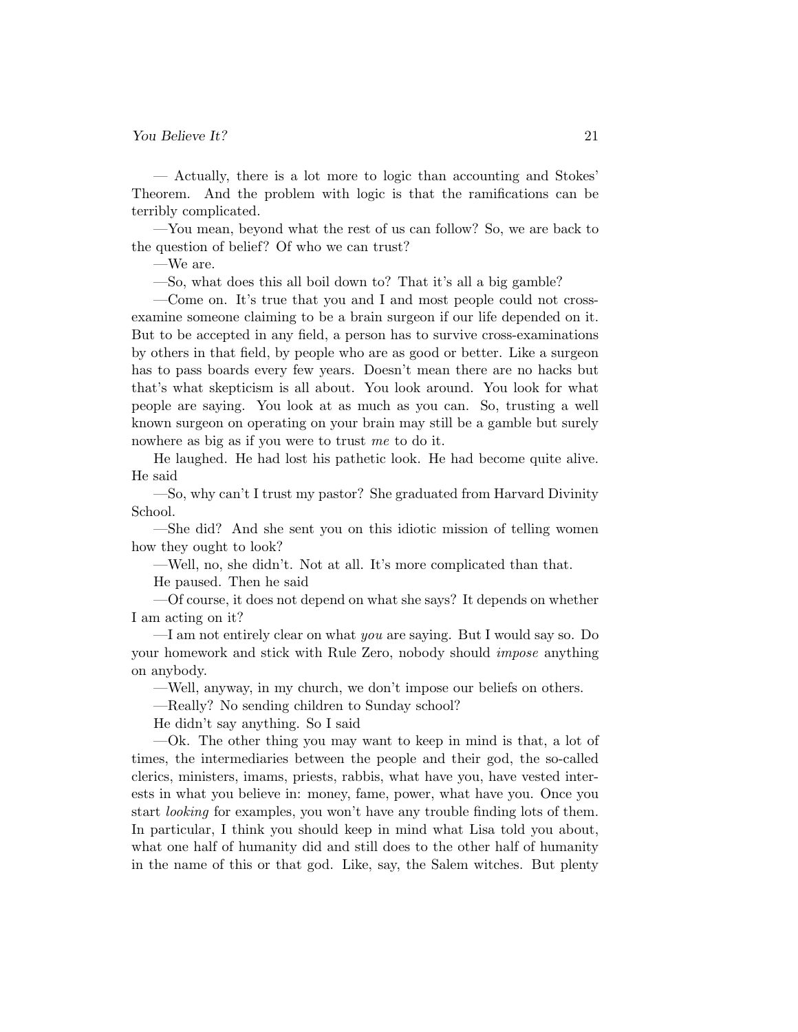— Actually, there is a lot more to logic than accounting and Stokes' Theorem. And the problem with logic is that the ramifications can be terribly complicated.

—You mean, beyond what the rest of us can follow? So, we are back to the question of belief? Of who we can trust?

—We are.

—So, what does this all boil down to? That it's all a big gamble?

—Come on. It's true that you and I and most people could not cross-examine someone claiming to be a brain surgeon if our life depended on it. But to be accepted in any field, a person has to survive cross-examinations by others in that field, by people who are as good or better. Like a surgeon has to pass boards every few years. Doesn't mean there are no hacks but that's what skepticism is all about. You look around. You look for what people are saying. You look at as much as you can. So, trusting a well known surgeon on operating on your brain may still be a gamble but surely nowhere as big as if you were to trust *me* to do it.

He laughed. He had lost his pathetic look. He had become quite alive. He said

—So, why can't I trust my pastor? She graduated from Harvard Divinity School.

—She did? And she sent you on this idiotic mission of telling women how they ought to look?

—Well, no, she didn't. Not at all. It's more complicated than that.

He paused. Then he said

—Of course, it does not depend on what she says? It depends on whether I am acting on it?

—I am not entirely clear on what *you* are saying. But I would say so. Do your homework and stick with Rule Zero, nobody should *impose* anything on anybody.

—Well, anyway, in my church, we don't impose our beliefs on others.

—Really? No sending children to Sunday school?

He didn't say anything. So I said

—Ok. The other thing you may want to keep in mind is that, a lot of times, the intermediaries between the people and their god, the so-called clerics, ministers, imams, priests, rabbis, what have you, have vested interests in what you believe in: money, fame, power, what have you. Once you start *looking* for examples, you won't have any trouble finding lots of them. In particular, I think you should keep in mind what Lisa told you about, what one half of humanity did and still does to the other half of humanity in the name of this or that god. Like, say, the Salem witches. But plenty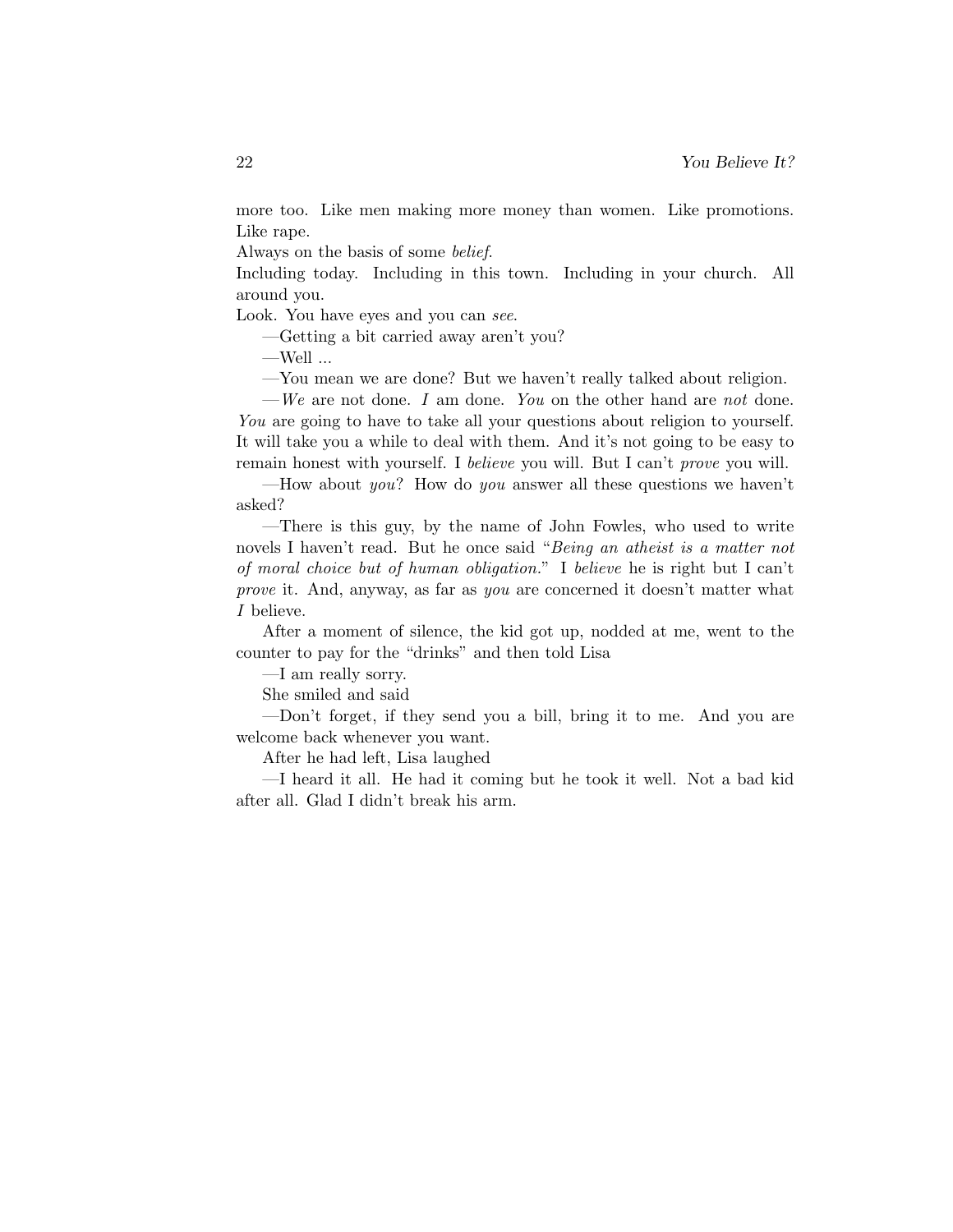more too. Like men making more money than women. Like promotions. Like rape.

Always on the basis of some *belief*.

Including today. Including in this town. Including in your church. All around you.

Look. You have eyes and you can *see*.

—Getting a bit carried away aren't you?

—Well ...

—You mean we are done? But we haven't really talked about religion.

—*We* are not done. *I* am done. *You* on the other hand are *not* done. *You* are going to have to take all your questions about religion to yourself. It will take you a while to deal with them. And it's not going to be easy to remain honest with yourself. I *believe* you will. But I can't *prove* you will.

—How about *you*? How do *you* answer all these questions we haven't asked?

—There is this guy, by the name of John Fowles, who used to write novels I haven't read. But he once said "*Being an atheist is a matter not of moral choice but of human obligation.*" I *believe* he is right but I can't *prove* it. And, anyway, as far as *you* are concerned it doesn't matter what *I* believe.

After a moment of silence, the kid got up, nodded at me, went to the counter to pay for the "drinks" and then told Lisa

—I am really sorry.

She smiled and said

—Don't forget, if they send you a bill, bring it to me. And you are welcome back whenever you want.

After he had left, Lisa laughed

—I heard it all. He had it coming but he took it well. Not a bad kid after all. Glad I didn't break his arm.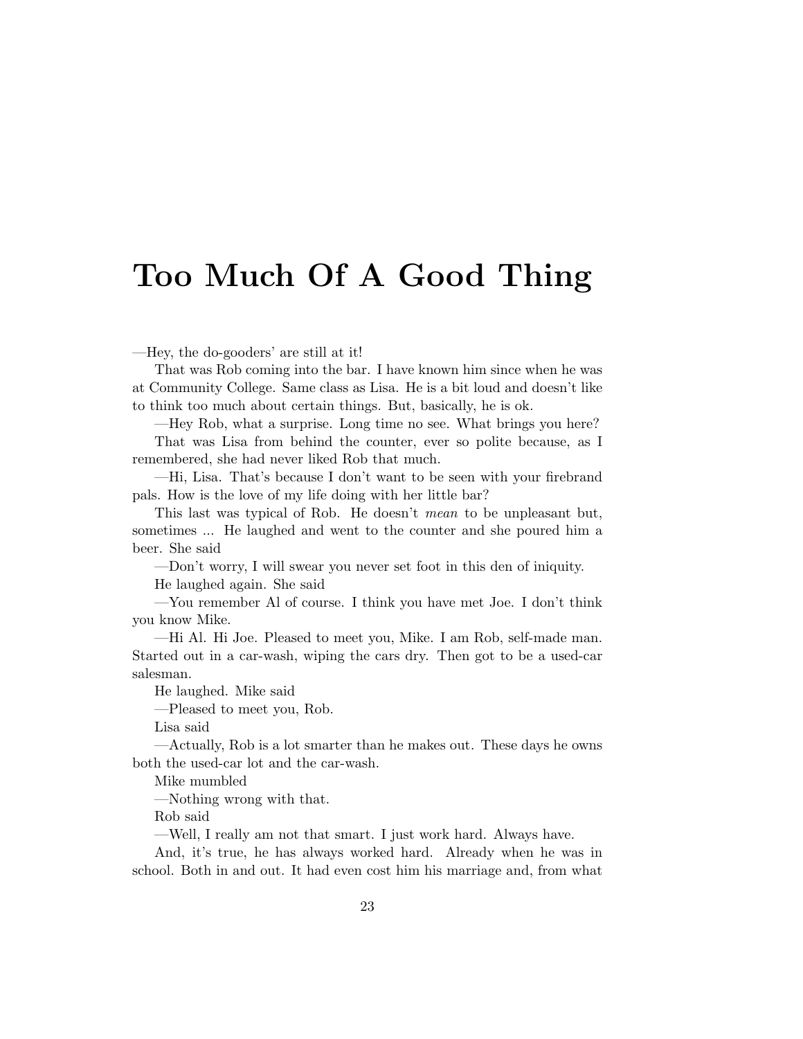# Too Much Of A Good Thing

—Hey, the do-gooders' are still at it!

That was Rob coming into the bar. I have known him since when he was at Community College. Same class as Lisa. He is a bit loud and doesn't like to think too much about certain things. But, basically, he is ok.

—Hey Rob, what a surprise. Long time no see. What brings you here?

That was Lisa from behind the counter, ever so polite because, as I remembered, she had never liked Rob that much.

—Hi, Lisa. That's because I don't want to be seen with your firebrand pals. How is the love of my life doing with her little bar?

This last was typical of Rob. He doesn't *mean* to be unpleasant but, sometimes ... He laughed and went to the counter and she poured him a beer. She said

—Don't worry, I will swear you never set foot in this den of iniquity.

He laughed again. She said

—You remember Al of course. I think you have met Joe. I don't think you know Mike.

—Hi Al. Hi Joe. Pleased to meet you, Mike. I am Rob, self-made man. Started out in a car-wash, wiping the cars dry. Then got to be a used-car salesman.

He laughed. Mike said

—Pleased to meet you, Rob.

Lisa said

—Actually, Rob is a lot smarter than he makes out. These days he owns both the used-car lot and the car-wash.

Mike mumbled

—Nothing wrong with that.

Rob said

—Well, I really am not that smart. I just work hard. Always have.

And, it's true, he has always worked hard. Already when he was in school. Both in and out. It had even cost him his marriage and, from what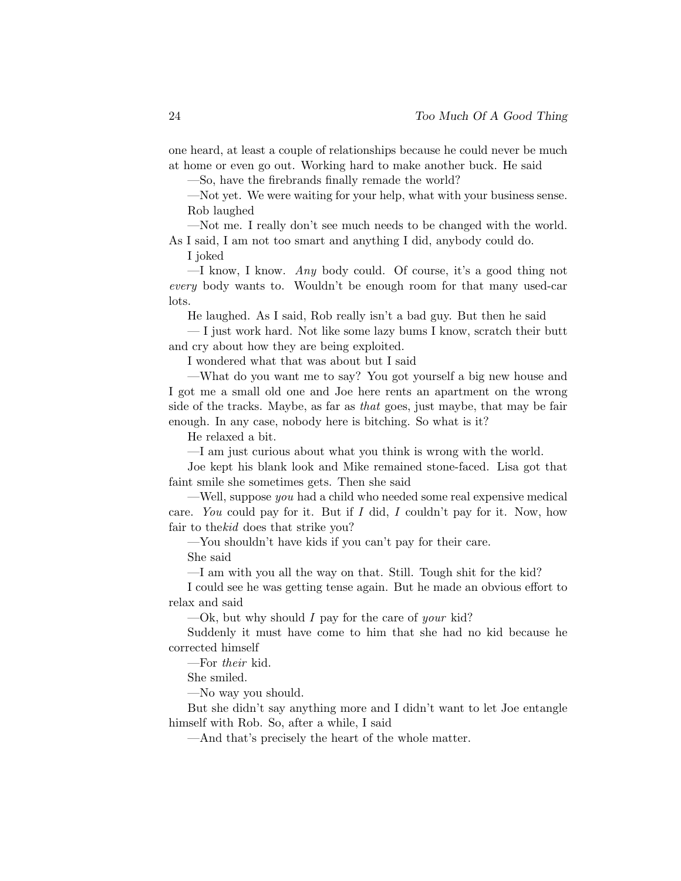one heard, at least a couple of relationships because he could never be much at home or even go out. Working hard to make another buck. He said

—So, have the firebrands finally remade the world?

—Not yet. We were waiting for your help, what with your business sense.

Rob laughed

—Not me. I really don't see much needs to be changed with the world. As I said, I am not too smart and anything I did, anybody could do.

I joked

—I know, I know. *Any* body could. Of course, it's a good thing not *every* body wants to. Wouldn't be enough room for that many used-car lots.

He laughed. As I said, Rob really isn't a bad guy. But then he said

— I just work hard. Not like some lazy bums I know, scratch their butt and cry about how they are being exploited.

I wondered what that was about but I said

—What do you want me to say? You got yourself a big new house and I got me a small old one and Joe here rents an apartment on the wrong side of the tracks. Maybe, as far as *that* goes, just maybe, that may be fair enough. In any case, nobody here is bitching. So what is it?

He relaxed a bit.

—I am just curious about what you think is wrong with the world.

Joe kept his blank look and Mike remained stone-faced. Lisa got that faint smile she sometimes gets. Then she said

—Well, suppose *you* had a child who needed some real expensive medical care. *You* could pay for it. But if *I* did, *I* couldn't pay for it. Now, how fair to the*kid* does that strike you?

—You shouldn't have kids if you can't pay for their care.

She said

—I am with you all the way on that. Still. Tough shit for the kid?

I could see he was getting tense again. But he made an obvious effort to relax and said

—Ok, but why should *I* pay for the care of *your* kid?

Suddenly it must have come to him that she had no kid because he corrected himself

—For *their* kid.

She smiled.

—No way you should.

But she didn't say anything more and I didn't want to let Joe entangle himself with Rob. So, after a while, I said

—And that's precisely the heart of the whole matter.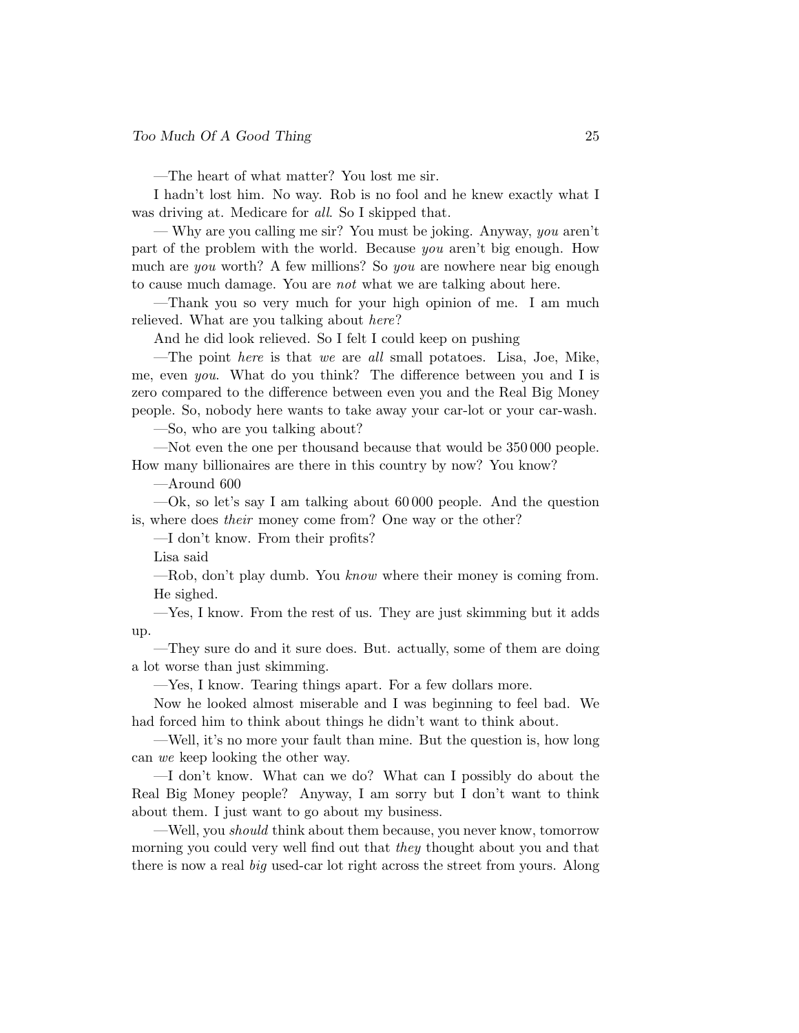—The heart of what matter? You lost me sir.

I hadn't lost him. No way. Rob is no fool and he knew exactly what I was driving at. Medicare for *all*. So I skipped that.

— Why are you calling me sir? You must be joking. Anyway, *you* aren't part of the problem with the world. Because *you* aren't big enough. How much are *you* worth? A few millions? So *you* are nowhere near big enough to cause much damage. You are *not* what we are talking about here.

—Thank you so very much for your high opinion of me. I am much relieved. What are you talking about *here*?

And he did look relieved. So I felt I could keep on pushing

—The point *here* is that *we* are *all* small potatoes. Lisa, Joe, Mike, me, even *you*. What do you think? The difference between you and I is zero compared to the difference between even you and the Real Big Money people. So, nobody here wants to take away your car-lot or your car-wash.

—So, who are you talking about?

—Not even the one per thousand because that would be 350 000 people. How many billionaires are there in this country by now? You know?

—Around 600

—Ok, so let's say I am talking about 60 000 people. And the question is, where does *their* money come from? One way or the other?

—I don't know. From their profits?

Lisa said

—Rob, don't play dumb. You *know* where their money is coming from.

He sighed.

—Yes, I know. From the rest of us. They are just skimming but it adds up.

—They sure do and it sure does. But. actually, some of them are doing a lot worse than just skimming.

—Yes, I know. Tearing things apart. For a few dollars more.

Now he looked almost miserable and I was beginning to feel bad. We had forced him to think about things he didn't want to think about.

—Well, it's no more your fault than mine. But the question is, how long can *we* keep looking the other way.

—I don't know. What can we do? What can I possibly do about the Real Big Money people? Anyway, I am sorry but I don't want to think about them. I just want to go about my business.

—Well, you *should* think about them because, you never know, tomorrow morning you could very well find out that *they* thought about you and that there is now a real *big* used-car lot right across the street from yours. Along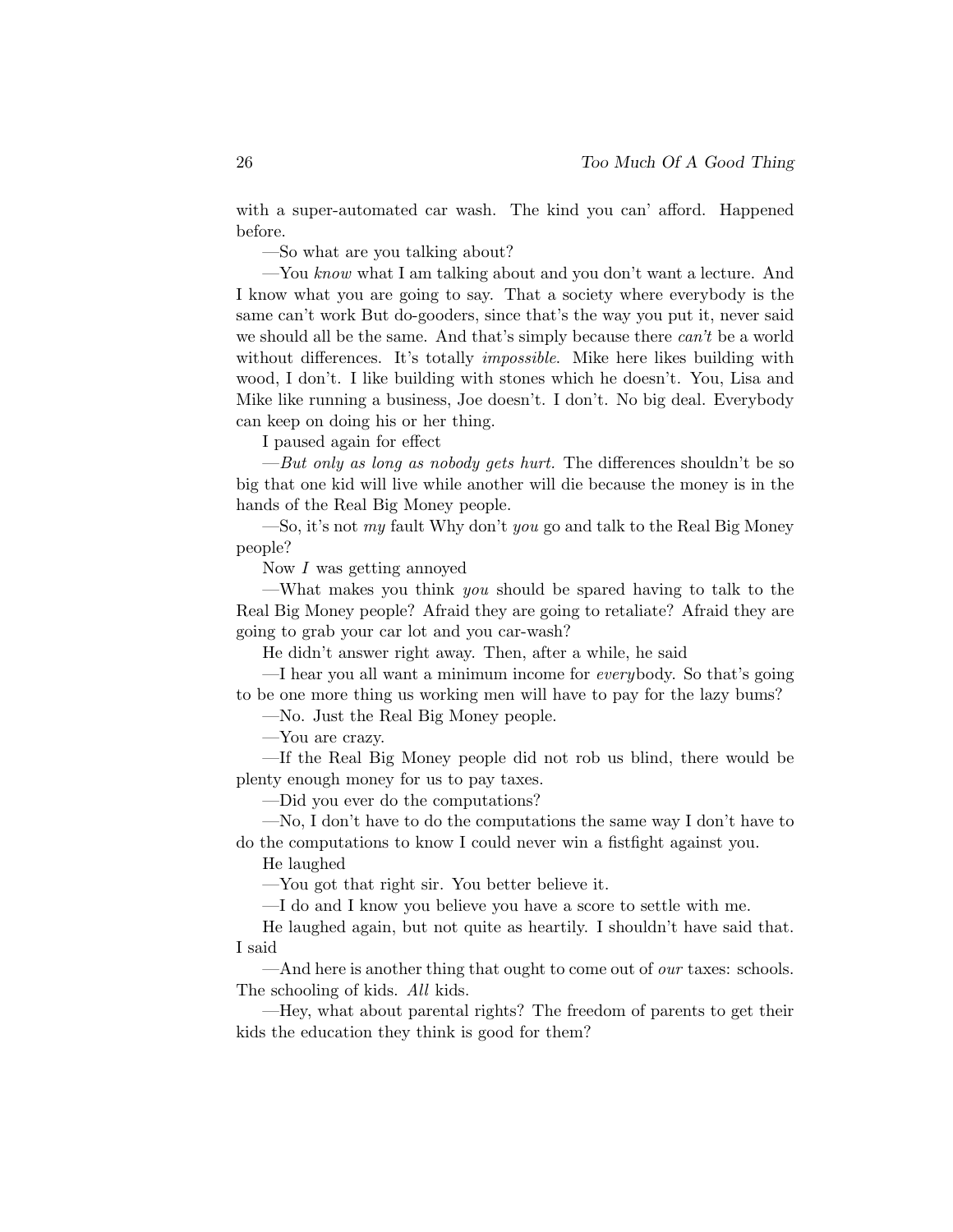with a super-automated car wash. The kind you can' afford. Happened before.

—So what are you talking about?

—You *know* what I am talking about and you don't want a lecture. And I know what you are going to say. That a society where everybody is the same can't work But do-gooders, since that's the way you put it, never said we should all be the same. And that's simply because there *can't* be a world without differences. It's totally *impossible*. Mike here likes building with wood, I don't. I like building with stones which he doesn't. You, Lisa and Mike like running a business, Joe doesn't. I don't. No big deal. Everybody can keep on doing his or her thing.

I paused again for effect

—*But only as long as nobody gets hurt.* The differences shouldn't be so big that one kid will live while another will die because the money is in the hands of the Real Big Money people.

—So, it's not *my* fault Why don't *you* go and talk to the Real Big Money people?

Now *I* was getting annoyed

—What makes you think *you* should be spared having to talk to the Real Big Money people? Afraid they are going to retaliate? Afraid they are going to grab your car lot and you car-wash?

He didn't answer right away. Then, after a while, he said

—I hear you all want a minimum income for *every*body. So that's going to be one more thing us working men will have to pay for the lazy bums?

—No. Just the Real Big Money people.

—You are crazy.

—If the Real Big Money people did not rob us blind, there would be plenty enough money for us to pay taxes.

—Did you ever do the computations?

—No, I don't have to do the computations the same way I don't have to do the computations to know I could never win a fistfight against you.

He laughed

—You got that right sir. You better believe it.

—I do and I know you believe you have a score to settle with me.

He laughed again, but not quite as heartily. I shouldn't have said that. I said

—And here is another thing that ought to come out of *our* taxes: schools. The schooling of kids. *All* kids.

—Hey, what about parental rights? The freedom of parents to get their kids the education they think is good for them?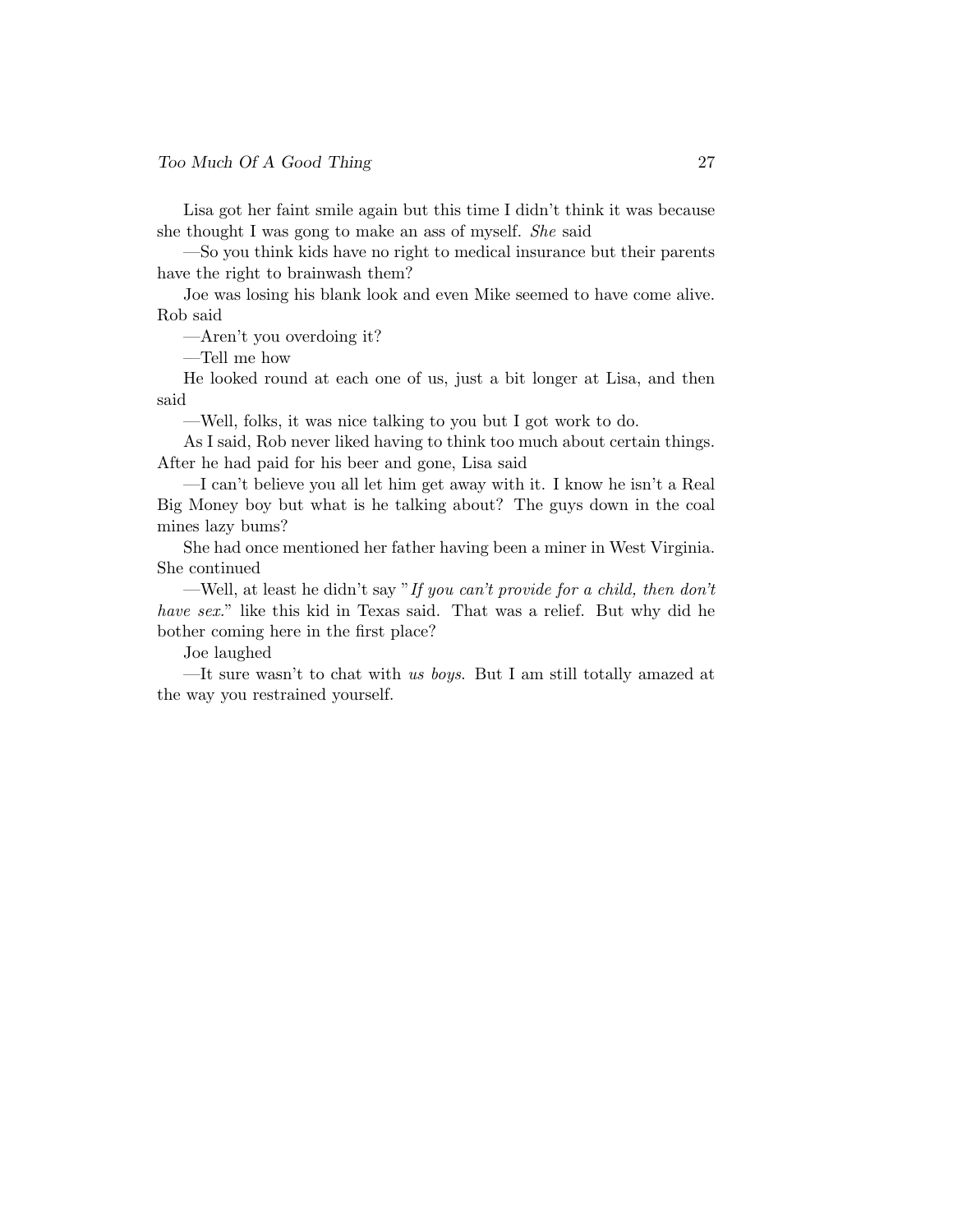Lisa got her faint smile again but this time I didn't think it was because she thought I was gong to make an ass of myself. *She* said

—So you think kids have no right to medical insurance but their parents have the right to brainwash them?

Joe was losing his blank look and even Mike seemed to have come alive. Rob said

—Aren't you overdoing it?

—Tell me how

He looked round at each one of us, just a bit longer at Lisa, and then said

—Well, folks, it was nice talking to you but I got work to do.

As I said, Rob never liked having to think too much about certain things. After he had paid for his beer and gone, Lisa said

—I can't believe you all let him get away with it. I know he isn't a Real Big Money boy but what is he talking about? The guys down in the coal mines lazy bums?

She had once mentioned her father having been a miner in West Virginia. She continued

—Well, at least he didn't say "*If you can't provide for a child, then don't have sex.*" like this kid in Texas said. That was a relief. But why did he bother coming here in the first place?

Joe laughed

—It sure wasn't to chat with *us boys*. But I am still totally amazed at the way you restrained yourself.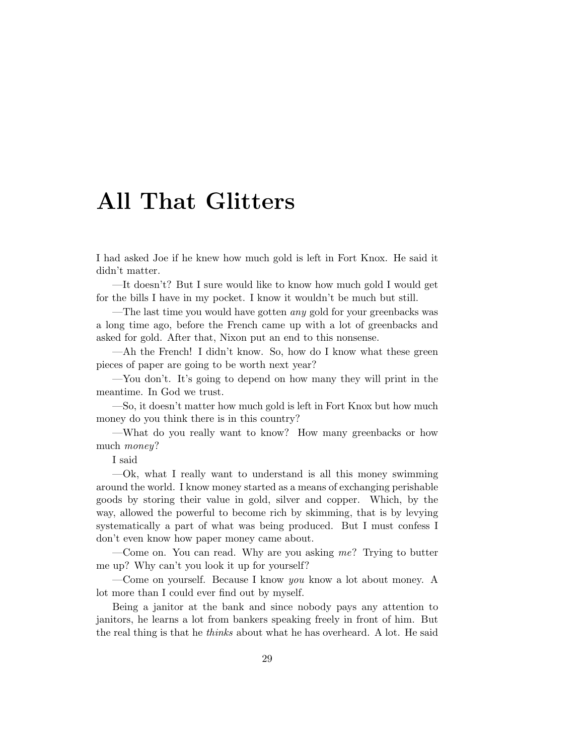# All That Glitters

I had asked Joe if he knew how much gold is left in Fort Knox. He said it didn't matter.

—It doesn't? But I sure would like to know how much gold I would get for the bills I have in my pocket. I know it wouldn't be much but still.

—The last time you would have gotten *any* gold for your greenbacks was a long time ago, before the French came up with a lot of greenbacks and asked for gold. After that, Nixon put an end to this nonsense.

—Ah the French! I didn't know. So, how do I know what these green pieces of paper are going to be worth next year?

—You don't. It's going to depend on how many they will print in the meantime. In God we trust.

—So, it doesn't matter how much gold is left in Fort Knox but how much money do you think there is in this country?

—What do you really want to know? How many greenbacks or how much *money*?

I said

—Ok, what I really want to understand is all this money swimming around the world. I know money started as a means of exchanging perishable goods by storing their value in gold, silver and copper. Which, by the way, allowed the powerful to become rich by skimming, that is by levying systematically a part of what was being produced. But I must confess I don't even know how paper money came about.

—Come on. You can read. Why are you asking *me*? Trying to butter me up? Why can't you look it up for yourself?

—Come on yourself. Because I know *you* know a lot about money. A lot more than I could ever find out by myself.

Being a janitor at the bank and since nobody pays any attention to janitors, he learns a lot from bankers speaking freely in front of him. But the real thing is that he *thinks* about what he has overheard. A lot. He said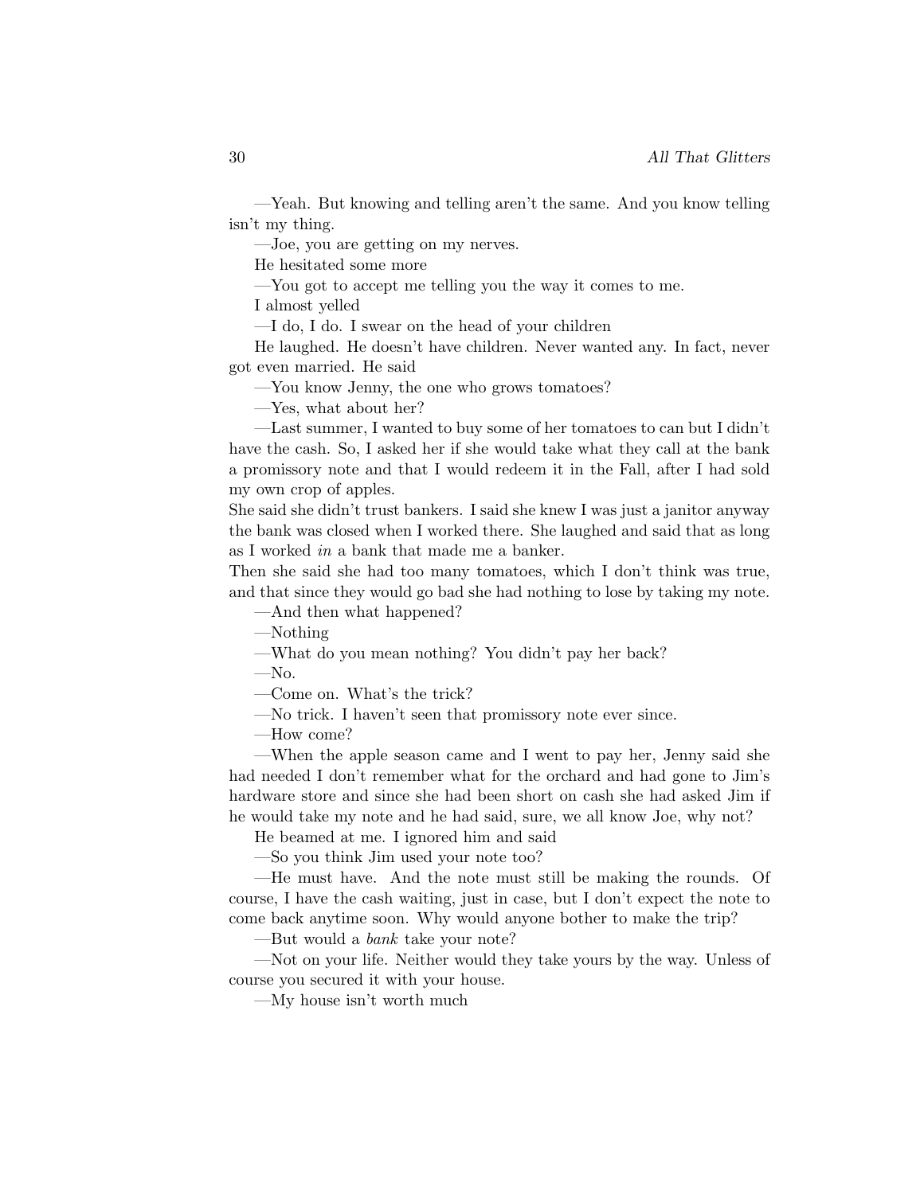—Yeah. But knowing and telling aren't the same. And you know telling isn't my thing.

—Joe, you are getting on my nerves.

He hesitated some more

—You got to accept me telling you the way it comes to me.

I almost yelled

—I do, I do. I swear on the head of your children

He laughed. He doesn't have children. Never wanted any. In fact, never got even married. He said

—You know Jenny, the one who grows tomatoes?

—Yes, what about her?

—Last summer, I wanted to buy some of her tomatoes to can but I didn't have the cash. So, I asked her if she would take what they call at the bank a promissory note and that I would redeem it in the Fall, after I had sold my own crop of apples.
She said she didn't trust bankers. I said she knew I was just a janitor anyway the bank was closed when I worked there. She laughed and said that as long as I worked *in* a bank that made me a banker.
Then she said she had too many tomatoes, which I don't think was true, and that since they would go bad she had nothing to lose by taking my note.

—And then what happened?

—Nothing

—What do you mean nothing? You didn't pay her back?

—No.

—Come on. What's the trick?

—No trick. I haven't seen that promissory note ever since.

—How come?

—When the apple season came and I went to pay her, Jenny said she had needed I don't remember what for the orchard and had gone to Jim's hardware store and since she had been short on cash she had asked Jim if he would take my note and he had said, sure, we all know Joe, why not?

He beamed at me. I ignored him and said

—So you think Jim used your note too?

—He must have. And the note must still be making the rounds. Of course, I have the cash waiting, just in case, but I don't expect the note to come back anytime soon. Why would anyone bother to make the trip?

—But would a *bank* take your note?

—Not on your life. Neither would they take yours by the way. Unless of course you secured it with your house.

—My house isn't worth much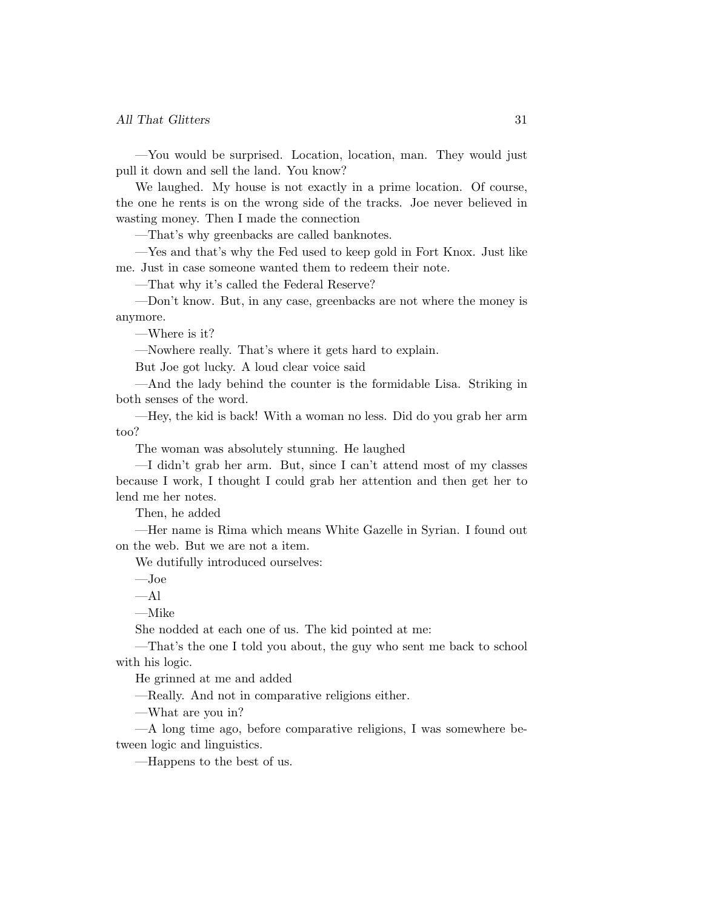—You would be surprised. Location, location, man. They would just pull it down and sell the land. You know?

We laughed. My house is not exactly in a prime location. Of course, the one he rents is on the wrong side of the tracks. Joe never believed in wasting money. Then I made the connection

—That's why greenbacks are called banknotes.

—Yes and that's why the Fed used to keep gold in Fort Knox. Just like me. Just in case someone wanted them to redeem their note.

—That why it's called the Federal Reserve?

—Don't know. But, in any case, greenbacks are not where the money is anymore.

—Where is it?

—Nowhere really. That's where it gets hard to explain.

But Joe got lucky. A loud clear voice said

—And the lady behind the counter is the formidable Lisa. Striking in both senses of the word.

—Hey, the kid is back! With a woman no less. Did do you grab her arm too?

The woman was absolutely stunning. He laughed

—I didn't grab her arm. But, since I can't attend most of my classes because I work, I thought I could grab her attention and then get her to lend me her notes.

Then, he added

—Her name is Rima which means White Gazelle in Syrian. I found out on the web. But we are not a item.

We dutifully introduced ourselves:

—Joe

—Al

—Mike

She nodded at each one of us. The kid pointed at me:

—That's the one I told you about, the guy who sent me back to school with his logic.

He grinned at me and added

—Really. And not in comparative religions either.

—What are you in?

—A long time ago, before comparative religions, I was somewhere between logic and linguistics.

—Happens to the best of us.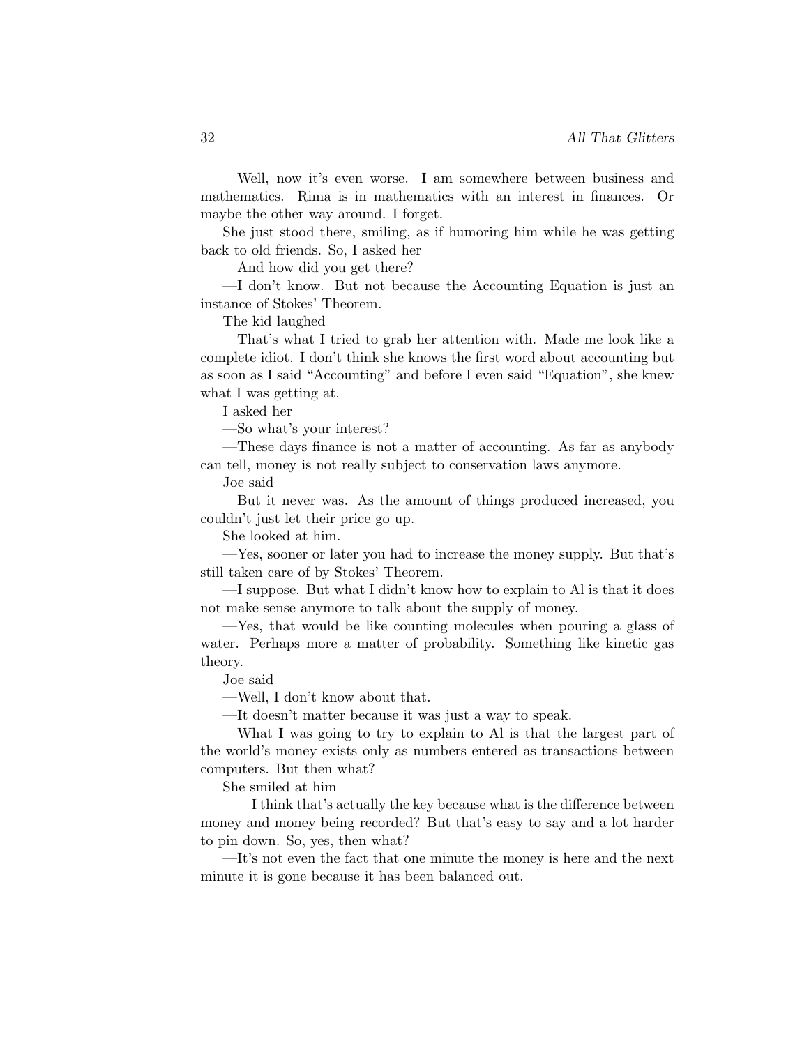—Well, now it's even worse. I am somewhere between business and mathematics. Rima is in mathematics with an interest in finances. Or maybe the other way around. I forget.

She just stood there, smiling, as if humoring him while he was getting back to old friends. So, I asked her

—And how did you get there?

—I don't know. But not because the Accounting Equation is just an instance of Stokes' Theorem.

The kid laughed

—That's what I tried to grab her attention with. Made me look like a complete idiot. I don't think she knows the first word about accounting but as soon as I said "Accounting" and before I even said "Equation", she knew what I was getting at.

I asked her

—So what's your interest?

—These days finance is not a matter of accounting. As far as anybody can tell, money is not really subject to conservation laws anymore.

Joe said

—But it never was. As the amount of things produced increased, you couldn't just let their price go up.

She looked at him.

—Yes, sooner or later you had to increase the money supply. But that's still taken care of by Stokes' Theorem.

—I suppose. But what I didn't know how to explain to Al is that it does not make sense anymore to talk about the supply of money.

—Yes, that would be like counting molecules when pouring a glass of water. Perhaps more a matter of probability. Something like kinetic gas theory.

Joe said

—Well, I don't know about that.

—It doesn't matter because it was just a way to speak.

—What I was going to try to explain to Al is that the largest part of the world's money exists only as numbers entered as transactions between computers. But then what?

She smiled at him

——I think that's actually the key because what is the difference between money and money being recorded? But that's easy to say and a lot harder to pin down. So, yes, then what?

—It's not even the fact that one minute the money is here and the next minute it is gone because it has been balanced out.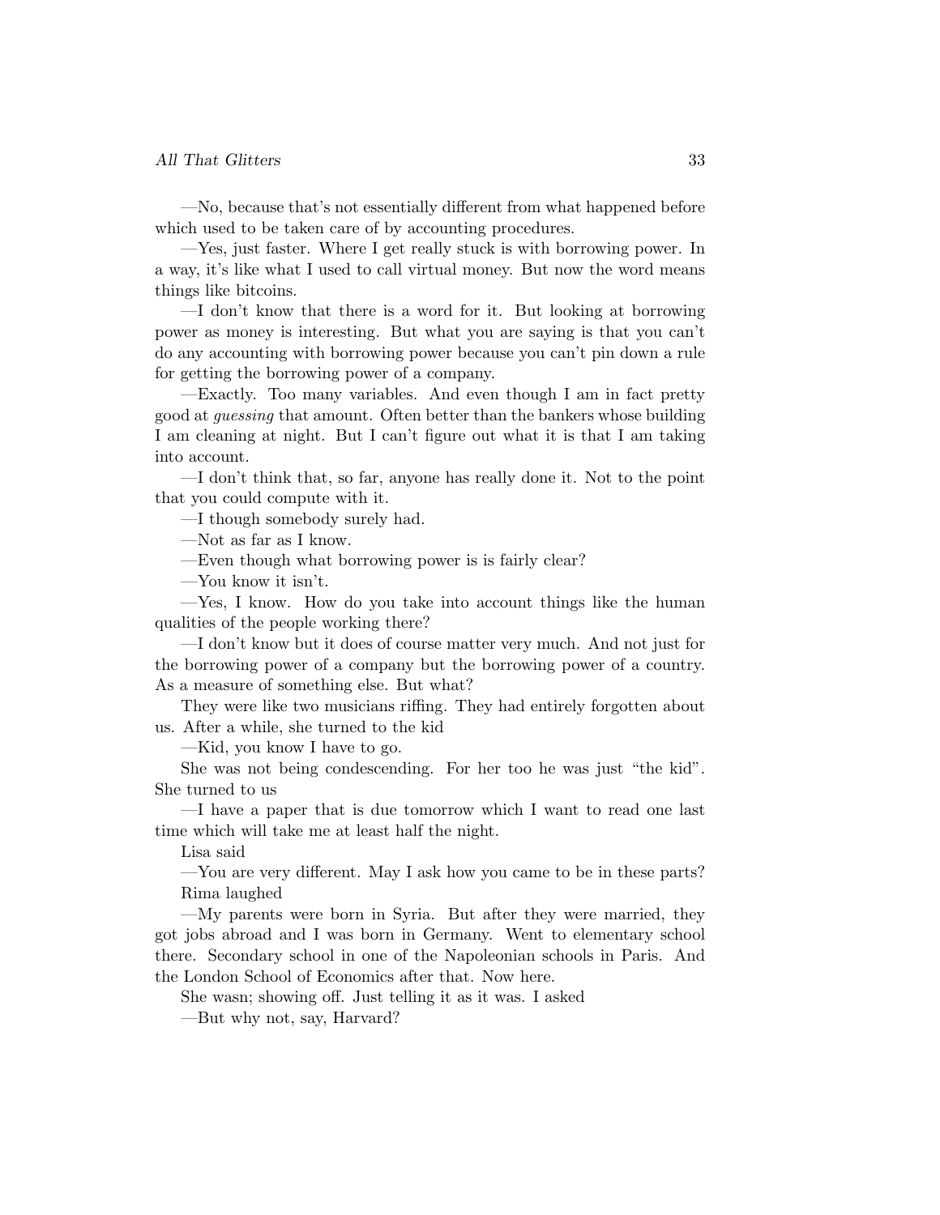—No, because that's not essentially different from what happened before which used to be taken care of by accounting procedures.

—Yes, just faster. Where I get really stuck is with borrowing power. In a way, it's like what I used to call virtual money. But now the word means things like bitcoins.

—I don't know that there is a word for it. But looking at borrowing power as money is interesting. But what you are saying is that you can't do any accounting with borrowing power because you can't pin down a rule for getting the borrowing power of a company.

—Exactly. Too many variables. And even though I am in fact pretty good at *guessing* that amount. Often better than the bankers whose building I am cleaning at night. But I can't figure out what it is that I am taking into account.

—I don't think that, so far, anyone has really done it. Not to the point that you could compute with it.

—I though somebody surely had.

—Not as far as I know.

—Even though what borrowing power is is fairly clear?

—You know it isn't.

—Yes, I know. How do you take into account things like the human qualities of the people working there?

—I don't know but it does of course matter very much. And not just for the borrowing power of a company but the borrowing power of a country. As a measure of something else. But what?

They were like two musicians riffing. They had entirely forgotten about us. After a while, she turned to the kid

—Kid, you know I have to go.

She was not being condescending. For her too he was just "the kid". She turned to us

—I have a paper that is due tomorrow which I want to read one last time which will take me at least half the night.

Lisa said

—You are very different. May I ask how you came to be in these parts?

Rima laughed

—My parents were born in Syria. But after they were married, they got jobs abroad and I was born in Germany. Went to elementary school there. Secondary school in one of the Napoleonian schools in Paris. And the London School of Economics after that. Now here.

She wasn; showing off. Just telling it as it was. I asked

—But why not, say, Harvard?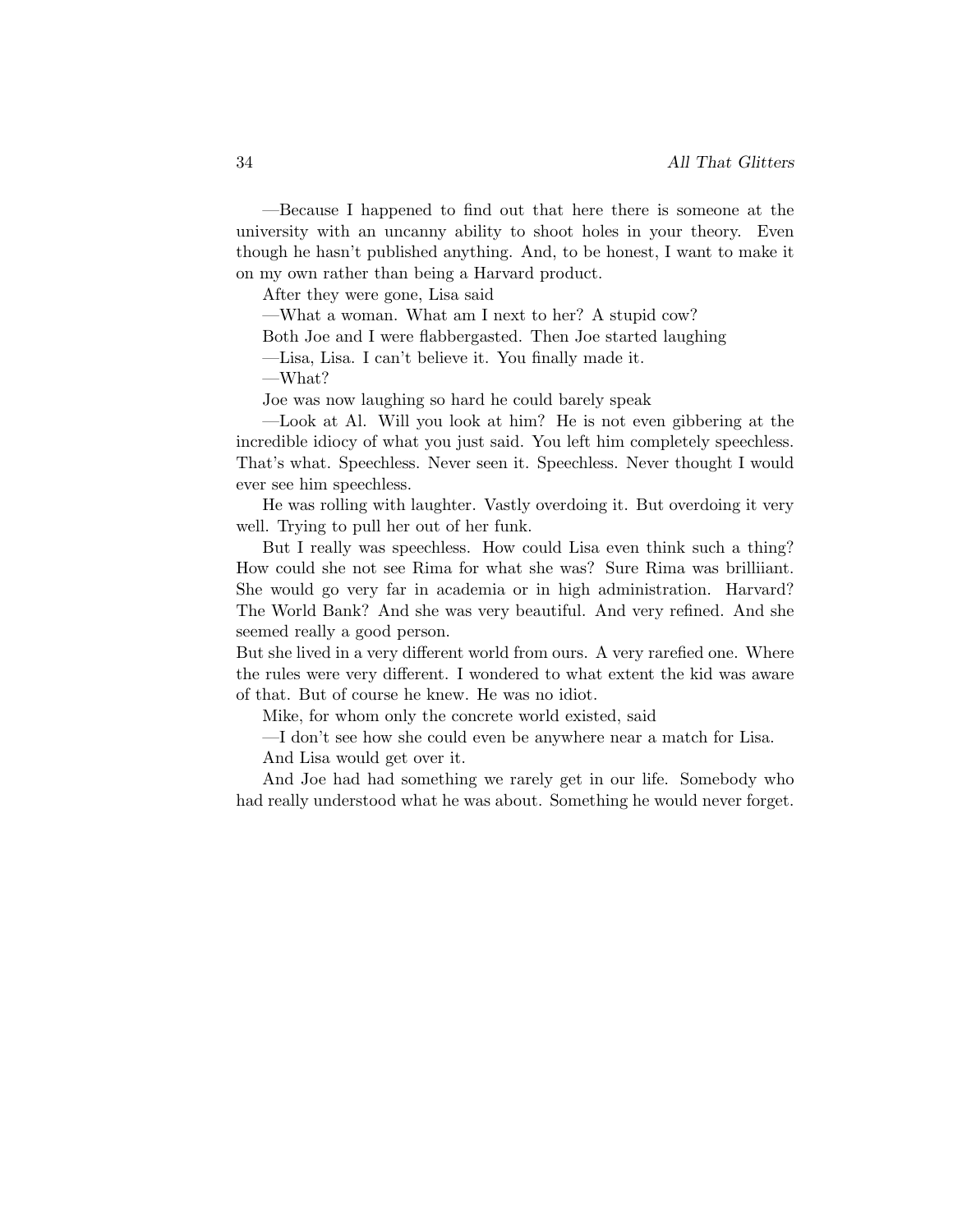—Because I happened to find out that here there is someone at the university with an uncanny ability to shoot holes in your theory. Even though he hasn't published anything. And, to be honest, I want to make it on my own rather than being a Harvard product.

After they were gone, Lisa said

—What a woman. What am I next to her? A stupid cow?

Both Joe and I were flabbergasted. Then Joe started laughing

—Lisa, Lisa. I can't believe it. You finally made it.

—What?

Joe was now laughing so hard he could barely speak

—Look at Al. Will you look at him? He is not even gibbering at the incredible idiocy of what you just said. You left him completely speechless. That's what. Speechless. Never seen it. Speechless. Never thought I would ever see him speechless.

He was rolling with laughter. Vastly overdoing it. But overdoing it very well. Trying to pull her out of her funk.

But I really was speechless. How could Lisa even think such a thing? How could she not see Rima for what she was? Sure Rima was brilliiant. She would go very far in academia or in high administration. Harvard? The World Bank? And she was very beautiful. And very refined. And she seemed really a good person.

But she lived in a very different world from ours. A very rarefied one. Where the rules were very different. I wondered to what extent the kid was aware of that. But of course he knew. He was no idiot.

Mike, for whom only the concrete world existed, said

—I don't see how she could even be anywhere near a match for Lisa.

And Lisa would get over it.

And Joe had had something we rarely get in our life. Somebody who had really understood what he was about. Something he would never forget.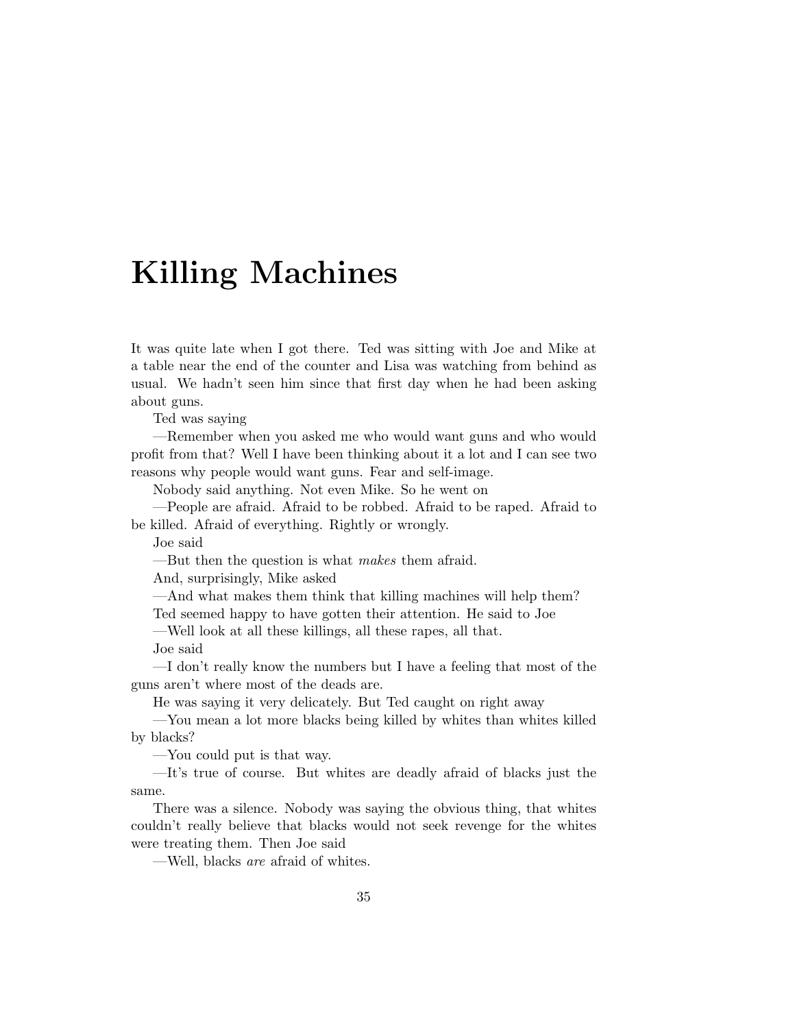# Killing Machines

It was quite late when I got there. Ted was sitting with Joe and Mike at a table near the end of the counter and Lisa was watching from behind as usual. We hadn't seen him since that first day when he had been asking about guns.

Ted was saying

—Remember when you asked me who would want guns and who would profit from that? Well I have been thinking about it a lot and I can see two reasons why people would want guns. Fear and self-image.

Nobody said anything. Not even Mike. So he went on

—People are afraid. Afraid to be robbed. Afraid to be raped. Afraid to be killed. Afraid of everything. Rightly or wrongly.

Joe said

—But then the question is what *makes* them afraid.

And, surprisingly, Mike asked

—And what makes them think that killing machines will help them?

Ted seemed happy to have gotten their attention. He said to Joe

—Well look at all these killings, all these rapes, all that.

Joe said

—I don't really know the numbers but I have a feeling that most of the guns aren't where most of the deads are.

He was saying it very delicately. But Ted caught on right away

—You mean a lot more blacks being killed by whites than whites killed by blacks?

—You could put is that way.

—It's true of course. But whites are deadly afraid of blacks just the same.

There was a silence. Nobody was saying the obvious thing, that whites couldn't really believe that blacks would not seek revenge for the whites were treating them. Then Joe said

—Well, blacks *are* afraid of whites.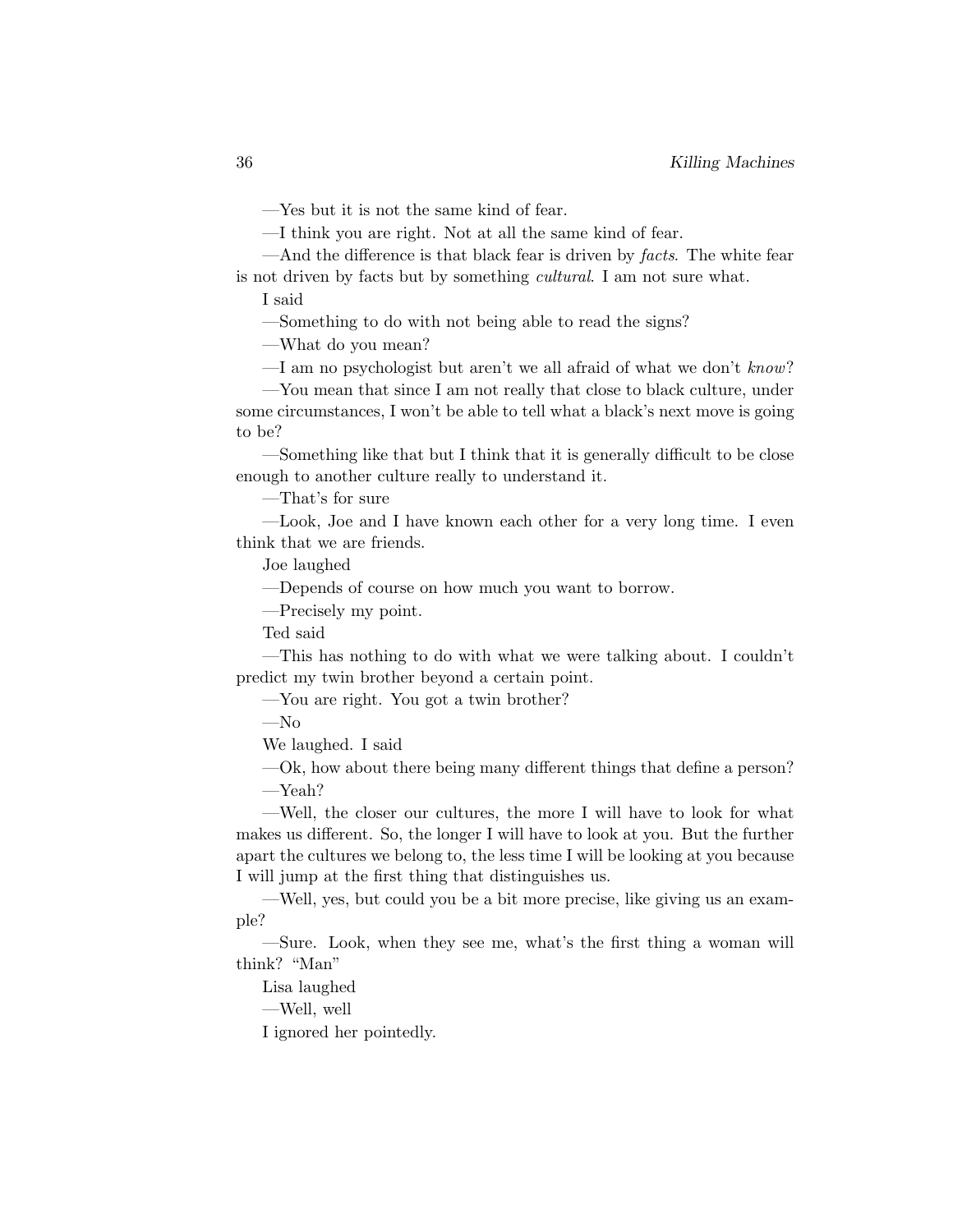—Yes but it is not the same kind of fear.

—I think you are right. Not at all the same kind of fear.

—And the difference is that black fear is driven by *facts*. The white fear is not driven by facts but by something *cultural*. I am not sure what.

I said

—Something to do with not being able to read the signs?

—What do you mean?

—I am no psychologist but aren't we all afraid of what we don't *know*?

—You mean that since I am not really that close to black culture, under some circumstances, I won't be able to tell what a black's next move is going to be?

—Something like that but I think that it is generally difficult to be close enough to another culture really to understand it.

—That's for sure

—Look, Joe and I have known each other for a very long time. I even think that we are friends.

Joe laughed

—Depends of course on how much you want to borrow.

—Precisely my point.

Ted said

—This has nothing to do with what we were talking about. I couldn't predict my twin brother beyond a certain point.

—You are right. You got a twin brother?

—No

We laughed. I said

—Ok, how about there being many different things that define a person?

—Yeah?

—Well, the closer our cultures, the more I will have to look for what makes us different. So, the longer I will have to look at you. But the further apart the cultures we belong to, the less time I will be looking at you because I will jump at the first thing that distinguishes us.

—Well, yes, but could you be a bit more precise, like giving us an example?

—Sure. Look, when they see me, what's the first thing a woman will think? "Man"

Lisa laughed

—Well, well

I ignored her pointedly.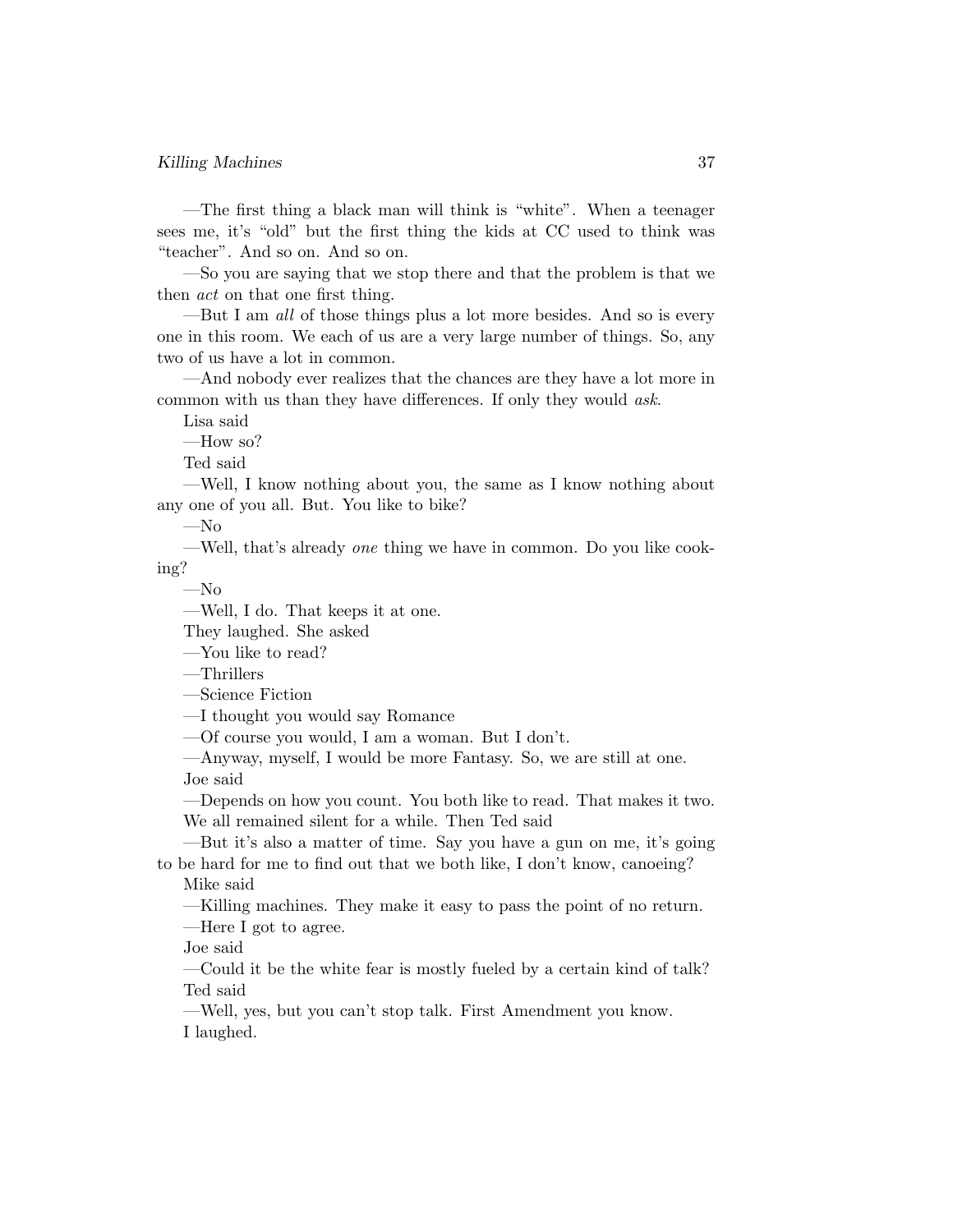—The first thing a black man will think is "white". When a teenager sees me, it's "old" but the first thing the kids at CC used to think was "teacher". And so on. And so on.

—So you are saying that we stop there and that the problem is that we then *act* on that one first thing.

—But I am *all* of those things plus a lot more besides. And so is every one in this room. We each of us are a very large number of things. So, any two of us have a lot in common.

—And nobody ever realizes that the chances are they have a lot more in common with us than they have differences. If only they would *ask*.

Lisa said

—How so?

Ted said

—Well, I know nothing about you, the same as I know nothing about any one of you all. But. You like to bike?

—No

—Well, that's already *one* thing we have in common. Do you like cooking?

—No

—Well, I do. That keeps it at one.

They laughed. She asked

—You like to read?

—Thrillers

—Science Fiction

—I thought you would say Romance

—Of course you would, I am a woman. But I don't.

—Anyway, myself, I would be more Fantasy. So, we are still at one.

Joe said

—Depends on how you count. You both like to read. That makes it two.

We all remained silent for a while. Then Ted said

—But it's also a matter of time. Say you have a gun on me, it's going to be hard for me to find out that we both like, I don't know, canoeing?

Mike said

—Killing machines. They make it easy to pass the point of no return.

—Here I got to agree.

Joe said

—Could it be the white fear is mostly fueled by a certain kind of talk?

Ted said

—Well, yes, but you can't stop talk. First Amendment you know.

I laughed.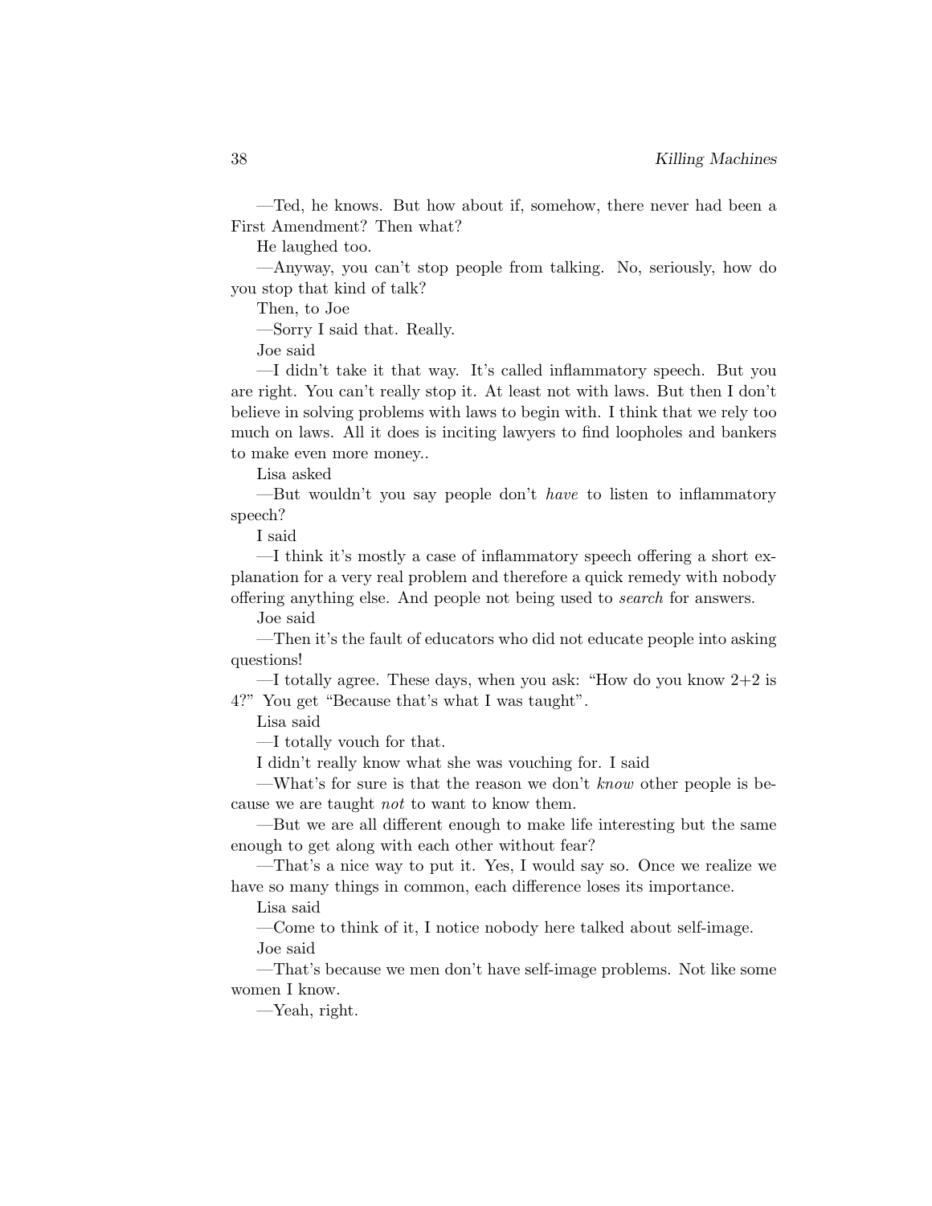—Ted, he knows. But how about if, somehow, there never had been a First Amendment? Then what?

He laughed too.

—Anyway, you can't stop people from talking. No, seriously, how do you stop that kind of talk?

Then, to Joe

—Sorry I said that. Really.

Joe said

—I didn't take it that way. It's called inflammatory speech. But you are right. You can't really stop it. At least not with laws. But then I don't believe in solving problems with laws to begin with. I think that we rely too much on laws. All it does is inciting lawyers to find loopholes and bankers to make even more money..

Lisa asked

—But wouldn't you say people don't *have* to listen to inflammatory speech?

I said

—I think it's mostly a case of inflammatory speech offering a short explanation for a very real problem and therefore a quick remedy with nobody offering anything else. And people not being used to *search* for answers.

Joe said

—Then it's the fault of educators who did not educate people into asking questions!

—I totally agree. These days, when you ask: "How do you know 2+2 is 4?" You get "Because that's what I was taught".

Lisa said

—I totally vouch for that.

I didn't really know what she was vouching for. I said

—What's for sure is that the reason we don't *know* other people is because we are taught *not* to want to know them.

—But we are all different enough to make life interesting but the same enough to get along with each other without fear?

—That's a nice way to put it. Yes, I would say so. Once we realize we have so many things in common, each difference loses its importance.

Lisa said

—Come to think of it, I notice nobody here talked about self-image.

Joe said

—That's because we men don't have self-image problems. Not like some women I know.

—Yeah, right.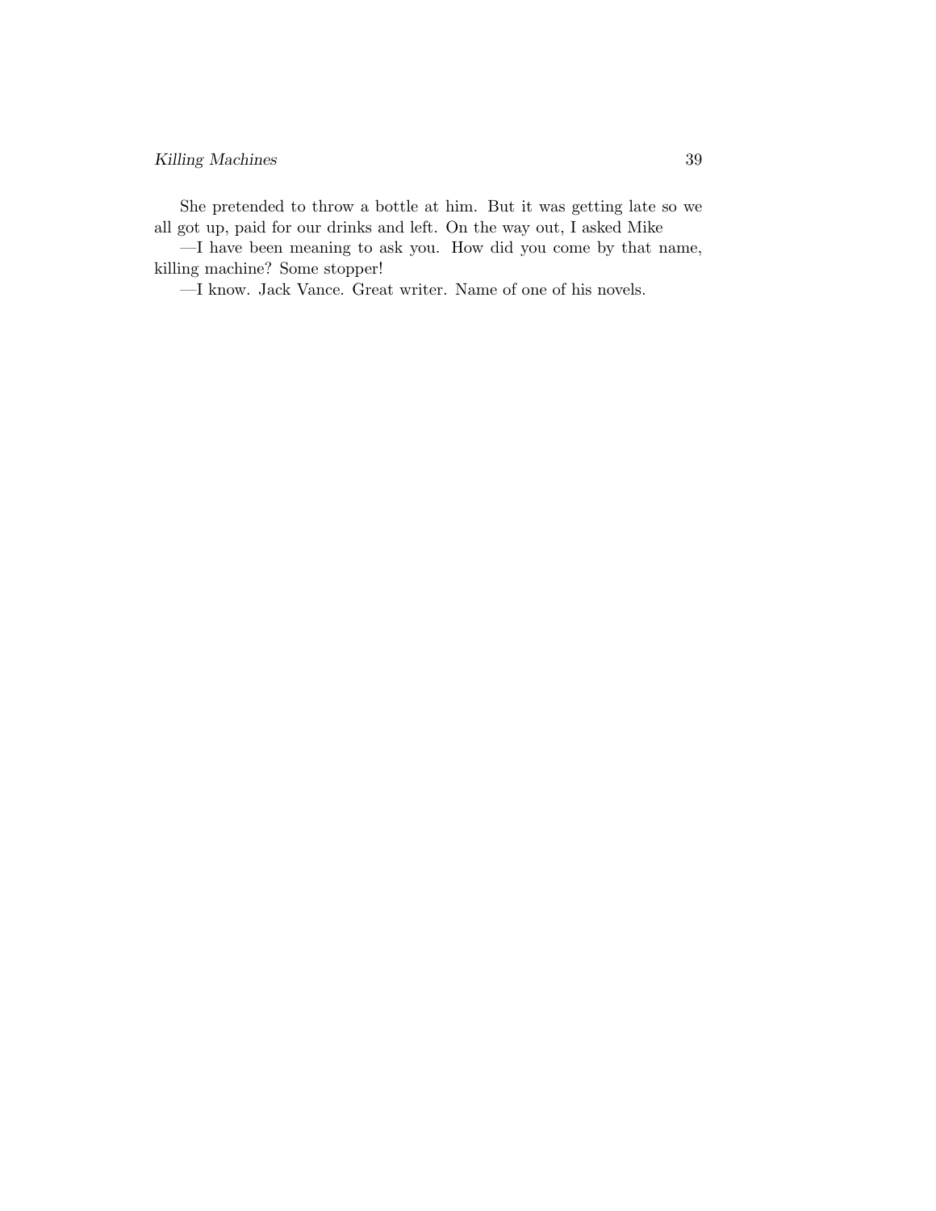She pretended to throw a bottle at him. But it was getting late so we all got up, paid for our drinks and left. On the way out, I asked Mike

—I have been meaning to ask you. How did you come by that name, killing machine? Some stopper!

—I know. Jack Vance. Great writer. Name of one of his novels.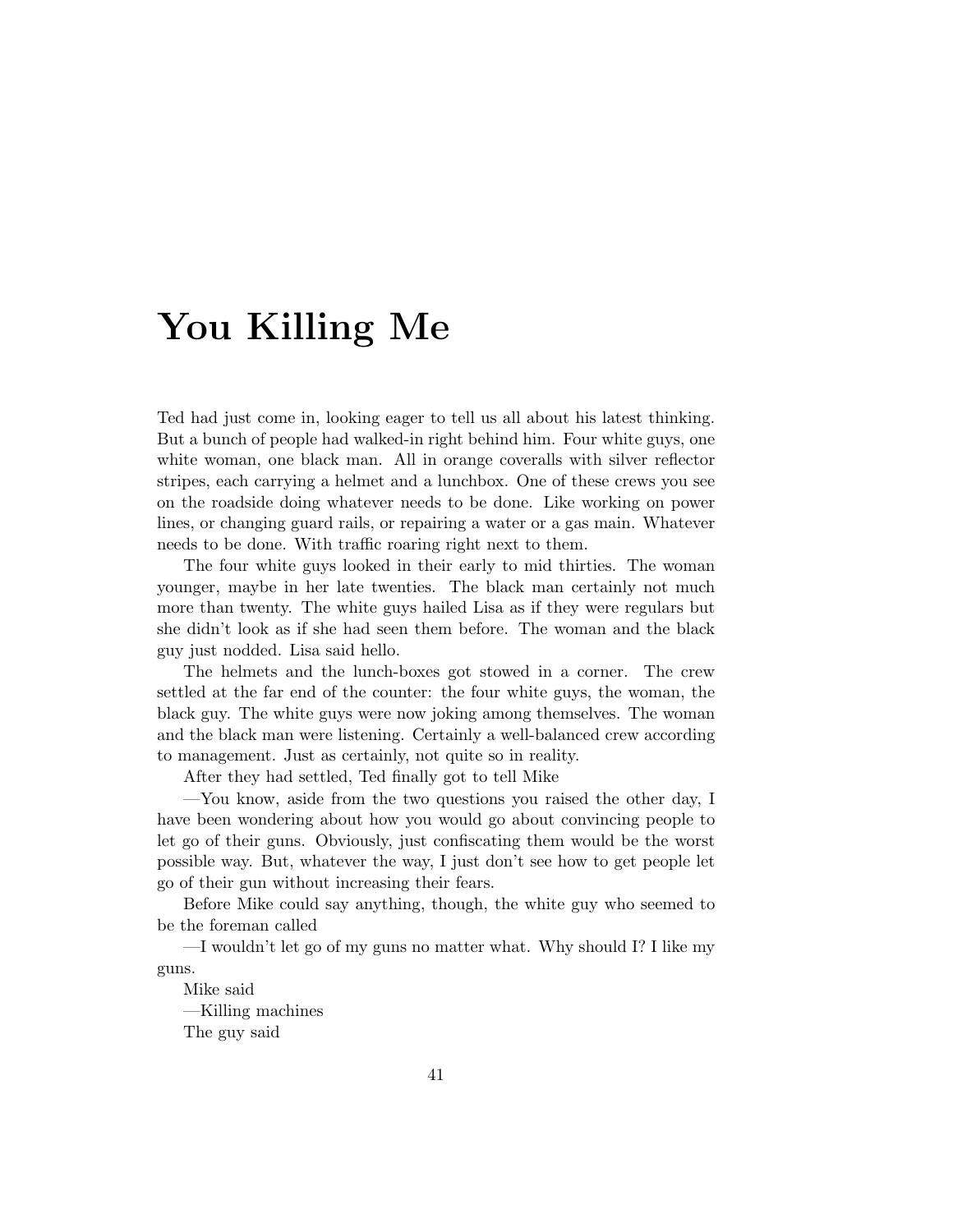# You Killing Me

Ted had just come in, looking eager to tell us all about his latest thinking. But a bunch of people had walked-in right behind him. Four white guys, one white woman, one black man. All in orange coveralls with silver reflector stripes, each carrying a helmet and a lunchbox. One of these crews you see on the roadside doing whatever needs to be done. Like working on power lines, or changing guard rails, or repairing a water or a gas main. Whatever needs to be done. With traffic roaring right next to them.

The four white guys looked in their early to mid thirties. The woman younger, maybe in her late twenties. The black man certainly not much more than twenty. The white guys hailed Lisa as if they were regulars but she didn't look as if she had seen them before. The woman and the black guy just nodded. Lisa said hello.

The helmets and the lunch-boxes got stowed in a corner. The crew settled at the far end of the counter: the four white guys, the woman, the black guy. The white guys were now joking among themselves. The woman and the black man were listening. Certainly a well-balanced crew according to management. Just as certainly, not quite so in reality.

After they had settled, Ted finally got to tell Mike

—You know, aside from the two questions you raised the other day, I have been wondering about how you would go about convincing people to let go of their guns. Obviously, just confiscating them would be the worst possible way. But, whatever the way, I just don't see how to get people let go of their gun without increasing their fears.

Before Mike could say anything, though, the white guy who seemed to be the foreman called

—I wouldn't let go of my guns no matter what. Why should I? I like my guns.

Mike said

—Killing machines

The guy said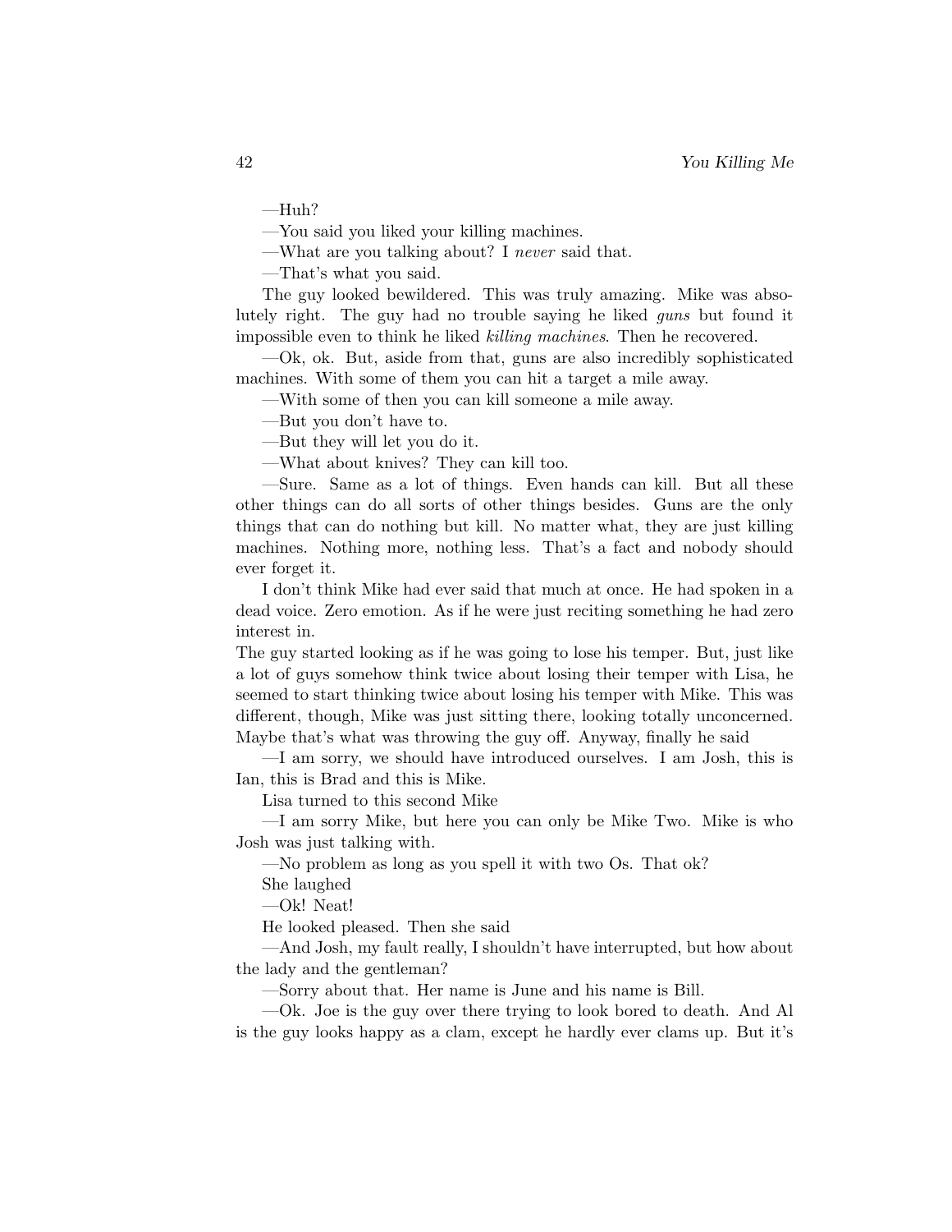—Huh?

—You said you liked your killing machines.

—What are you talking about? I *never* said that.

—That's what you said.

The guy looked bewildered. This was truly amazing. Mike was absolutely right. The guy had no trouble saying he liked *guns* but found it impossible even to think he liked *killing machines*. Then he recovered.

—Ok, ok. But, aside from that, guns are also incredibly sophisticated machines. With some of them you can hit a target a mile away.

—With some of then you can kill someone a mile away.

—But you don't have to.

—But they will let you do it.

—What about knives? They can kill too.

—Sure. Same as a lot of things. Even hands can kill. But all these other things can do all sorts of other things besides. Guns are the only things that can do nothing but kill. No matter what, they are just killing machines. Nothing more, nothing less. That's a fact and nobody should ever forget it.

I don't think Mike had ever said that much at once. He had spoken in a dead voice. Zero emotion. As if he were just reciting something he had zero interest in.

The guy started looking as if he was going to lose his temper. But, just like a lot of guys somehow think twice about losing their temper with Lisa, he seemed to start thinking twice about losing his temper with Mike. This was different, though, Mike was just sitting there, looking totally unconcerned. Maybe that's what was throwing the guy off. Anyway, finally he said

—I am sorry, we should have introduced ourselves. I am Josh, this is Ian, this is Brad and this is Mike.

Lisa turned to this second Mike

—I am sorry Mike, but here you can only be Mike Two. Mike is who Josh was just talking with.

—No problem as long as you spell it with two Os. That ok?

She laughed

—Ok! Neat!

He looked pleased. Then she said

—And Josh, my fault really, I shouldn't have interrupted, but how about the lady and the gentleman?

—Sorry about that. Her name is June and his name is Bill.

—Ok. Joe is the guy over there trying to look bored to death. And Al is the guy looks happy as a clam, except he hardly ever clams up. But it's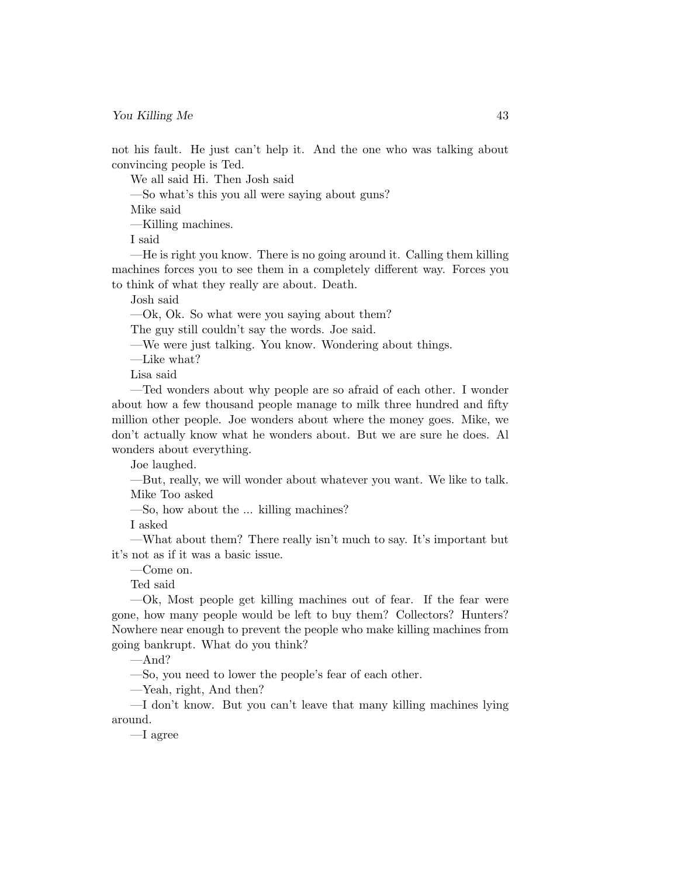not his fault. He just can't help it. And the one who was talking about convincing people is Ted.

We all said Hi. Then Josh said

—So what's this you all were saying about guns?

Mike said

—Killing machines.

I said

—He is right you know. There is no going around it. Calling them killing machines forces you to see them in a completely different way. Forces you to think of what they really are about. Death.

Josh said

—Ok, Ok. So what were you saying about them?

The guy still couldn't say the words. Joe said.

—We were just talking. You know. Wondering about things.

—Like what?

Lisa said

—Ted wonders about why people are so afraid of each other. I wonder about how a few thousand people manage to milk three hundred and fifty million other people. Joe wonders about where the money goes. Mike, we don't actually know what he wonders about. But we are sure he does. Al wonders about everything.

Joe laughed.

—But, really, we will wonder about whatever you want. We like to talk.

Mike Too asked

—So, how about the ... killing machines?

I asked

—What about them? There really isn't much to say. It's important but it's not as if it was a basic issue.

—Come on.

Ted said

—Ok, Most people get killing machines out of fear. If the fear were gone, how many people would be left to buy them? Collectors? Hunters? Nowhere near enough to prevent the people who make killing machines from going bankrupt. What do you think?

—And?

—So, you need to lower the people's fear of each other.

—Yeah, right, And then?

—I don't know. But you can't leave that many killing machines lying around.

—I agree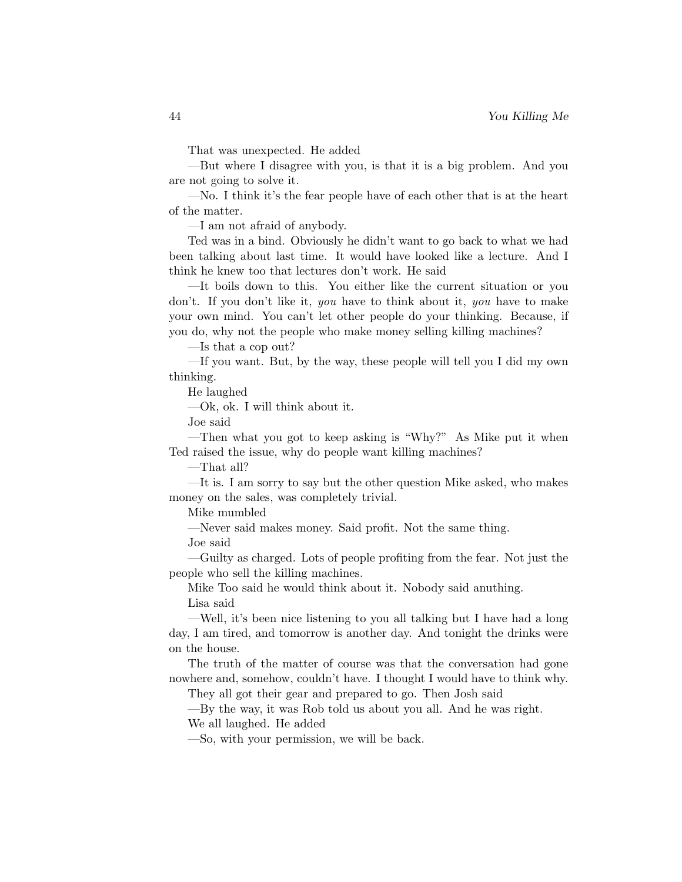That was unexpected. He added

—But where I disagree with you, is that it is a big problem. And you are not going to solve it.

—No. I think it's the fear people have of each other that is at the heart of the matter.

—I am not afraid of anybody.

Ted was in a bind. Obviously he didn't want to go back to what we had been talking about last time. It would have looked like a lecture. And I think he knew too that lectures don't work. He said

—It boils down to this. You either like the current situation or you don't. If you don't like it, *you* have to think about it, *you* have to make your own mind. You can't let other people do your thinking. Because, if you do, why not the people who make money selling killing machines?

—Is that a cop out?

—If you want. But, by the way, these people will tell you I did my own thinking.

He laughed

—Ok, ok. I will think about it.

Joe said

—Then what you got to keep asking is "Why?" As Mike put it when Ted raised the issue, why do people want killing machines?

—That all?

—It is. I am sorry to say but the other question Mike asked, who makes money on the sales, was completely trivial.

Mike mumbled

—Never said makes money. Said profit. Not the same thing.

Joe said

—Guilty as charged. Lots of people profiting from the fear. Not just the people who sell the killing machines.

Mike Too said he would think about it. Nobody said anuthing.

Lisa said

—Well, it's been nice listening to you all talking but I have had a long day, I am tired, and tomorrow is another day. And tonight the drinks were on the house.

The truth of the matter of course was that the conversation had gone nowhere and, somehow, couldn't have. I thought I would have to think why.

They all got their gear and prepared to go. Then Josh said

—By the way, it was Rob told us about you all. And he was right.

We all laughed. He added

—So, with your permission, we will be back.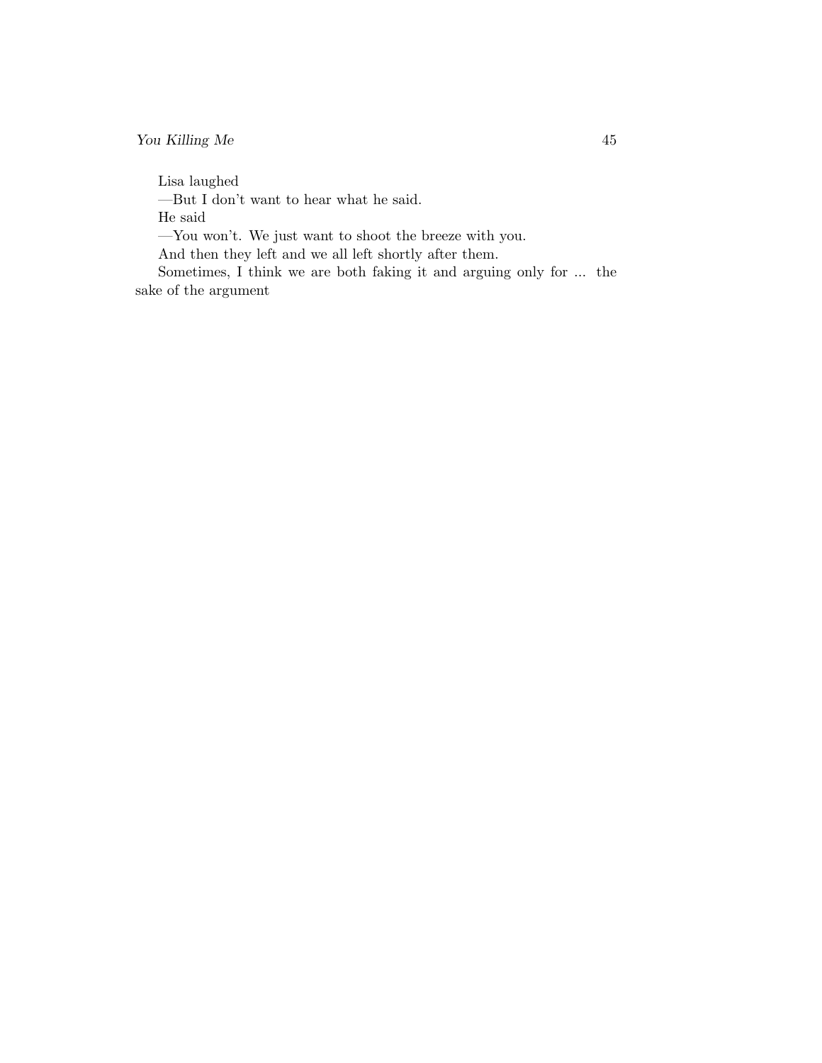Lisa laughed

—But I don't want to hear what he said.

He said

—You won't. We just want to shoot the breeze with you.

And then they left and we all left shortly after them.

Sometimes, I think we are both faking it and arguing only for ... the sake of the argument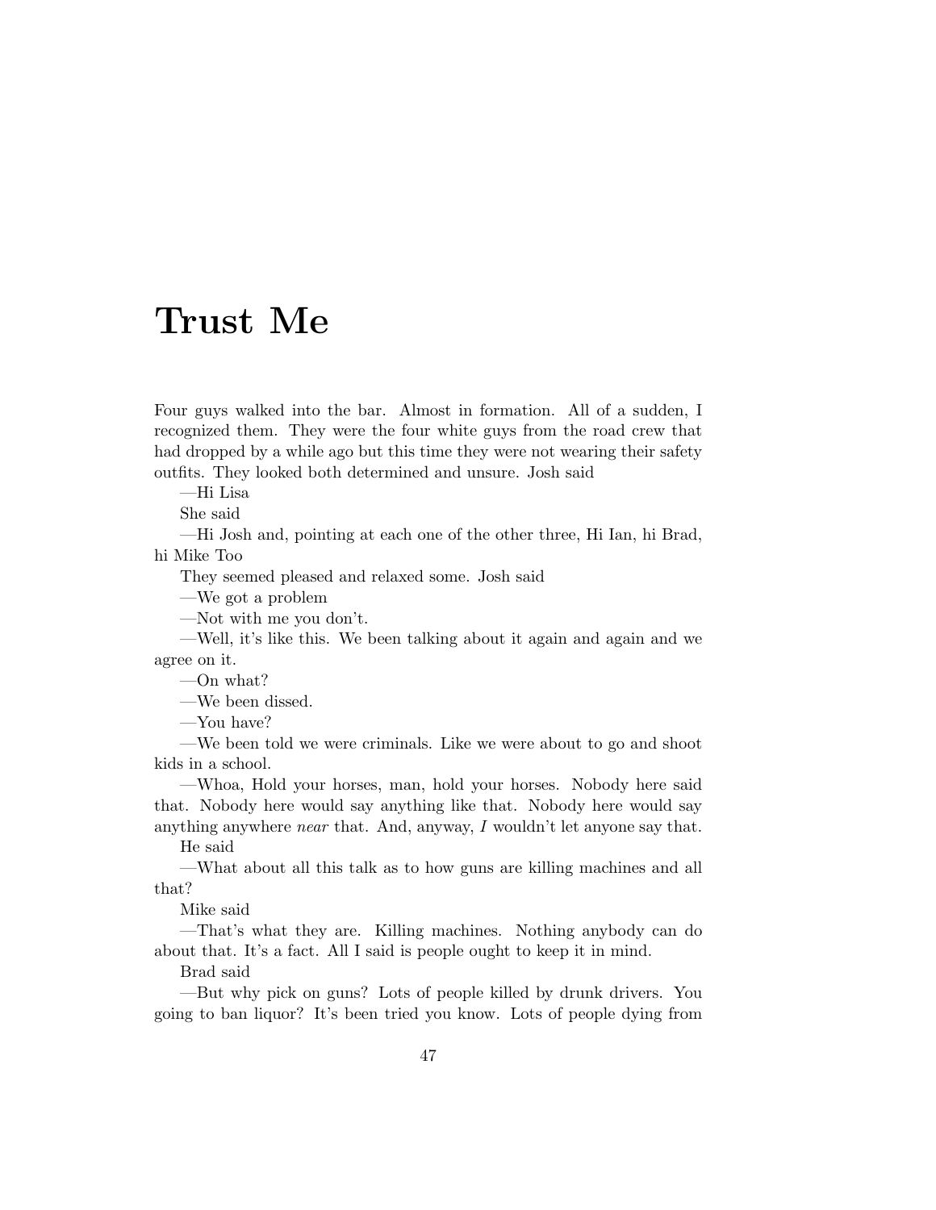# Trust Me

Four guys walked into the bar. Almost in formation. All of a sudden, I recognized them. They were the four white guys from the road crew that had dropped by a while ago but this time they were not wearing their safety outfits. They looked both determined and unsure. Josh said

—Hi Lisa

She said

—Hi Josh and, pointing at each one of the other three, Hi Ian, hi Brad, hi Mike Too

They seemed pleased and relaxed some. Josh said

—We got a problem

—Not with me you don't.

—Well, it's like this. We been talking about it again and again and we agree on it.

—On what?

—We been dissed.

—You have?

—We been told we were criminals. Like we were about to go and shoot kids in a school.

—Whoa, Hold your horses, man, hold your horses. Nobody here said that. Nobody here would say anything like that. Nobody here would say anything anywhere *near* that. And, anyway, *I* wouldn't let anyone say that.

He said

—What about all this talk as to how guns are killing machines and all that?

Mike said

—That's what they are. Killing machines. Nothing anybody can do about that. It's a fact. All I said is people ought to keep it in mind.

Brad said

—But why pick on guns? Lots of people killed by drunk drivers. You going to ban liquor? It's been tried you know. Lots of people dying from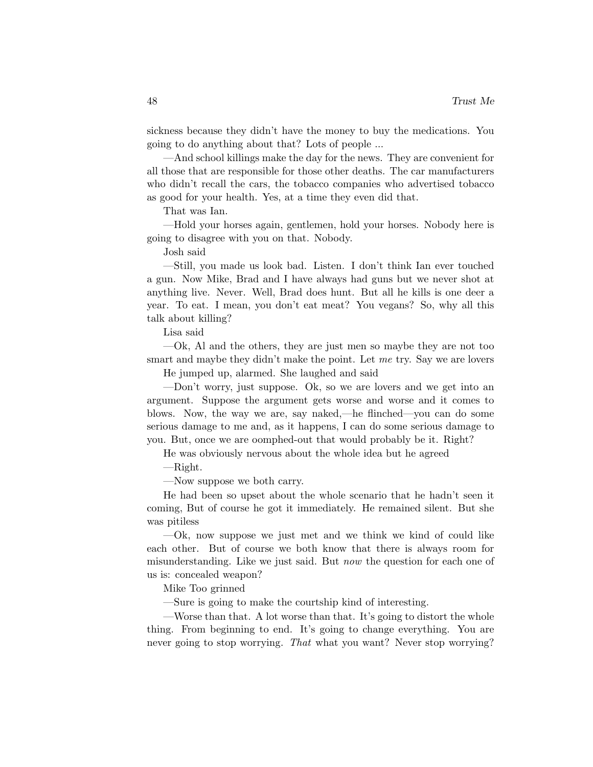sickness because they didn't have the money to buy the medications. You going to do anything about that? Lots of people ...

—And school killings make the day for the news. They are convenient for all those that are responsible for those other deaths. The car manufacturers who didn't recall the cars, the tobacco companies who advertised tobacco as good for your health. Yes, at a time they even did that.

That was Ian.

—Hold your horses again, gentlemen, hold your horses. Nobody here is going to disagree with you on that. Nobody.

Josh said

—Still, you made us look bad. Listen. I don't think Ian ever touched a gun. Now Mike, Brad and I have always had guns but we never shot at anything live. Never. Well, Brad does hunt. But all he kills is one deer a year. To eat. I mean, you don't eat meat? You vegans? So, why all this talk about killing?

Lisa said

—Ok, Al and the others, they are just men so maybe they are not too smart and maybe they didn't make the point. Let *me* try. Say we are lovers

He jumped up, alarmed. She laughed and said

—Don't worry, just suppose. Ok, so we are lovers and we get into an argument. Suppose the argument gets worse and worse and it comes to blows. Now, the way we are, say naked,—he flinched—you can do some serious damage to me and, as it happens, I can do some serious damage to you. But, once we are oomphed-out that would probably be it. Right?

He was obviously nervous about the whole idea but he agreed

—Right.

—Now suppose we both carry.

He had been so upset about the whole scenario that he hadn't seen it coming, But of course he got it immediately. He remained silent. But she was pitiless

—Ok, now suppose we just met and we think we kind of could like each other. But of course we both know that there is always room for misunderstanding. Like we just said. But *now* the question for each one of us is: concealed weapon?

Mike Too grinned

—Sure is going to make the courtship kind of interesting.

—Worse than that. A lot worse than that. It's going to distort the whole thing. From beginning to end. It's going to change everything. You are never going to stop worrying. *That* what you want? Never stop worrying?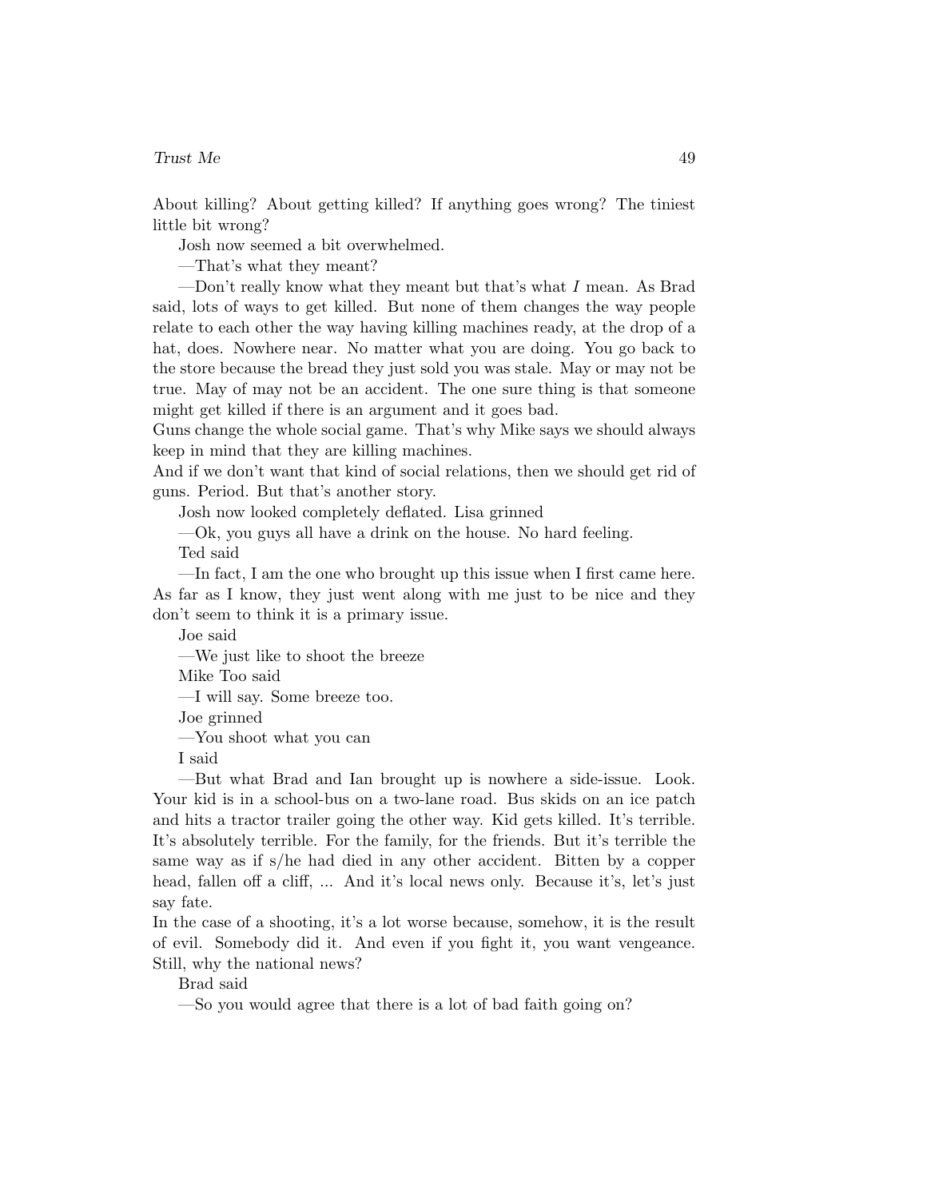About killing? About getting killed? If anything goes wrong? The tiniest little bit wrong?

Josh now seemed a bit overwhelmed.

—That's what they meant?

—Don't really know what they meant but that's what *I* mean. As Brad said, lots of ways to get killed. But none of them changes the way people relate to each other the way having killing machines ready, at the drop of a hat, does. Nowhere near. No matter what you are doing. You go back to the store because the bread they just sold you was stale. May or may not be true. May of may not be an accident. The one sure thing is that someone might get killed if there is an argument and it goes bad.
Guns change the whole social game. That's why Mike says we should always keep in mind that they are killing machines.
And if we don't want that kind of social relations, then we should get rid of guns. Period. But that's another story.

Josh now looked completely deflated. Lisa grinned

—Ok, you guys all have a drink on the house. No hard feeling.

Ted said

—In fact, I am the one who brought up this issue when I first came here. As far as I know, they just went along with me just to be nice and they don't seem to think it is a primary issue.

Joe said

—We just like to shoot the breeze

Mike Too said

—I will say. Some breeze too.

Joe grinned

—You shoot what you can

I said

—But what Brad and Ian brought up is nowhere a side-issue. Look. Your kid is in a school-bus on a two-lane road. Bus skids on an ice patch and hits a tractor trailer going the other way. Kid gets killed. It's terrible. It's absolutely terrible. For the family, for the friends. But it's terrible the same way as if s/he had died in any other accident. Bitten by a copper head, fallen off a cliff, ... And it's local news only. Because it's, let's just say fate.
In the case of a shooting, it's a lot worse because, somehow, it is the result of evil. Somebody did it. And even if you fight it, you want vengeance. Still, why the national news?

Brad said

—So you would agree that there is a lot of bad faith going on?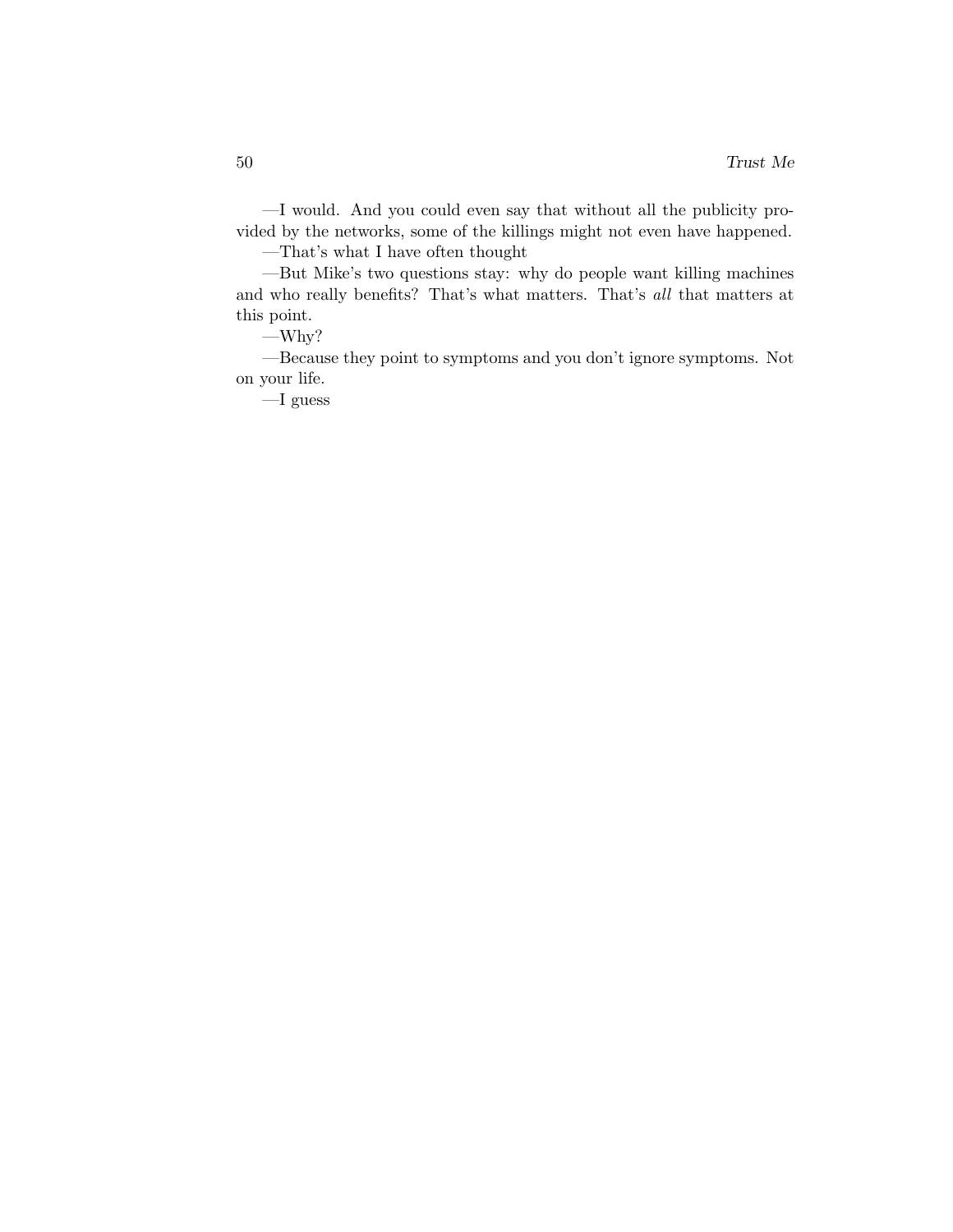—I would. And you could even say that without all the publicity provided by the networks, some of the killings might not even have happened.

—That's what I have often thought

—But Mike's two questions stay: why do people want killing machines and who really benefits? That's what matters. That's *all* that matters at this point.

—Why?

—Because they point to symptoms and you don't ignore symptoms. Not on your life.

—I guess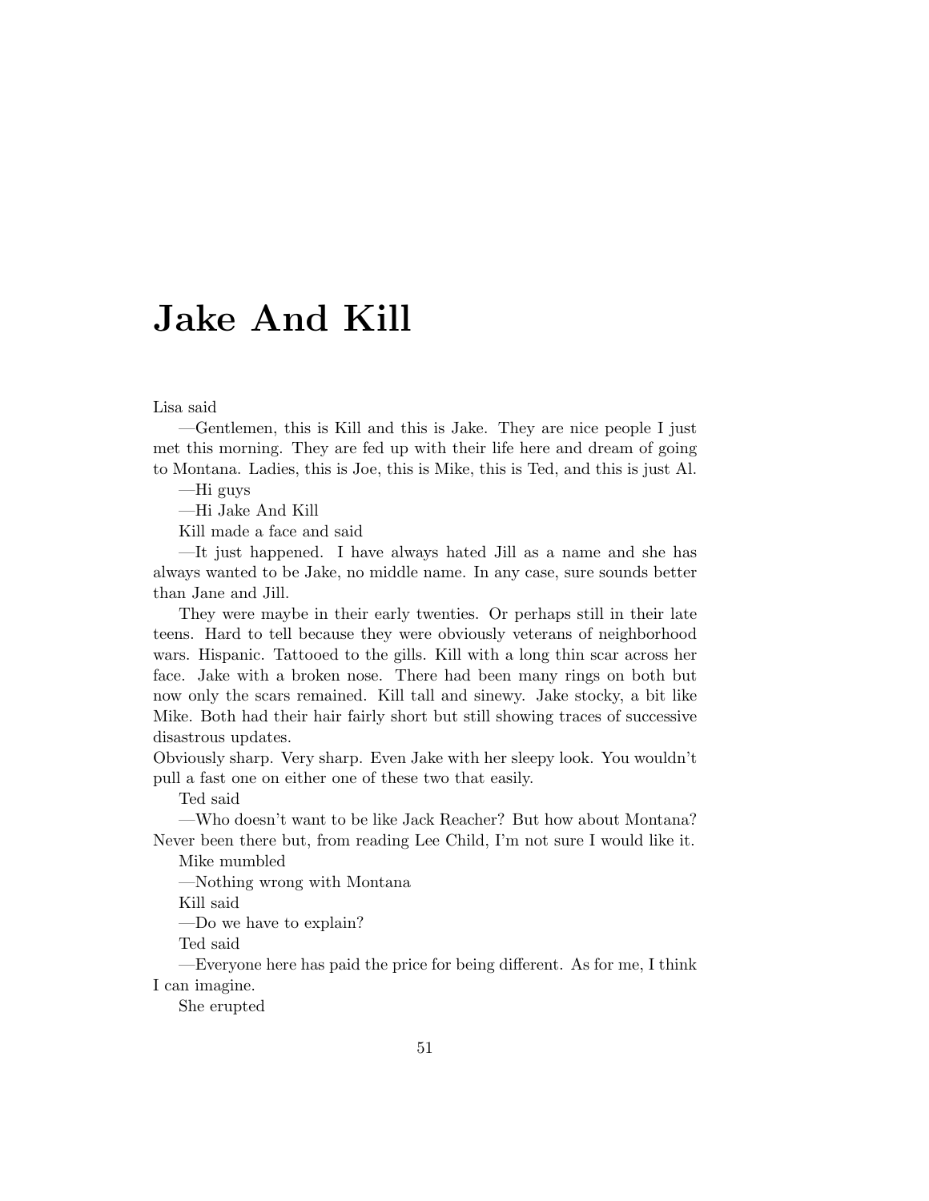# Jake And Kill

Lisa said

—Gentlemen, this is Kill and this is Jake. They are nice people I just met this morning. They are fed up with their life here and dream of going to Montana. Ladies, this is Joe, this is Mike, this is Ted, and this is just Al.

—Hi guys

—Hi Jake And Kill

Kill made a face and said

—It just happened. I have always hated Jill as a name and she has always wanted to be Jake, no middle name. In any case, sure sounds better than Jane and Jill.

They were maybe in their early twenties. Or perhaps still in their late teens. Hard to tell because they were obviously veterans of neighborhood wars. Hispanic. Tattooed to the gills. Kill with a long thin scar across her face. Jake with a broken nose. There had been many rings on both but now only the scars remained. Kill tall and sinewy. Jake stocky, a bit like Mike. Both had their hair fairly short but still showing traces of successive disastrous updates.

Obviously sharp. Very sharp. Even Jake with her sleepy look. You wouldn't pull a fast one on either one of these two that easily.

Ted said

—Who doesn't want to be like Jack Reacher? But how about Montana? Never been there but, from reading Lee Child, I'm not sure I would like it.

Mike mumbled

—Nothing wrong with Montana

Kill said

—Do we have to explain?

Ted said

—Everyone here has paid the price for being different. As for me, I think I can imagine.

She erupted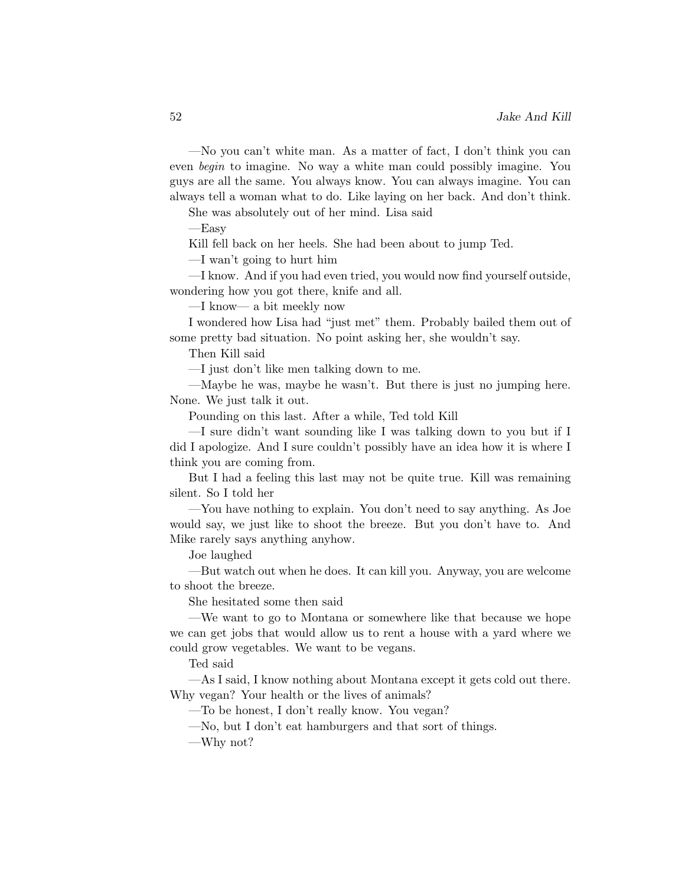—No you can't white man. As a matter of fact, I don't think you can even *begin* to imagine. No way a white man could possibly imagine. You guys are all the same. You always know. You can always imagine. You can always tell a woman what to do. Like laying on her back. And don't think.

She was absolutely out of her mind. Lisa said

—Easy

Kill fell back on her heels. She had been about to jump Ted.

—I wan't going to hurt him

—I know. And if you had even tried, you would now find yourself outside, wondering how you got there, knife and all.

—I know— a bit meekly now

I wondered how Lisa had "just met" them. Probably bailed them out of some pretty bad situation. No point asking her, she wouldn't say.

Then Kill said

—I just don't like men talking down to me.

—Maybe he was, maybe he wasn't. But there is just no jumping here. None. We just talk it out.

Pounding on this last. After a while, Ted told Kill

—I sure didn't want sounding like I was talking down to you but if I did I apologize. And I sure couldn't possibly have an idea how it is where I think you are coming from.

But I had a feeling this last may not be quite true. Kill was remaining silent. So I told her

—You have nothing to explain. You don't need to say anything. As Joe would say, we just like to shoot the breeze. But you don't have to. And Mike rarely says anything anyhow.

Joe laughed

—But watch out when he does. It can kill you. Anyway, you are welcome to shoot the breeze.

She hesitated some then said

—We want to go to Montana or somewhere like that because we hope we can get jobs that would allow us to rent a house with a yard where we could grow vegetables. We want to be vegans.

Ted said

—As I said, I know nothing about Montana except it gets cold out there. Why vegan? Your health or the lives of animals?

—To be honest, I don't really know. You vegan?

—No, but I don't eat hamburgers and that sort of things.

—Why not?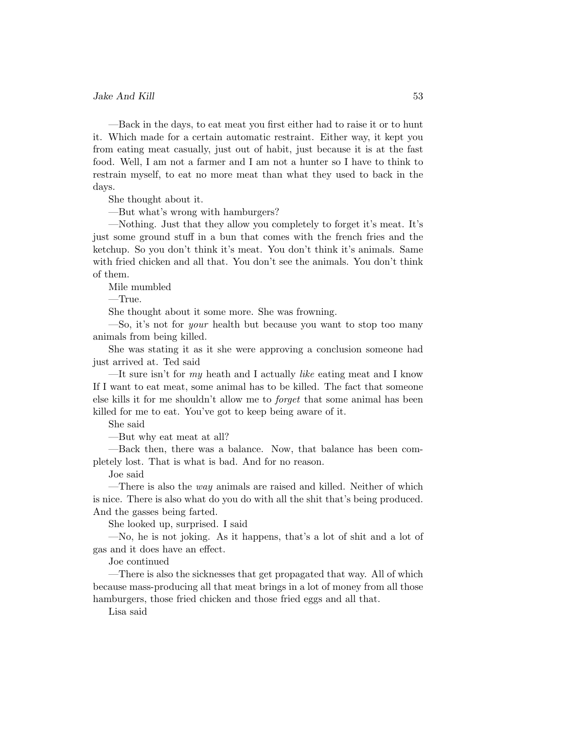—Back in the days, to eat meat you first either had to raise it or to hunt it. Which made for a certain automatic restraint. Either way, it kept you from eating meat casually, just out of habit, just because it is at the fast food. Well, I am not a farmer and I am not a hunter so I have to think to restrain myself, to eat no more meat than what they used to back in the days.

She thought about it.

—But what's wrong with hamburgers?

—Nothing. Just that they allow you completely to forget it's meat. It's just some ground stuff in a bun that comes with the french fries and the ketchup. So you don't think it's meat. You don't think it's animals. Same with fried chicken and all that. You don't see the animals. You don't think of them.

Mile mumbled

—True.

She thought about it some more. She was frowning.

—So, it's not for *your* health but because you want to stop too many animals from being killed.

She was stating it as it she were approving a conclusion someone had just arrived at. Ted said

—It sure isn't for *my* heath and I actually *like* eating meat and I know If I want to eat meat, some animal has to be killed. The fact that someone else kills it for me shouldn't allow me to *forget* that some animal has been killed for me to eat. You've got to keep being aware of it.

She said

—But why eat meat at all?

—Back then, there was a balance. Now, that balance has been completely lost. That is what is bad. And for no reason.

Joe said

—There is also the *way* animals are raised and killed. Neither of which is nice. There is also what do you do with all the shit that's being produced. And the gasses being farted.

She looked up, surprised. I said

—No, he is not joking. As it happens, that's a lot of shit and a lot of gas and it does have an effect.

Joe continued

—There is also the sicknesses that get propagated that way. All of which because mass-producing all that meat brings in a lot of money from all those hamburgers, those fried chicken and those fried eggs and all that.

Lisa said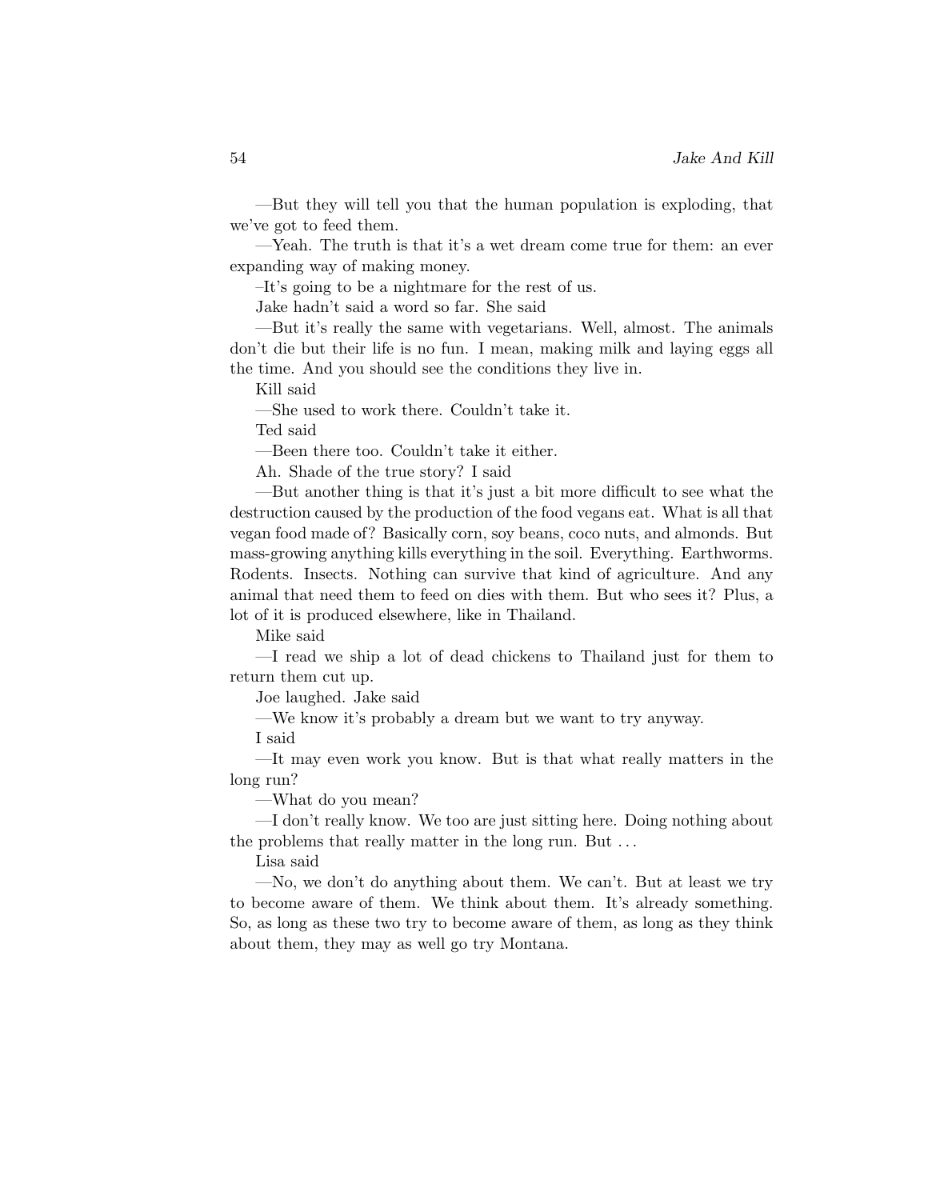—But they will tell you that the human population is exploding, that we've got to feed them.

—Yeah. The truth is that it's a wet dream come true for them: an ever expanding way of making money.

–It's going to be a nightmare for the rest of us.

Jake hadn't said a word so far. She said

—But it's really the same with vegetarians. Well, almost. The animals don't die but their life is no fun. I mean, making milk and laying eggs all the time. And you should see the conditions they live in.

Kill said

—She used to work there. Couldn't take it.

Ted said

—Been there too. Couldn't take it either.

Ah. Shade of the true story? I said

—But another thing is that it's just a bit more difficult to see what the destruction caused by the production of the food vegans eat. What is all that vegan food made of? Basically corn, soy beans, coco nuts, and almonds. But mass-growing anything kills everything in the soil. Everything. Earthworms. Rodents. Insects. Nothing can survive that kind of agriculture. And any animal that need them to feed on dies with them. But who sees it? Plus, a lot of it is produced elsewhere, like in Thailand.

Mike said

—I read we ship a lot of dead chickens to Thailand just for them to return them cut up.

Joe laughed. Jake said

—We know it's probably a dream but we want to try anyway.

I said

—It may even work you know. But is that what really matters in the long run?

—What do you mean?

—I don't really know. We too are just sitting here. Doing nothing about the problems that really matter in the long run. But . . .

Lisa said

—No, we don't do anything about them. We can't. But at least we try to become aware of them. We think about them. It's already something. So, as long as these two try to become aware of them, as long as they think about them, they may as well go try Montana.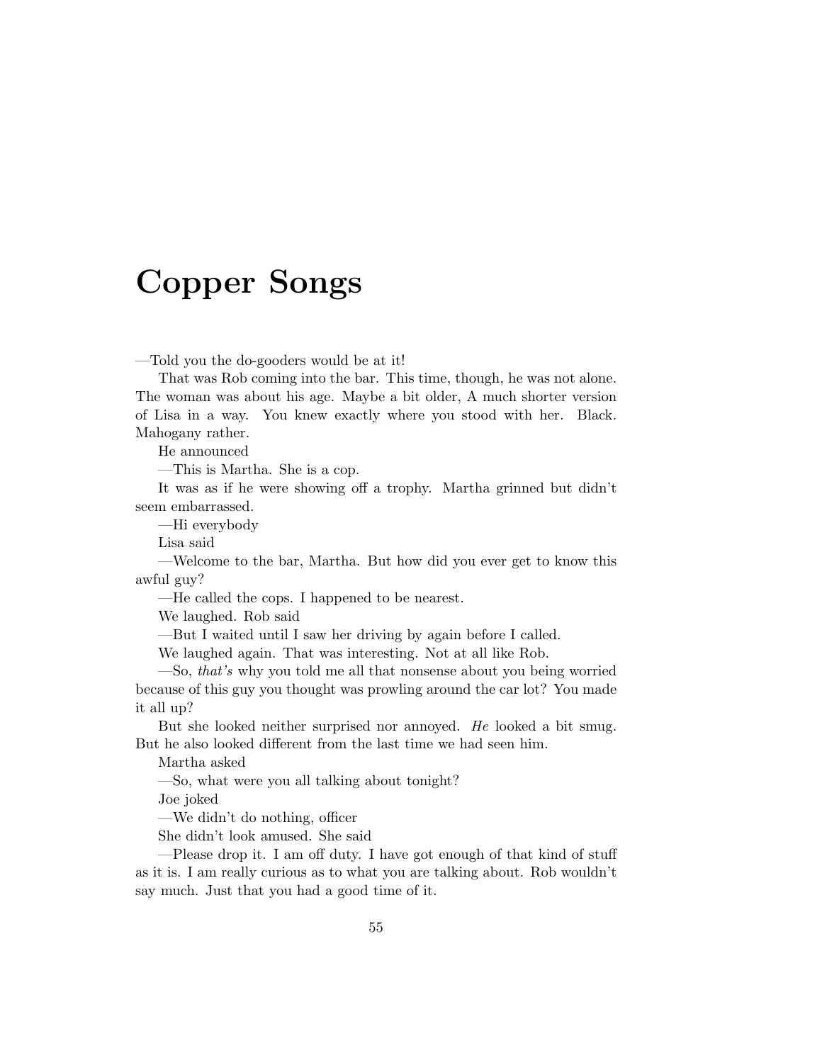# Copper Songs

—Told you the do-gooders would be at it!

That was Rob coming into the bar. This time, though, he was not alone. The woman was about his age. Maybe a bit older, A much shorter version of Lisa in a way. You knew exactly where you stood with her. Black. Mahogany rather.

He announced

—This is Martha. She is a cop.

It was as if he were showing off a trophy. Martha grinned but didn't seem embarrassed.

—Hi everybody

Lisa said

—Welcome to the bar, Martha. But how did you ever get to know this awful guy?

—He called the cops. I happened to be nearest.

We laughed. Rob said

—But I waited until I saw her driving by again before I called.

We laughed again. That was interesting. Not at all like Rob.

—So, *that's* why you told me all that nonsense about you being worried because of this guy you thought was prowling around the car lot? You made it all up?

But she looked neither surprised nor annoyed. *He* looked a bit smug. But he also looked different from the last time we had seen him.

Martha asked

—So, what were you all talking about tonight?

Joe joked

—We didn't do nothing, officer

She didn't look amused. She said

—Please drop it. I am off duty. I have got enough of that kind of stuff as it is. I am really curious as to what you are talking about. Rob wouldn't say much. Just that you had a good time of it.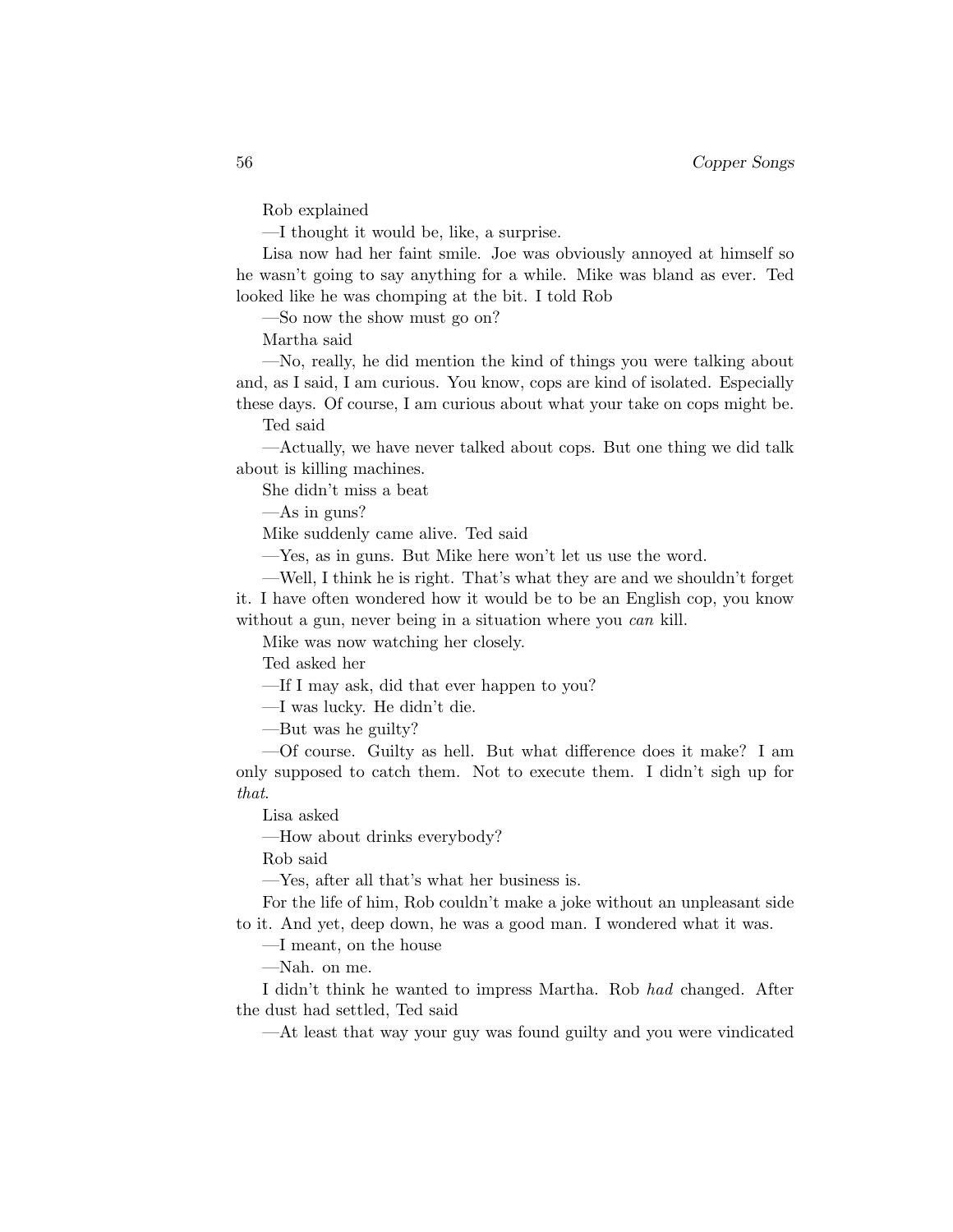Rob explained

—I thought it would be, like, a surprise.

Lisa now had her faint smile. Joe was obviously annoyed at himself so he wasn't going to say anything for a while. Mike was bland as ever. Ted looked like he was chomping at the bit. I told Rob

—So now the show must go on?

Martha said

—No, really, he did mention the kind of things you were talking about and, as I said, I am curious. You know, cops are kind of isolated. Especially these days. Of course, I am curious about what your take on cops might be.

Ted said

—Actually, we have never talked about cops. But one thing we did talk about is killing machines.

She didn't miss a beat

—As in guns?

Mike suddenly came alive. Ted said

—Yes, as in guns. But Mike here won't let us use the word.

—Well, I think he is right. That's what they are and we shouldn't forget it. I have often wondered how it would be to be an English cop, you know without a gun, never being in a situation where you *can* kill.

Mike was now watching her closely.

Ted asked her

—If I may ask, did that ever happen to you?

—I was lucky. He didn't die.

—But was he guilty?

—Of course. Guilty as hell. But what difference does it make? I am only supposed to catch them. Not to execute them. I didn't sigh up for *that*.

Lisa asked

—How about drinks everybody?

Rob said

—Yes, after all that's what her business is.

For the life of him, Rob couldn't make a joke without an unpleasant side to it. And yet, deep down, he was a good man. I wondered what it was.

—I meant, on the house

—Nah. on me.

I didn't think he wanted to impress Martha. Rob *had* changed. After the dust had settled, Ted said

—At least that way your guy was found guilty and you were vindicated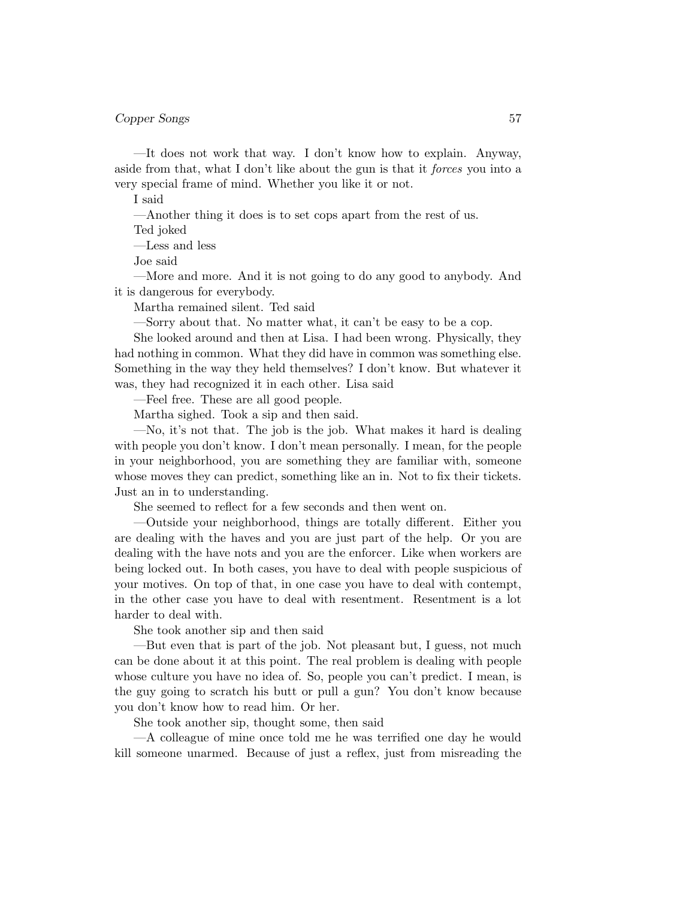—It does not work that way. I don't know how to explain. Anyway, aside from that, what I don't like about the gun is that it *forces* you into a very special frame of mind. Whether you like it or not.

I said

—Another thing it does is to set cops apart from the rest of us.

Ted joked

—Less and less

Joe said

—More and more. And it is not going to do any good to anybody. And it is dangerous for everybody.

Martha remained silent. Ted said

—Sorry about that. No matter what, it can't be easy to be a cop.

She looked around and then at Lisa. I had been wrong. Physically, they had nothing in common. What they did have in common was something else. Something in the way they held themselves? I don't know. But whatever it was, they had recognized it in each other. Lisa said

—Feel free. These are all good people.

Martha sighed. Took a sip and then said.

—No, it's not that. The job is the job. What makes it hard is dealing with people you don't know. I don't mean personally. I mean, for the people in your neighborhood, you are something they are familiar with, someone whose moves they can predict, something like an in. Not to fix their tickets. Just an in to understanding.

She seemed to reflect for a few seconds and then went on.

—Outside your neighborhood, things are totally different. Either you are dealing with the haves and you are just part of the help. Or you are dealing with the have nots and you are the enforcer. Like when workers are being locked out. In both cases, you have to deal with people suspicious of your motives. On top of that, in one case you have to deal with contempt, in the other case you have to deal with resentment. Resentment is a lot harder to deal with.

She took another sip and then said

—But even that is part of the job. Not pleasant but, I guess, not much can be done about it at this point. The real problem is dealing with people whose culture you have no idea of. So, people you can't predict. I mean, is the guy going to scratch his butt or pull a gun? You don't know because you don't know how to read him. Or her.

She took another sip, thought some, then said

—A colleague of mine once told me he was terrified one day he would kill someone unarmed. Because of just a reflex, just from misreading the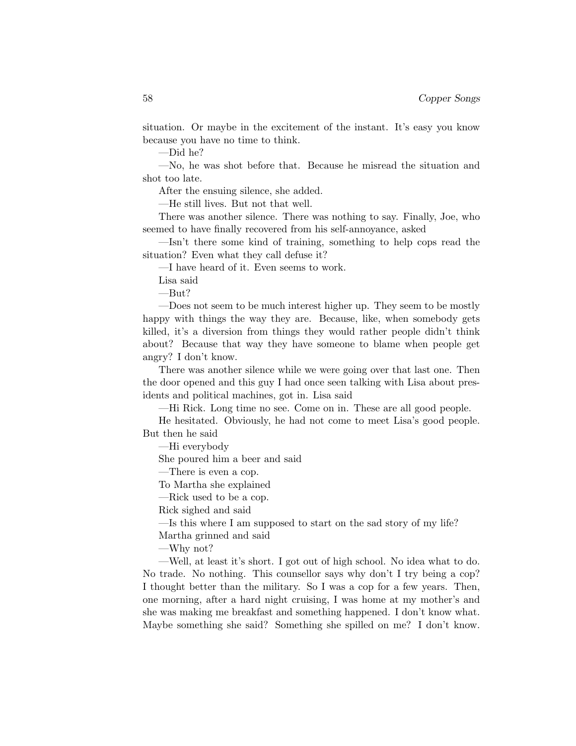situation. Or maybe in the excitement of the instant. It's easy you know because you have no time to think.

—Did he?

—No, he was shot before that. Because he misread the situation and shot too late.

After the ensuing silence, she added.

—He still lives. But not that well.

There was another silence. There was nothing to say. Finally, Joe, who seemed to have finally recovered from his self-annoyance, asked

—Isn't there some kind of training, something to help cops read the situation? Even what they call defuse it?

—I have heard of it. Even seems to work.

Lisa said

—But?

—Does not seem to be much interest higher up. They seem to be mostly happy with things the way they are. Because, like, when somebody gets killed, it's a diversion from things they would rather people didn't think about? Because that way they have someone to blame when people get angry? I don't know.

There was another silence while we were going over that last one. Then the door opened and this guy I had once seen talking with Lisa about presidents and political machines, got in. Lisa said

—Hi Rick. Long time no see. Come on in. These are all good people.

He hesitated. Obviously, he had not come to meet Lisa's good people. But then he said

—Hi everybody

She poured him a beer and said

—There is even a cop.

To Martha she explained

—Rick used to be a cop.

Rick sighed and said

—Is this where I am supposed to start on the sad story of my life?

Martha grinned and said

—Why not?

—Well, at least it's short. I got out of high school. No idea what to do. No trade. No nothing. This counsellor says why don't I try being a cop? I thought better than the military. So I was a cop for a few years. Then, one morning, after a hard night cruising, I was home at my mother's and she was making me breakfast and something happened. I don't know what. Maybe something she said? Something she spilled on me? I don't know.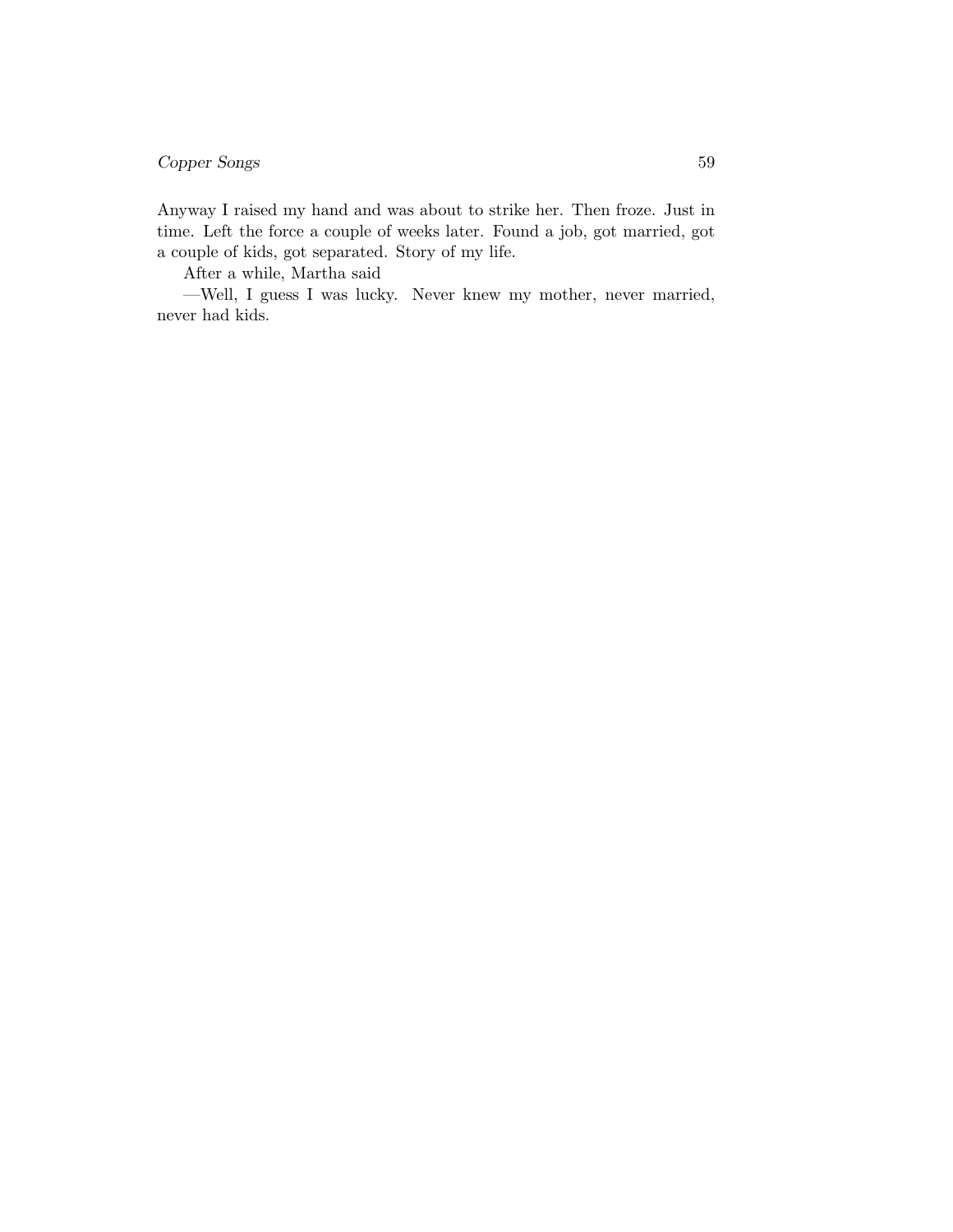Anyway I raised my hand and was about to strike her. Then froze. Just in time. Left the force a couple of weeks later. Found a job, got married, got a couple of kids, got separated. Story of my life.

After a while, Martha said

—Well, I guess I was lucky. Never knew my mother, never married, never had kids.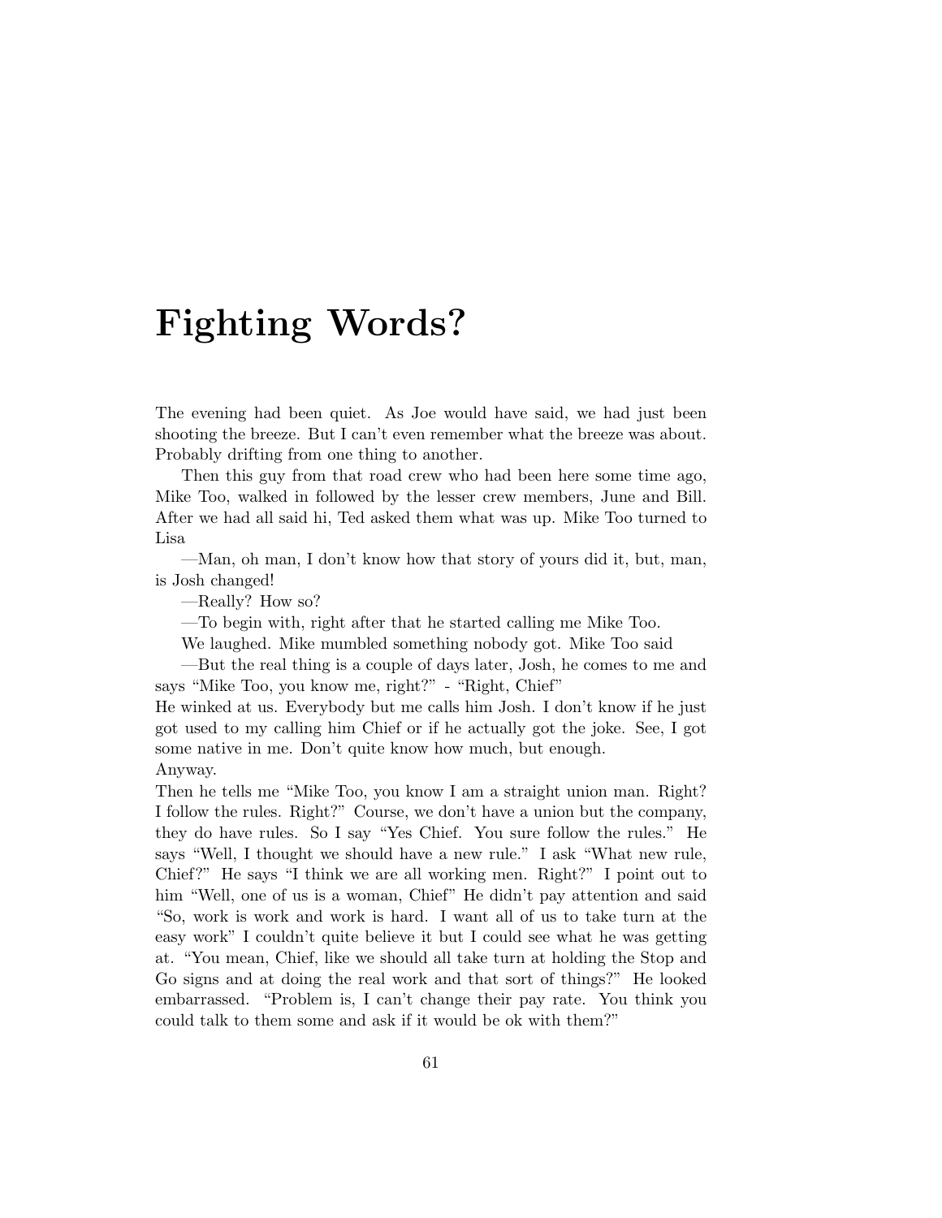# Fighting Words?

The evening had been quiet. As Joe would have said, we had just been shooting the breeze. But I can't even remember what the breeze was about. Probably drifting from one thing to another.

Then this guy from that road crew who had been here some time ago, Mike Too, walked in followed by the lesser crew members, June and Bill. After we had all said hi, Ted asked them what was up. Mike Too turned to Lisa

—Man, oh man, I don't know how that story of yours did it, but, man, is Josh changed!

—Really? How so?

—To begin with, right after that he started calling me Mike Too.

We laughed. Mike mumbled something nobody got. Mike Too said

—But the real thing is a couple of days later, Josh, he comes to me and says "Mike Too, you know me, right?" - "Right, Chief"

He winked at us. Everybody but me calls him Josh. I don't know if he just got used to my calling him Chief or if he actually got the joke. See, I got some native in me. Don't quite know how much, but enough.

Anyway.

Then he tells me "Mike Too, you know I am a straight union man. Right? I follow the rules. Right?" Course, we don't have a union but the company, they do have rules. So I say "Yes Chief. You sure follow the rules." He says "Well, I thought we should have a new rule." I ask "What new rule, Chief?" He says "I think we are all working men. Right?" I point out to him "Well, one of us is a woman, Chief" He didn't pay attention and said "So, work is work and work is hard. I want all of us to take turn at the easy work" I couldn't quite believe it but I could see what he was getting at. "You mean, Chief, like we should all take turn at holding the Stop and Go signs and at doing the real work and that sort of things?" He looked embarrassed. "Problem is, I can't change their pay rate. You think you could talk to them some and ask if it would be ok with them?"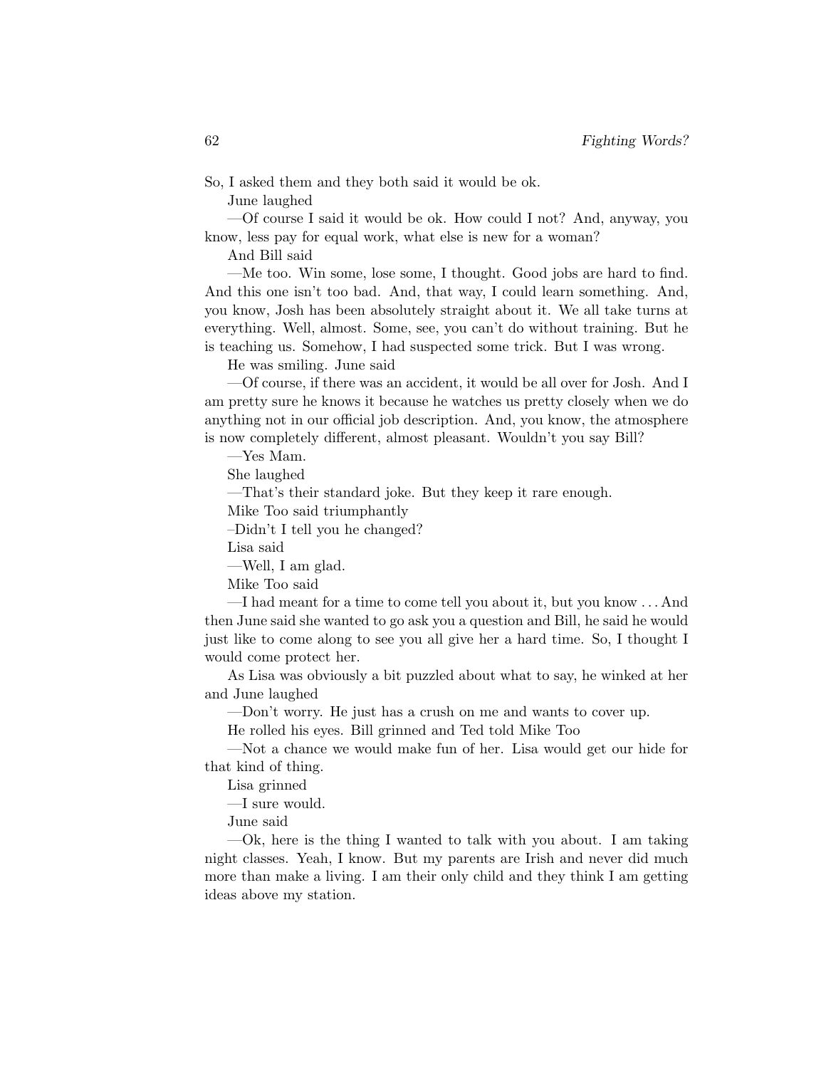So, I asked them and they both said it would be ok.

June laughed

—Of course I said it would be ok. How could I not? And, anyway, you know, less pay for equal work, what else is new for a woman?

And Bill said

—Me too. Win some, lose some, I thought. Good jobs are hard to find. And this one isn't too bad. And, that way, I could learn something. And, you know, Josh has been absolutely straight about it. We all take turns at everything. Well, almost. Some, see, you can't do without training. But he is teaching us. Somehow, I had suspected some trick. But I was wrong.

He was smiling. June said

—Of course, if there was an accident, it would be all over for Josh. And I am pretty sure he knows it because he watches us pretty closely when we do anything not in our official job description. And, you know, the atmosphere is now completely different, almost pleasant. Wouldn't you say Bill?

—Yes Mam.

She laughed

—That's their standard joke. But they keep it rare enough.

Mike Too said triumphantly

–Didn't I tell you he changed?

Lisa said

—Well, I am glad.

Mike Too said

—I had meant for a time to come tell you about it, but you know . . . And then June said she wanted to go ask you a question and Bill, he said he would just like to come along to see you all give her a hard time. So, I thought I would come protect her.

As Lisa was obviously a bit puzzled about what to say, he winked at her and June laughed

—Don't worry. He just has a crush on me and wants to cover up.

He rolled his eyes. Bill grinned and Ted told Mike Too

—Not a chance we would make fun of her. Lisa would get our hide for that kind of thing.

Lisa grinned

—I sure would.

June said

—Ok, here is the thing I wanted to talk with you about. I am taking night classes. Yeah, I know. But my parents are Irish and never did much more than make a living. I am their only child and they think I am getting ideas above my station.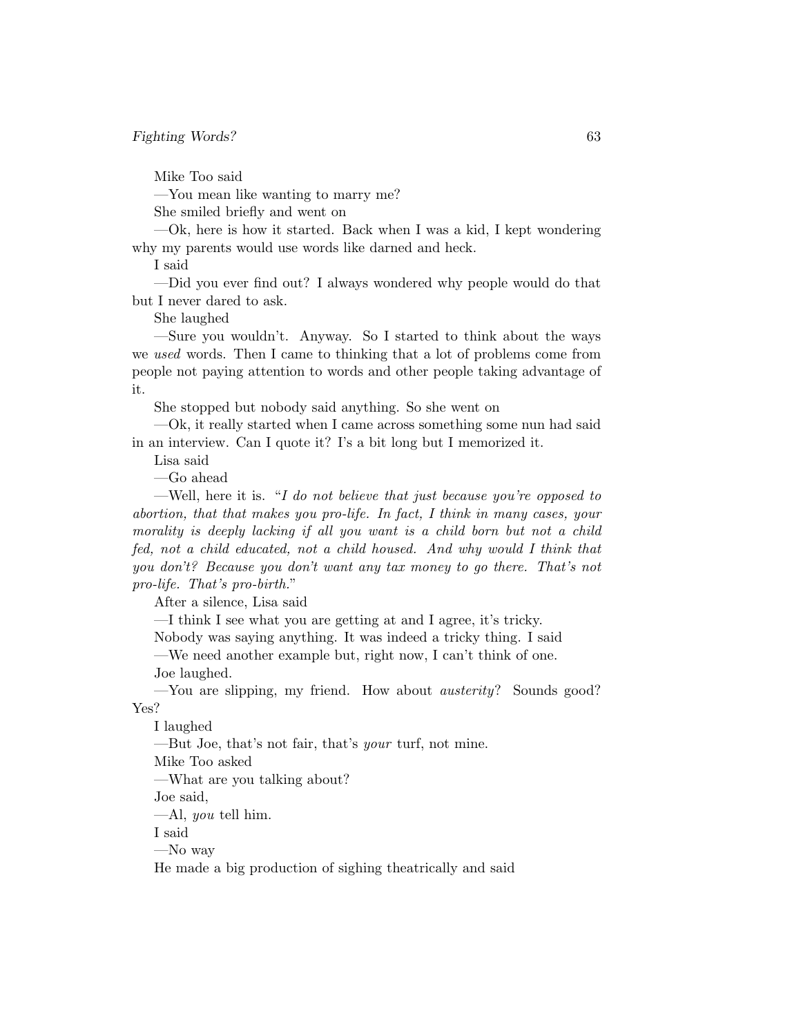Mike Too said

—You mean like wanting to marry me?

She smiled briefly and went on

—Ok, here is how it started. Back when I was a kid, I kept wondering why my parents would use words like darned and heck.

I said

—Did you ever find out? I always wondered why people would do that but I never dared to ask.

She laughed

—Sure you wouldn't. Anyway. So I started to think about the ways we *used* words. Then I came to thinking that a lot of problems come from people not paying attention to words and other people taking advantage of it.

She stopped but nobody said anything. So she went on

—Ok, it really started when I came across something some nun had said in an interview. Can I quote it? I's a bit long but I memorized it.

Lisa said

—Go ahead

—Well, here it is. "*I do not believe that just because you're opposed to abortion, that that makes you pro-life. In fact, I think in many cases, your morality is deeply lacking if all you want is a child born but not a child fed, not a child educated, not a child housed. And why would I think that you don't? Because you don't want any tax money to go there. That's not pro-life. That's pro-birth.*"

After a silence, Lisa said

—I think I see what you are getting at and I agree, it's tricky.

Nobody was saying anything. It was indeed a tricky thing. I said

—We need another example but, right now, I can't think of one.

Joe laughed.

—You are slipping, my friend. How about *austerity*? Sounds good? Yes?

I laughed

—But Joe, that's not fair, that's *your* turf, not mine.

Mike Too asked

—What are you talking about?

Joe said,

—Al, *you* tell him.

I said

—No way

He made a big production of sighing theatrically and said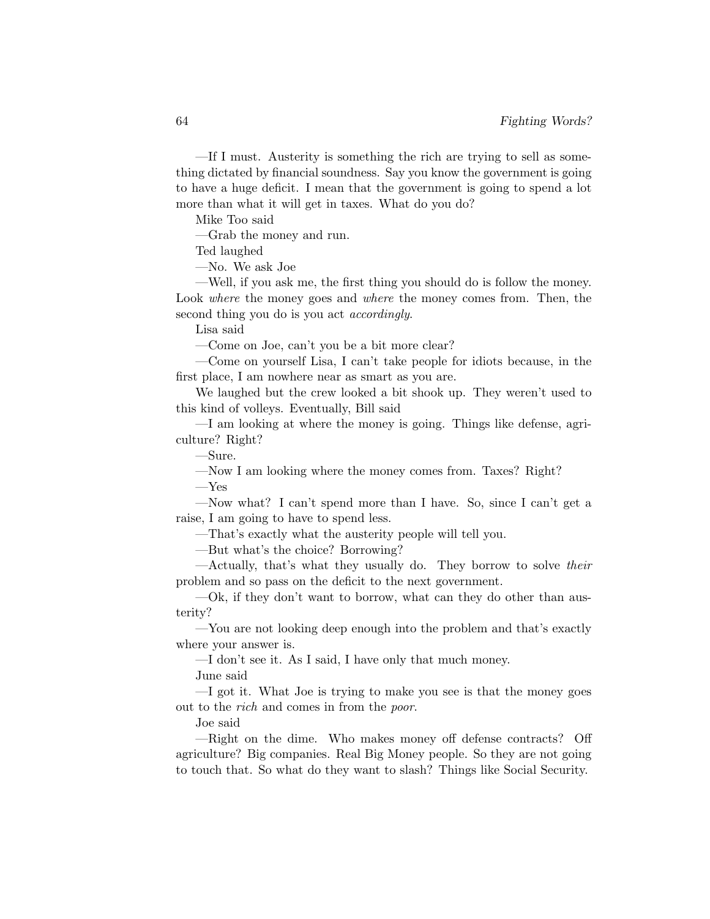—If I must. Austerity is something the rich are trying to sell as something dictated by financial soundness. Say you know the government is going to have a huge deficit. I mean that the government is going to spend a lot more than what it will get in taxes. What do you do?

Mike Too said

—Grab the money and run.

Ted laughed

—No. We ask Joe

—Well, if you ask me, the first thing you should do is follow the money. Look *where* the money goes and *where* the money comes from. Then, the second thing you do is you act *accordingly*.

Lisa said

—Come on Joe, can't you be a bit more clear?

—Come on yourself Lisa, I can't take people for idiots because, in the first place, I am nowhere near as smart as you are.

We laughed but the crew looked a bit shook up. They weren't used to this kind of volleys. Eventually, Bill said

—I am looking at where the money is going. Things like defense, agriculture? Right?

—Sure.

—Now I am looking where the money comes from. Taxes? Right?

—Yes

—Now what? I can't spend more than I have. So, since I can't get a raise, I am going to have to spend less.

—That's exactly what the austerity people will tell you.

—But what's the choice? Borrowing?

—Actually, that's what they usually do. They borrow to solve *their* problem and so pass on the deficit to the next government.

—Ok, if they don't want to borrow, what can they do other than austerity?

—You are not looking deep enough into the problem and that's exactly where your answer is.

—I don't see it. As I said, I have only that much money.

June said

—I got it. What Joe is trying to make you see is that the money goes out to the *rich* and comes in from the *poor*.

Joe said

—Right on the dime. Who makes money off defense contracts? Off agriculture? Big companies. Real Big Money people. So they are not going to touch that. So what do they want to slash? Things like Social Security.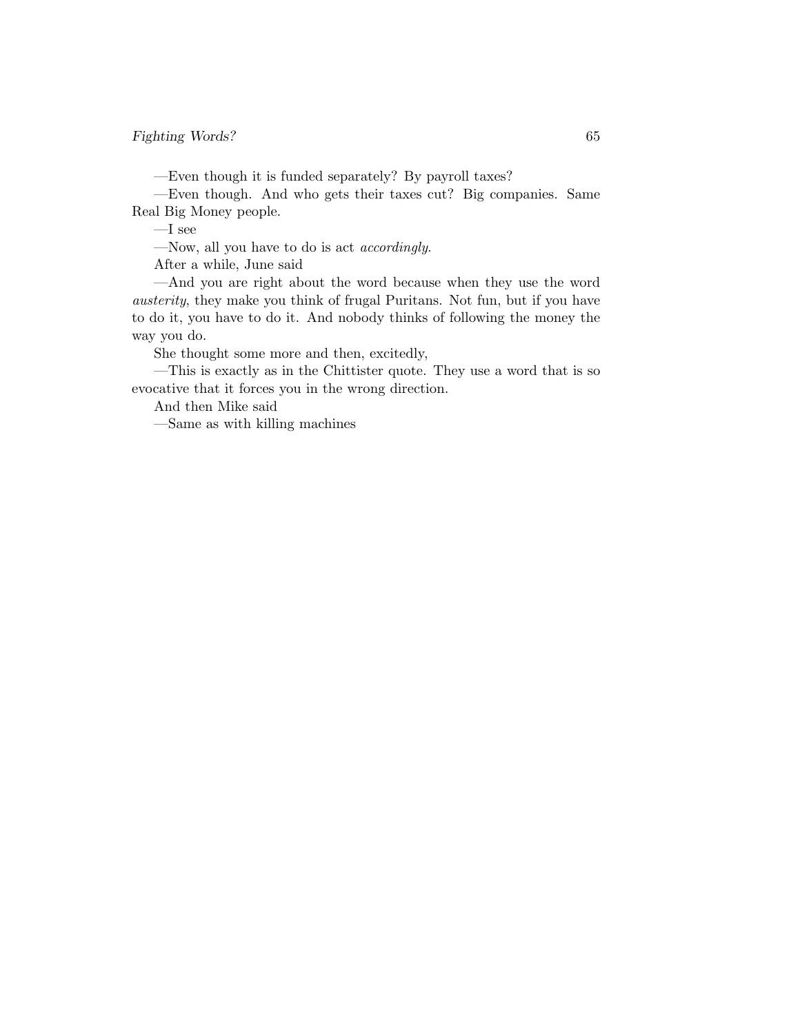—Even though it is funded separately? By payroll taxes?

—Even though. And who gets their taxes cut? Big companies. Same Real Big Money people.

—I see

—Now, all you have to do is act *accordingly*.

After a while, June said

—And you are right about the word because when they use the word *austerity*, they make you think of frugal Puritans. Not fun, but if you have to do it, you have to do it. And nobody thinks of following the money the way you do.

She thought some more and then, excitedly,

—This is exactly as in the Chittister quote. They use a word that is so evocative that it forces you in the wrong direction.

And then Mike said

—Same as with killing machines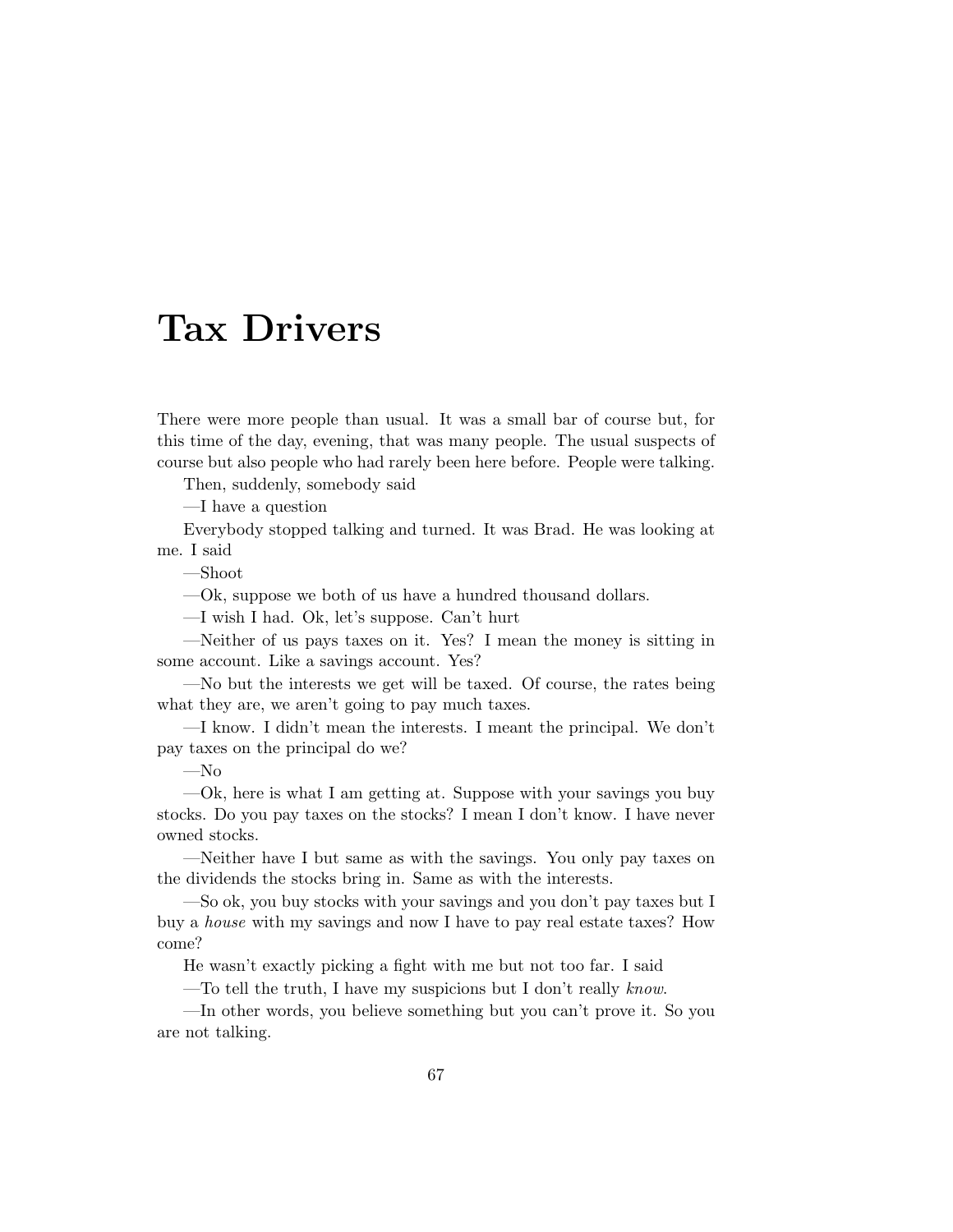# Tax Drivers

There were more people than usual. It was a small bar of course but, for this time of the day, evening, that was many people. The usual suspects of course but also people who had rarely been here before. People were talking.

Then, suddenly, somebody said

—I have a question

Everybody stopped talking and turned. It was Brad. He was looking at me. I said

—Shoot

—Ok, suppose we both of us have a hundred thousand dollars.

—I wish I had. Ok, let's suppose. Can't hurt

—Neither of us pays taxes on it. Yes? I mean the money is sitting in some account. Like a savings account. Yes?

—No but the interests we get will be taxed. Of course, the rates being what they are, we aren't going to pay much taxes.

—I know. I didn't mean the interests. I meant the principal. We don't pay taxes on the principal do we?

—No

—Ok, here is what I am getting at. Suppose with your savings you buy stocks. Do you pay taxes on the stocks? I mean I don't know. I have never owned stocks.

—Neither have I but same as with the savings. You only pay taxes on the dividends the stocks bring in. Same as with the interests.

—So ok, you buy stocks with your savings and you don't pay taxes but I buy a *house* with my savings and now I have to pay real estate taxes? How come?

He wasn't exactly picking a fight with me but not too far. I said

—To tell the truth, I have my suspicions but I don't really *know*.

—In other words, you believe something but you can't prove it. So you are not talking.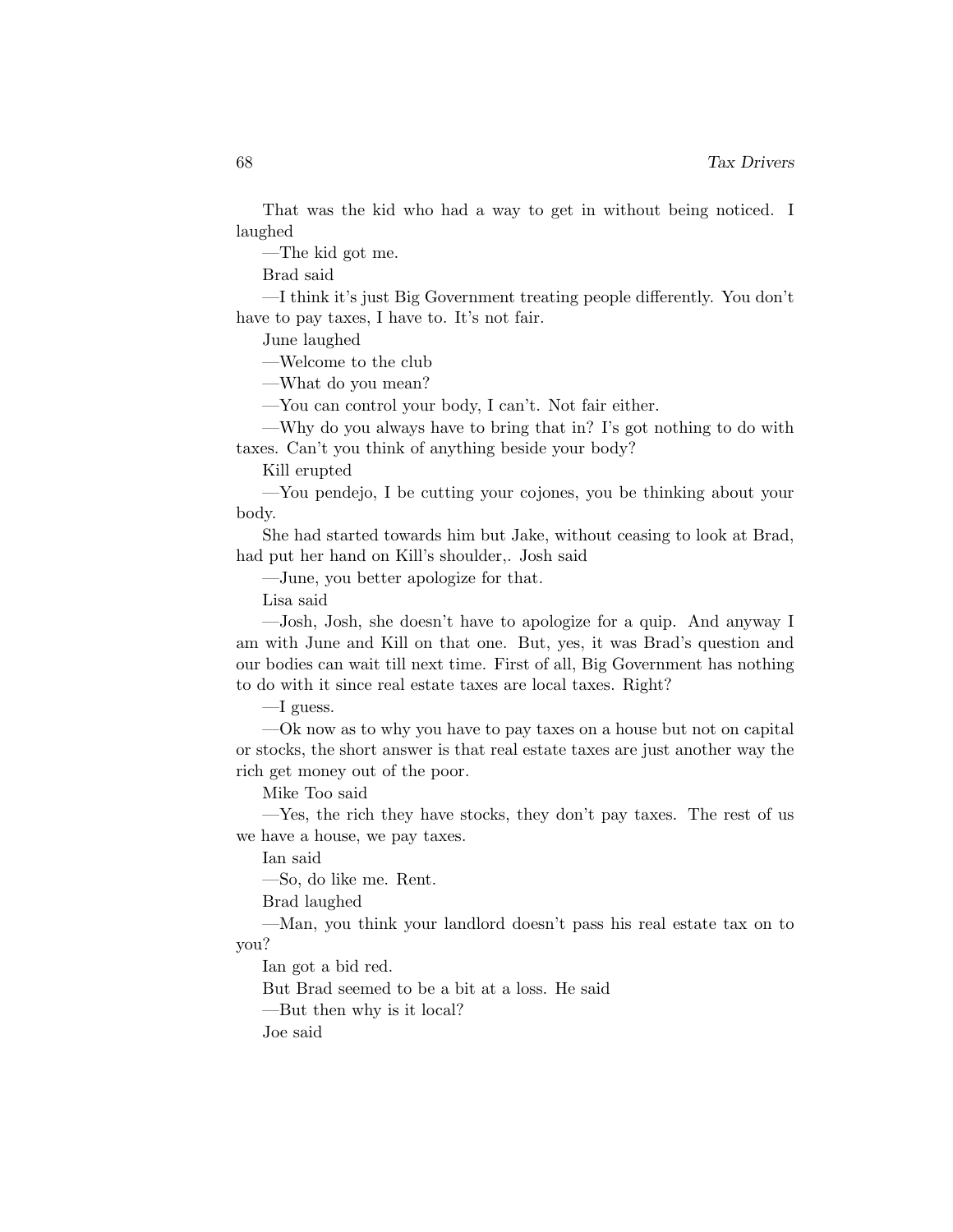That was the kid who had a way to get in without being noticed. I laughed

—The kid got me.

Brad said

—I think it's just Big Government treating people differently. You don't have to pay taxes, I have to. It's not fair.

June laughed

—Welcome to the club

—What do you mean?

—You can control your body, I can't. Not fair either.

—Why do you always have to bring that in? I's got nothing to do with taxes. Can't you think of anything beside your body?

Kill erupted

—You pendejo, I be cutting your cojones, you be thinking about your body.

She had started towards him but Jake, without ceasing to look at Brad, had put her hand on Kill's shoulder,. Josh said

—June, you better apologize for that.

Lisa said

—Josh, Josh, she doesn't have to apologize for a quip. And anyway I am with June and Kill on that one. But, yes, it was Brad's question and our bodies can wait till next time. First of all, Big Government has nothing to do with it since real estate taxes are local taxes. Right?

—I guess.

—Ok now as to why you have to pay taxes on a house but not on capital or stocks, the short answer is that real estate taxes are just another way the rich get money out of the poor.

Mike Too said

—Yes, the rich they have stocks, they don't pay taxes. The rest of us we have a house, we pay taxes.

Ian said

—So, do like me. Rent.

Brad laughed

—Man, you think your landlord doesn't pass his real estate tax on to you?

Ian got a bid red.

But Brad seemed to be a bit at a loss. He said

—But then why is it local?

Joe said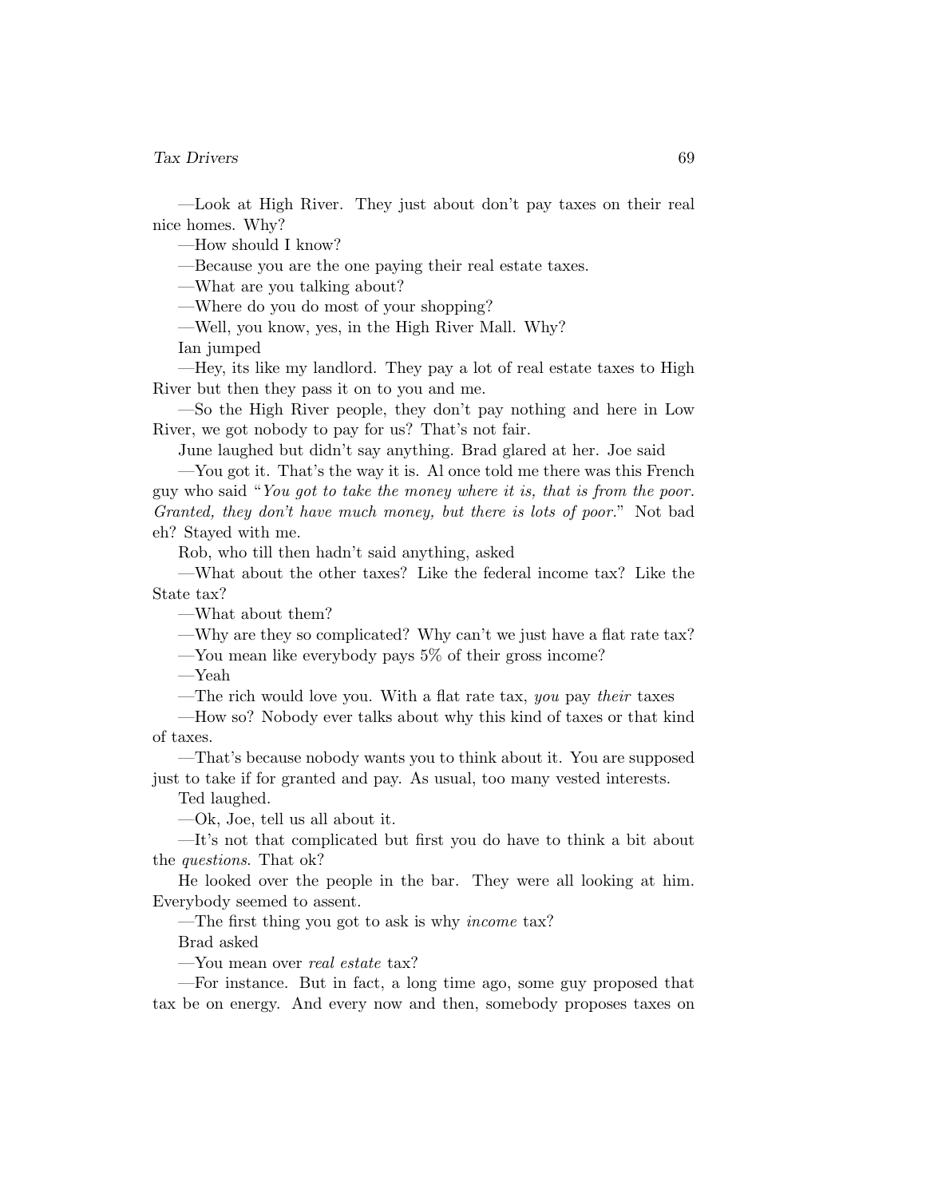—Look at High River. They just about don't pay taxes on their real nice homes. Why?

—How should I know?

—Because you are the one paying their real estate taxes.

—What are you talking about?

—Where do you do most of your shopping?

—Well, you know, yes, in the High River Mall. Why?

Ian jumped

—Hey, its like my landlord. They pay a lot of real estate taxes to High River but then they pass it on to you and me.

—So the High River people, they don't pay nothing and here in Low River, we got nobody to pay for us? That's not fair.

June laughed but didn't say anything. Brad glared at her. Joe said

—You got it. That's the way it is. Al once told me there was this French guy who said "*You got to take the money where it is, that is from the poor. Granted, they don't have much money, but there is lots of poor.*" Not bad eh? Stayed with me.

Rob, who till then hadn't said anything, asked

—What about the other taxes? Like the federal income tax? Like the State tax?

—What about them?

—Why are they so complicated? Why can't we just have a flat rate tax?

—You mean like everybody pays 5% of their gross income?

—Yeah

—The rich would love you. With a flat rate tax, *you* pay *their* taxes

—How so? Nobody ever talks about why this kind of taxes or that kind of taxes.

—That's because nobody wants you to think about it. You are supposed just to take if for granted and pay. As usual, too many vested interests.

Ted laughed.

—Ok, Joe, tell us all about it.

—It's not that complicated but first you do have to think a bit about the *questions*. That ok?

He looked over the people in the bar. They were all looking at him. Everybody seemed to assent.

—The first thing you got to ask is why *income* tax?

Brad asked

—You mean over *real estate* tax?

—For instance. But in fact, a long time ago, some guy proposed that tax be on energy. And every now and then, somebody proposes taxes on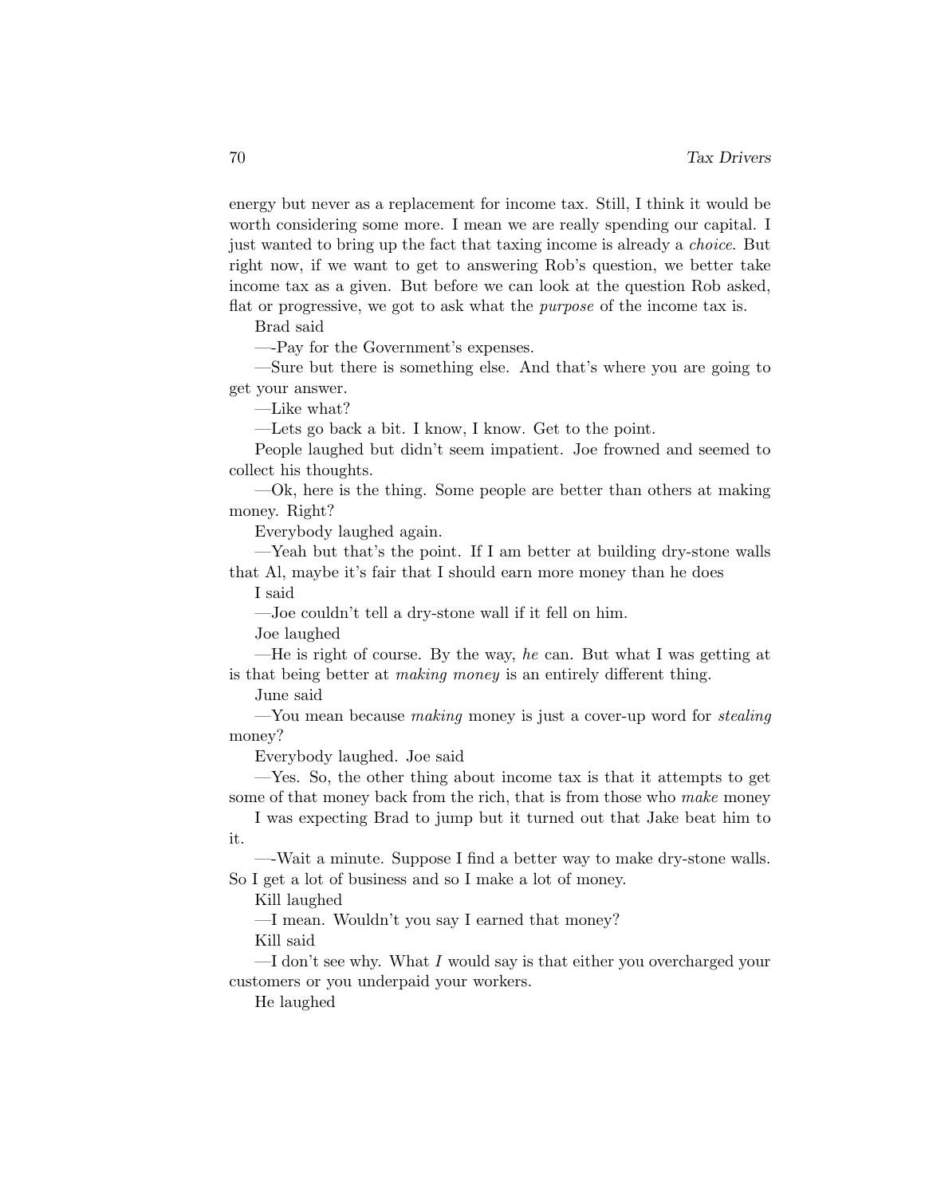energy but never as a replacement for income tax. Still, I think it would be worth considering some more. I mean we are really spending our capital. I just wanted to bring up the fact that taxing income is already a *choice*. But right now, if we want to get to answering Rob's question, we better take income tax as a given. But before we can look at the question Rob asked, flat or progressive, we got to ask what the *purpose* of the income tax is.

Brad said

—-Pay for the Government's expenses.

—Sure but there is something else. And that's where you are going to get your answer.

—Like what?

—Lets go back a bit. I know, I know. Get to the point.

People laughed but didn't seem impatient. Joe frowned and seemed to collect his thoughts.

—Ok, here is the thing. Some people are better than others at making money. Right?

Everybody laughed again.

—Yeah but that's the point. If I am better at building dry-stone walls that Al, maybe it's fair that I should earn more money than he does

I said

—Joe couldn't tell a dry-stone wall if it fell on him.

Joe laughed

—He is right of course. By the way, *he* can. But what I was getting at is that being better at *making money* is an entirely different thing.

June said

—You mean because *making* money is just a cover-up word for *stealing* money?

Everybody laughed. Joe said

—Yes. So, the other thing about income tax is that it attempts to get some of that money back from the rich, that is from those who *make* money

I was expecting Brad to jump but it turned out that Jake beat him to it.

—-Wait a minute. Suppose I find a better way to make dry-stone walls. So I get a lot of business and so I make a lot of money.

Kill laughed

—I mean. Wouldn't you say I earned that money?

Kill said

—I don't see why. What *I* would say is that either you overcharged your customers or you underpaid your workers.

He laughed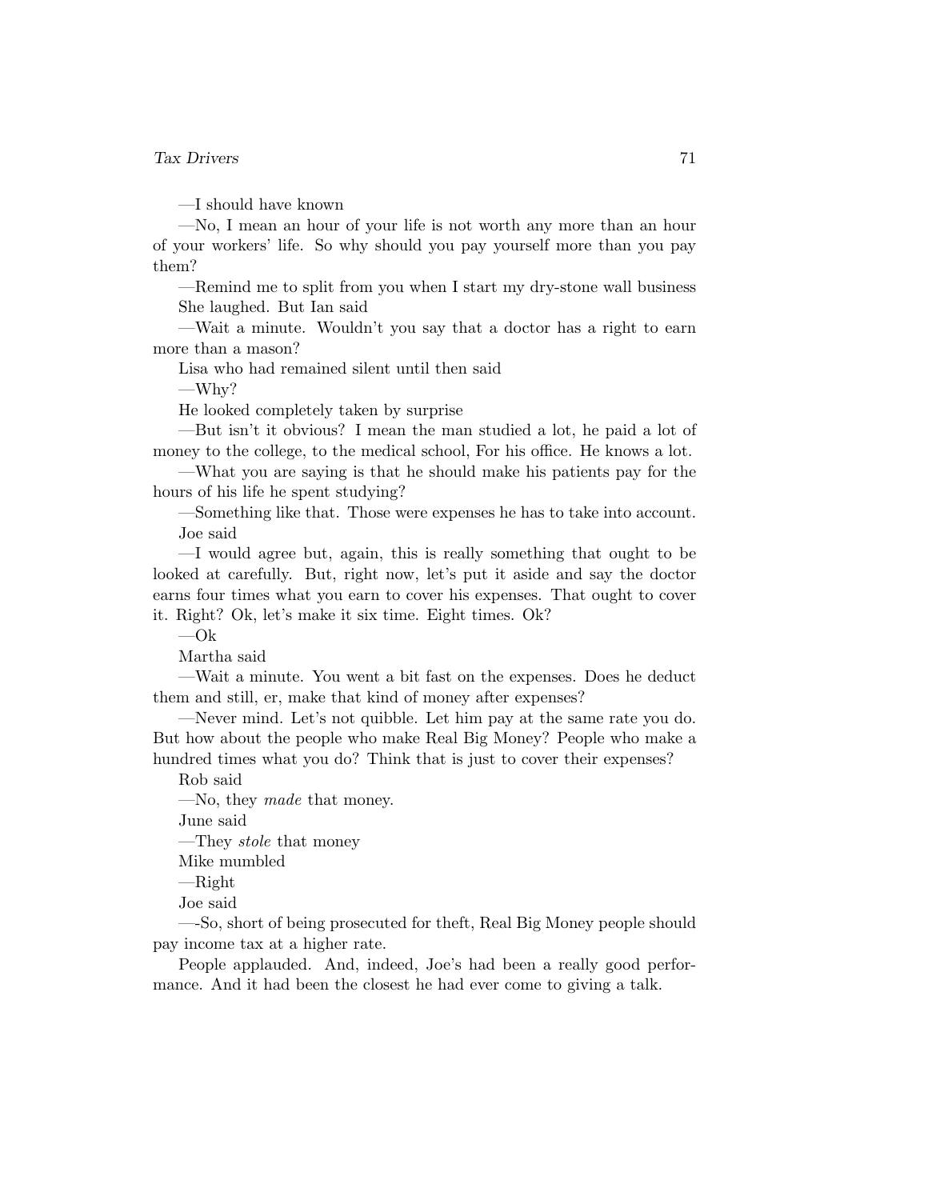—I should have known

—No, I mean an hour of your life is not worth any more than an hour of your workers' life. So why should you pay yourself more than you pay them?

—Remind me to split from you when I start my dry-stone wall business

She laughed. But Ian said

—Wait a minute. Wouldn't you say that a doctor has a right to earn more than a mason?

Lisa who had remained silent until then said

—Why?

He looked completely taken by surprise

—But isn't it obvious? I mean the man studied a lot, he paid a lot of money to the college, to the medical school, For his office. He knows a lot.

—What you are saying is that he should make his patients pay for the hours of his life he spent studying?

—Something like that. Those were expenses he has to take into account.

Joe said

—I would agree but, again, this is really something that ought to be looked at carefully. But, right now, let's put it aside and say the doctor earns four times what you earn to cover his expenses. That ought to cover it. Right? Ok, let's make it six time. Eight times. Ok?

—Ok

Martha said

—Wait a minute. You went a bit fast on the expenses. Does he deduct them and still, er, make that kind of money after expenses?

—Never mind. Let's not quibble. Let him pay at the same rate you do. But how about the people who make Real Big Money? People who make a hundred times what you do? Think that is just to cover their expenses?

Rob said

—No, they *made* that money.

June said

—They *stole* that money

Mike mumbled

—Right

Joe said

—-So, short of being prosecuted for theft, Real Big Money people should pay income tax at a higher rate.

People applauded. And, indeed, Joe's had been a really good performance. And it had been the closest he had ever come to giving a talk.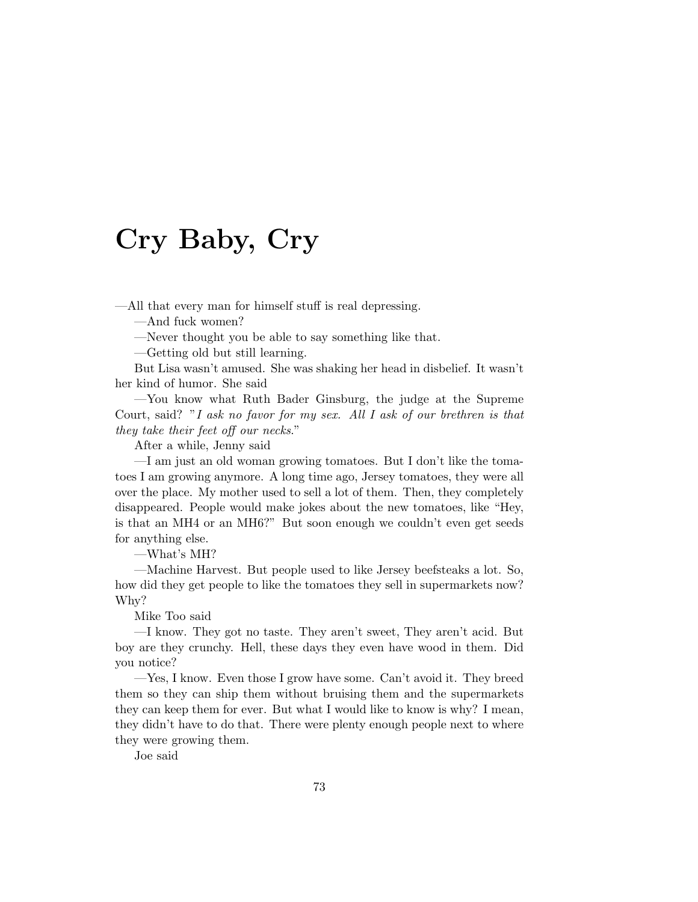# Cry Baby, Cry

—All that every man for himself stuff is real depressing.

—And fuck women?

—Never thought you be able to say something like that.

—Getting old but still learning.

But Lisa wasn't amused. She was shaking her head in disbelief. It wasn't her kind of humor. She said

—You know what Ruth Bader Ginsburg, the judge at the Supreme Court, said? "*I ask no favor for my sex. All I ask of our brethren is that they take their feet off our necks.*"

After a while, Jenny said

—I am just an old woman growing tomatoes. But I don't like the tomatoes I am growing anymore. A long time ago, Jersey tomatoes, they were all over the place. My mother used to sell a lot of them. Then, they completely disappeared. People would make jokes about the new tomatoes, like "Hey, is that an MH4 or an MH6?" But soon enough we couldn't even get seeds for anything else.

—What's MH?

—Machine Harvest. But people used to like Jersey beefsteaks a lot. So, how did they get people to like the tomatoes they sell in supermarkets now? Why?

Mike Too said

—I know. They got no taste. They aren't sweet, They aren't acid. But boy are they crunchy. Hell, these days they even have wood in them. Did you notice?

—Yes, I know. Even those I grow have some. Can't avoid it. They breed them so they can ship them without bruising them and the supermarkets they can keep them for ever. But what I would like to know is why? I mean, they didn't have to do that. There were plenty enough people next to where they were growing them.

Joe said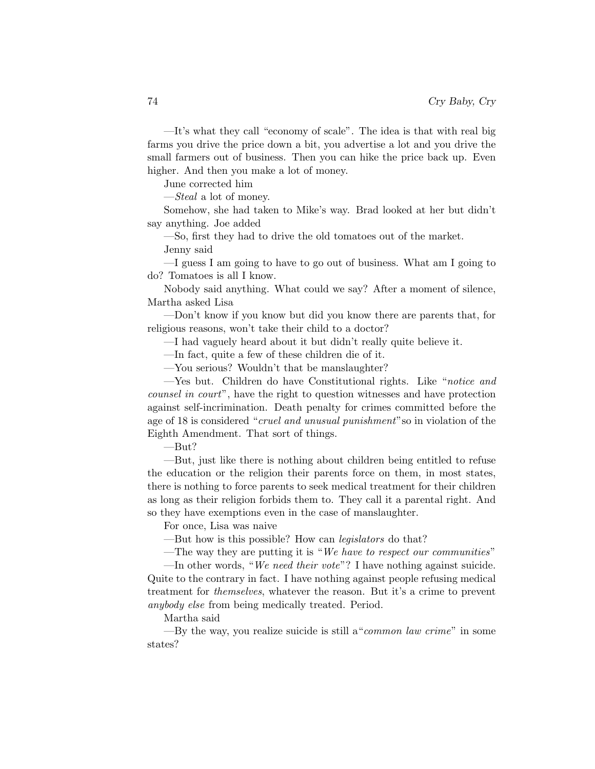—It's what they call "economy of scale". The idea is that with real big farms you drive the price down a bit, you advertise a lot and you drive the small farmers out of business. Then you can hike the price back up. Even higher. And then you make a lot of money.

June corrected him

—*Steal* a lot of money.

Somehow, she had taken to Mike's way. Brad looked at her but didn't say anything. Joe added

—So, first they had to drive the old tomatoes out of the market.

Jenny said

—I guess I am going to have to go out of business. What am I going to do? Tomatoes is all I know.

Nobody said anything. What could we say? After a moment of silence, Martha asked Lisa

—Don't know if you know but did you know there are parents that, for religious reasons, won't take their child to a doctor?

—I had vaguely heard about it but didn't really quite believe it.

—In fact, quite a few of these children die of it.

—You serious? Wouldn't that be manslaughter?

—Yes but. Children do have Constitutional rights. Like "*notice and counsel in court*", have the right to question witnesses and have protection against self-incrimination. Death penalty for crimes committed before the age of 18 is considered "*cruel and unusual punishment*" so in violation of the Eighth Amendment. That sort of things.

—But?

—But, just like there is nothing about children being entitled to refuse the education or the religion their parents force on them, in most states, there is nothing to force parents to seek medical treatment for their children as long as their religion forbids them to. They call it a parental right. And so they have exemptions even in the case of manslaughter.

For once, Lisa was naive

—But how is this possible? How can *legislators* do that?

—The way they are putting it is "*We have to respect our communities*"

—In other words, "*We need their vote*"? I have nothing against suicide. Quite to the contrary in fact. I have nothing against people refusing medical treatment for *themselves*, whatever the reason. But it's a crime to prevent *anybody else* from being medically treated. Period.

Martha said

—By the way, you realize suicide is still a "*common law crime*" in some states?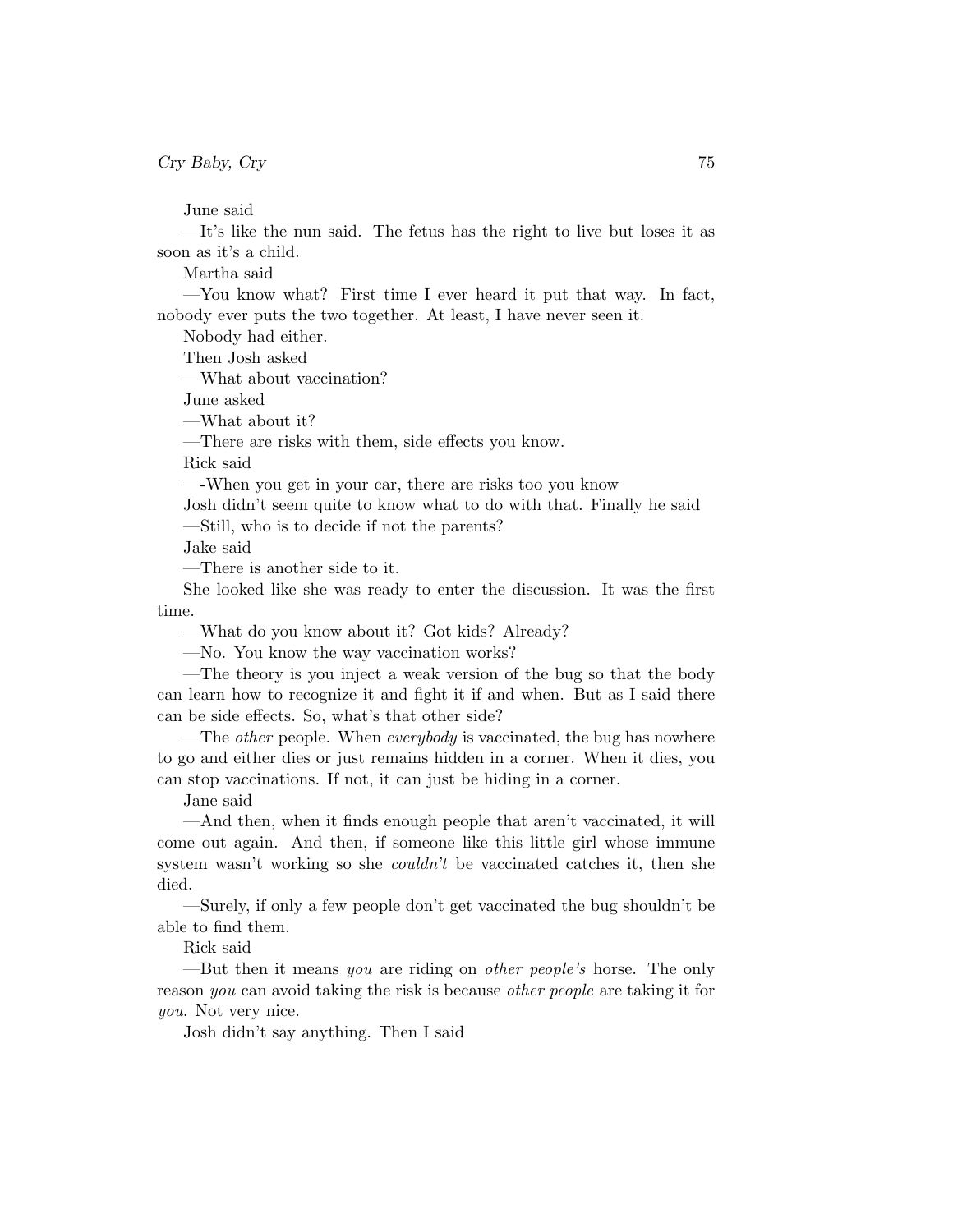June said

—It's like the nun said. The fetus has the right to live but loses it as soon as it's a child.

Martha said

—You know what? First time I ever heard it put that way. In fact, nobody ever puts the two together. At least, I have never seen it.

Nobody had either.

Then Josh asked

—What about vaccination?

June asked

—What about it?

—There are risks with them, side effects you know.

Rick said

—-When you get in your car, there are risks too you know

Josh didn't seem quite to know what to do with that. Finally he said

—Still, who is to decide if not the parents?

Jake said

—There is another side to it.

She looked like she was ready to enter the discussion. It was the first time.

—What do you know about it? Got kids? Already?

—No. You know the way vaccination works?

—The theory is you inject a weak version of the bug so that the body can learn how to recognize it and fight it if and when. But as I said there can be side effects. So, what's that other side?

—The *other* people. When *everybody* is vaccinated, the bug has nowhere to go and either dies or just remains hidden in a corner. When it dies, you can stop vaccinations. If not, it can just be hiding in a corner.

Jane said

—And then, when it finds enough people that aren't vaccinated, it will come out again. And then, if someone like this little girl whose immune system wasn't working so she *couldn't* be vaccinated catches it, then she died.

—Surely, if only a few people don't get vaccinated the bug shouldn't be able to find them.

Rick said

—But then it means *you* are riding on *other people's* horse. The only reason *you* can avoid taking the risk is because *other people* are taking it for *you*. Not very nice.

Josh didn't say anything. Then I said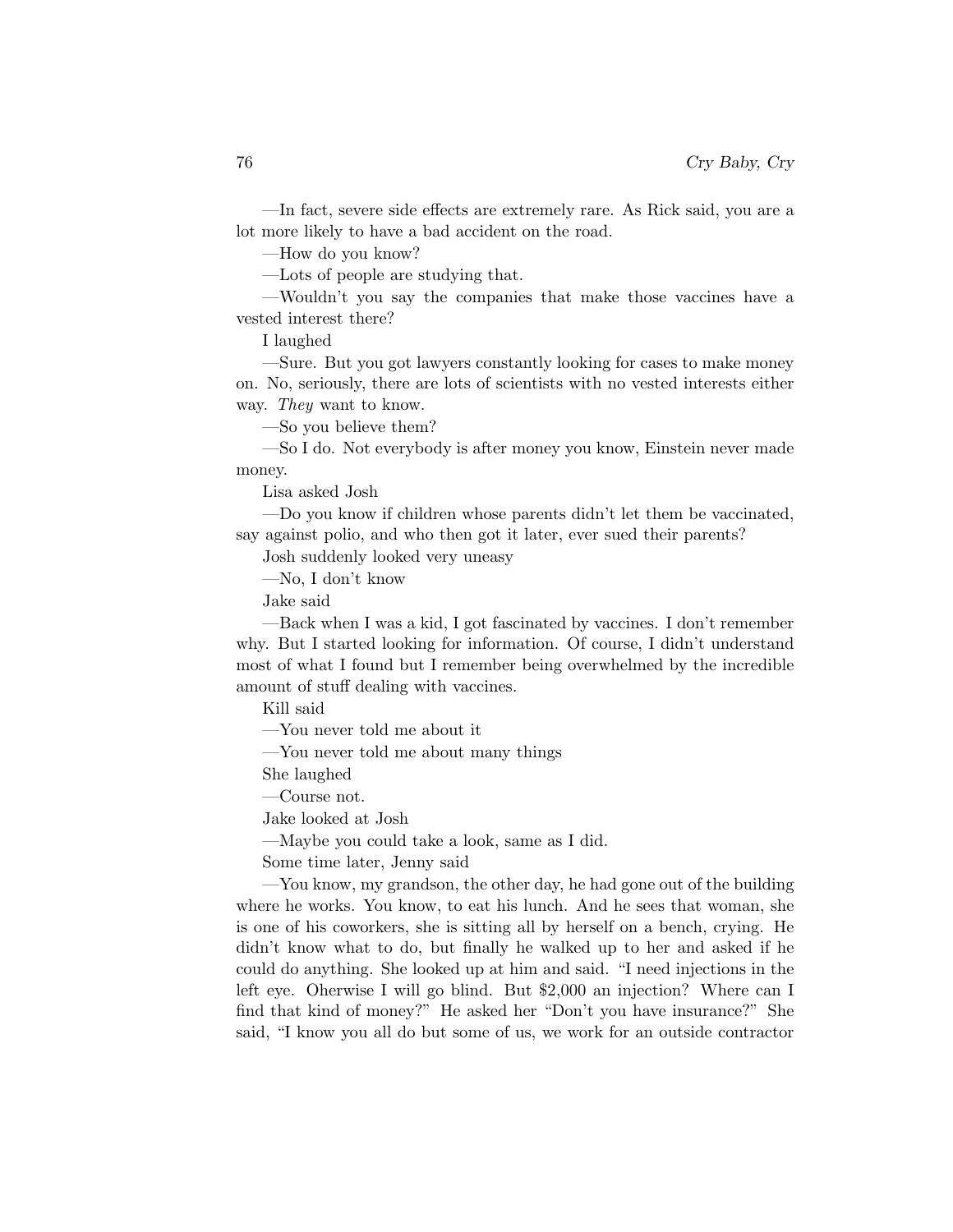—In fact, severe side effects are extremely rare. As Rick said, you are a lot more likely to have a bad accident on the road.

—How do you know?

—Lots of people are studying that.

—Wouldn't you say the companies that make those vaccines have a vested interest there?

I laughed

—Sure. But you got lawyers constantly looking for cases to make money on. No, seriously, there are lots of scientists with no vested interests either way. *They* want to know.

—So you believe them?

—So I do. Not everybody is after money you know, Einstein never made money.

Lisa asked Josh

—Do you know if children whose parents didn't let them be vaccinated, say against polio, and who then got it later, ever sued their parents?

Josh suddenly looked very uneasy

—No, I don't know

Jake said

—Back when I was a kid, I got fascinated by vaccines. I don't remember why. But I started looking for information. Of course, I didn't understand most of what I found but I remember being overwhelmed by the incredible amount of stuff dealing with vaccines.

Kill said

—You never told me about it

—You never told me about many things

She laughed

—Course not.

Jake looked at Josh

—Maybe you could take a look, same as I did.

Some time later, Jenny said

—You know, my grandson, the other day, he had gone out of the building where he works. You know, to eat his lunch. And he sees that woman, she is one of his coworkers, she is sitting all by herself on a bench, crying. He didn't know what to do, but finally he walked up to her and asked if he could do anything. She looked up at him and said. "I need injections in the left eye. Oherwise I will go blind. But $2,000 an injection? Where can I find that kind of money?" He asked her "Don't you have insurance?" She said, "I know you all do but some of us, we work for an outside contractor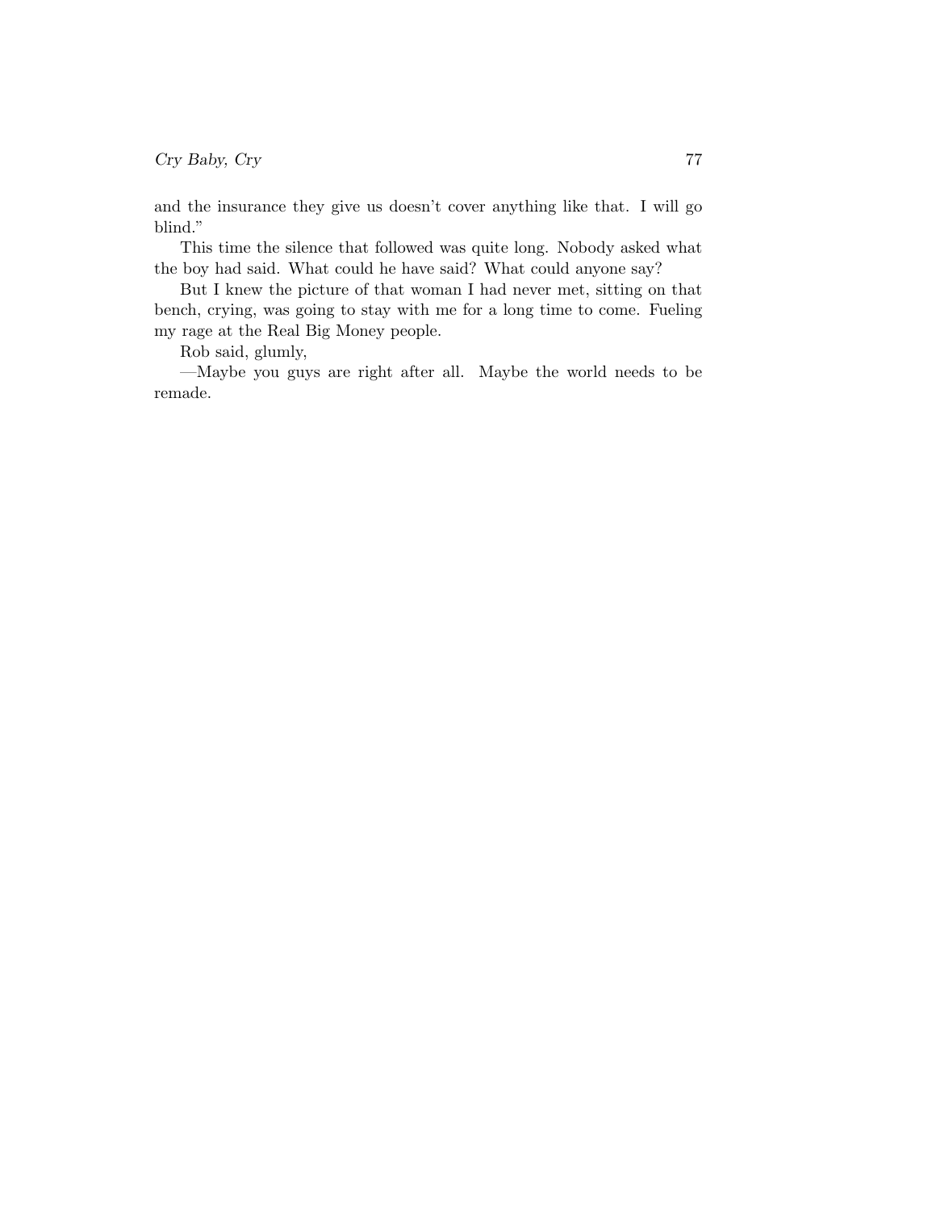and the insurance they give us doesn't cover anything like that. I will go blind."

This time the silence that followed was quite long. Nobody asked what the boy had said. What could he have said? What could anyone say?

But I knew the picture of that woman I had never met, sitting on that bench, crying, was going to stay with me for a long time to come. Fueling my rage at the Real Big Money people.

Rob said, glumly,

—Maybe you guys are right after all. Maybe the world needs to be remade.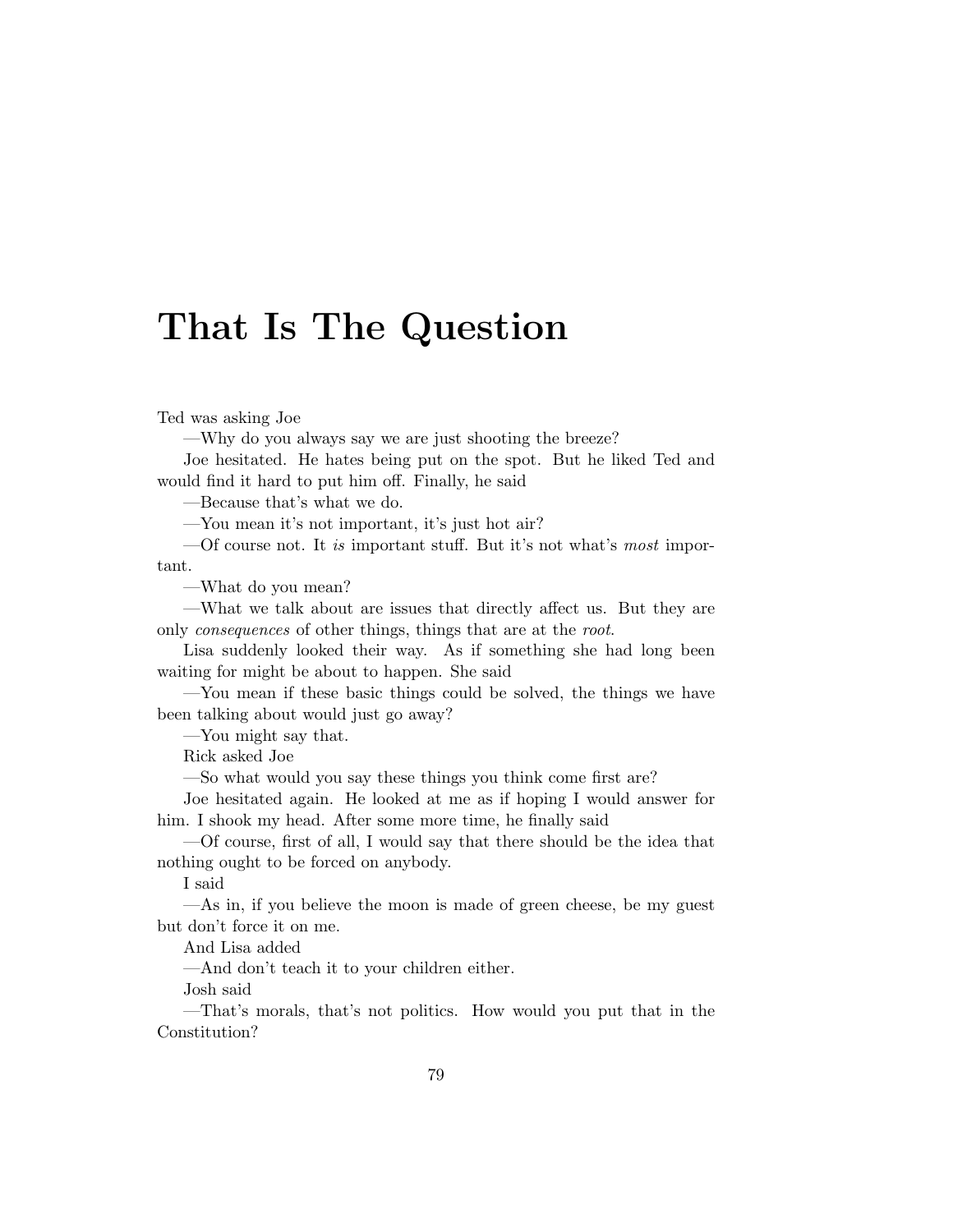# That Is The Question

Ted was asking Joe

—Why do you always say we are just shooting the breeze?

Joe hesitated. He hates being put on the spot. But he liked Ted and would find it hard to put him off. Finally, he said

—Because that's what we do.

—You mean it's not important, it's just hot air?

—Of course not. It *is* important stuff. But it's not what's *most* important.

—What do you mean?

—What we talk about are issues that directly affect us. But they are only *consequences* of other things, things that are at the *root*.

Lisa suddenly looked their way. As if something she had long been waiting for might be about to happen. She said

—You mean if these basic things could be solved, the things we have been talking about would just go away?

—You might say that.

Rick asked Joe

—So what would you say these things you think come first are?

Joe hesitated again. He looked at me as if hoping I would answer for him. I shook my head. After some more time, he finally said

—Of course, first of all, I would say that there should be the idea that nothing ought to be forced on anybody.

I said

—As in, if you believe the moon is made of green cheese, be my guest but don't force it on me.

And Lisa added

—And don't teach it to your children either.

Josh said

—That's morals, that's not politics. How would you put that in the Constitution?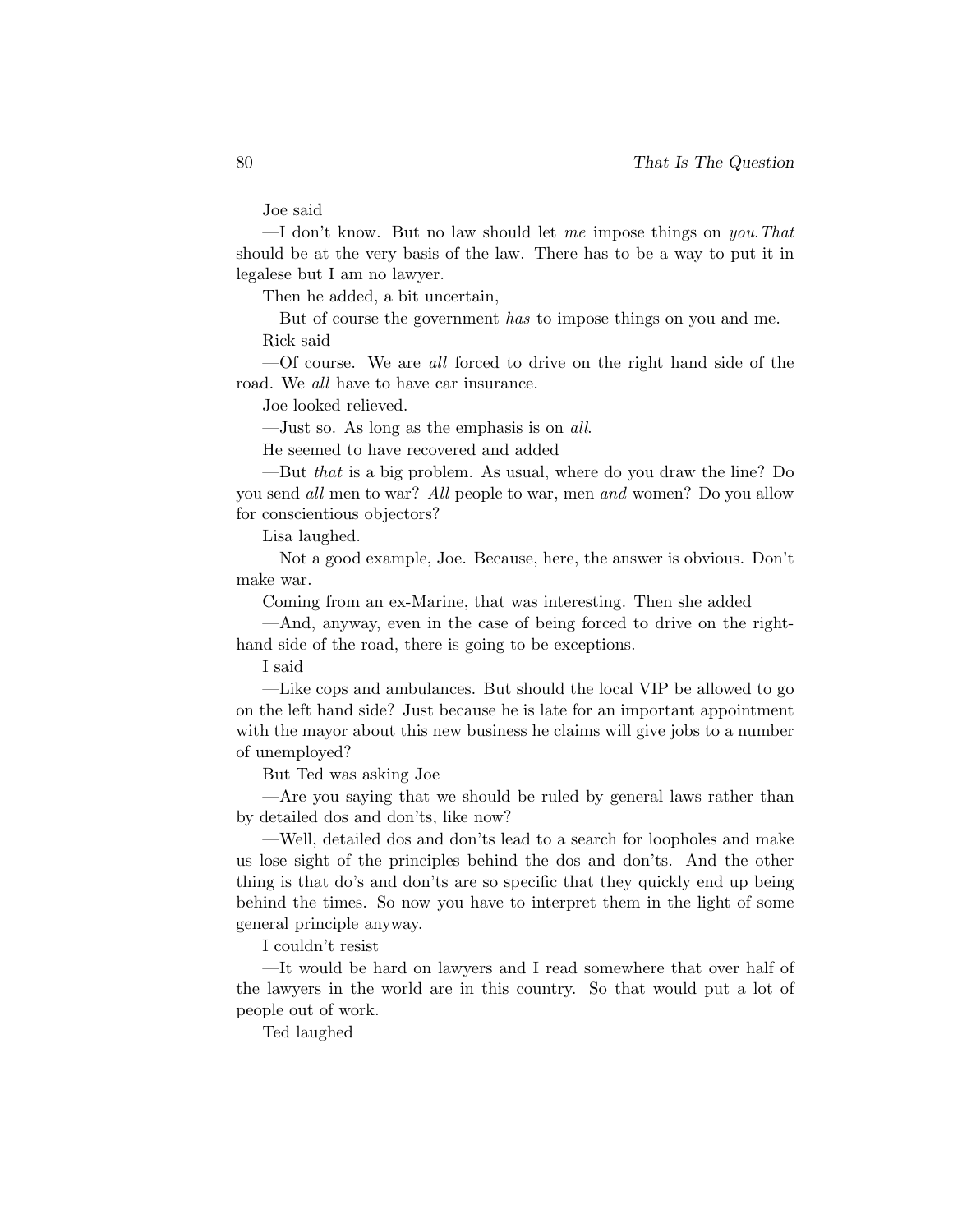Joe said

—I don't know. But no law should let *me* impose things on *you.That* should be at the very basis of the law. There has to be a way to put it in legalese but I am no lawyer.

Then he added, a bit uncertain,

—But of course the government *has* to impose things on you and me.

Rick said

—Of course. We are *all* forced to drive on the right hand side of the road. We *all* have to have car insurance.

Joe looked relieved.

—Just so. As long as the emphasis is on *all*.

He seemed to have recovered and added

—But *that* is a big problem. As usual, where do you draw the line? Do you send *all* men to war? *All* people to war, men *and* women? Do you allow for conscientious objectors?

Lisa laughed.

—Not a good example, Joe. Because, here, the answer is obvious. Don't make war.

Coming from an ex-Marine, that was interesting. Then she added

—And, anyway, even in the case of being forced to drive on the right-hand side of the road, there is going to be exceptions.

I said

—Like cops and ambulances. But should the local VIP be allowed to go on the left hand side? Just because he is late for an important appointment with the mayor about this new business he claims will give jobs to a number of unemployed?

But Ted was asking Joe

—Are you saying that we should be ruled by general laws rather than by detailed dos and don'ts, like now?

—Well, detailed dos and don'ts lead to a search for loopholes and make us lose sight of the principles behind the dos and don'ts. And the other thing is that do's and don'ts are so specific that they quickly end up being behind the times. So now you have to interpret them in the light of some general principle anyway.

I couldn't resist

—It would be hard on lawyers and I read somewhere that over half of the lawyers in the world are in this country. So that would put a lot of people out of work.

Ted laughed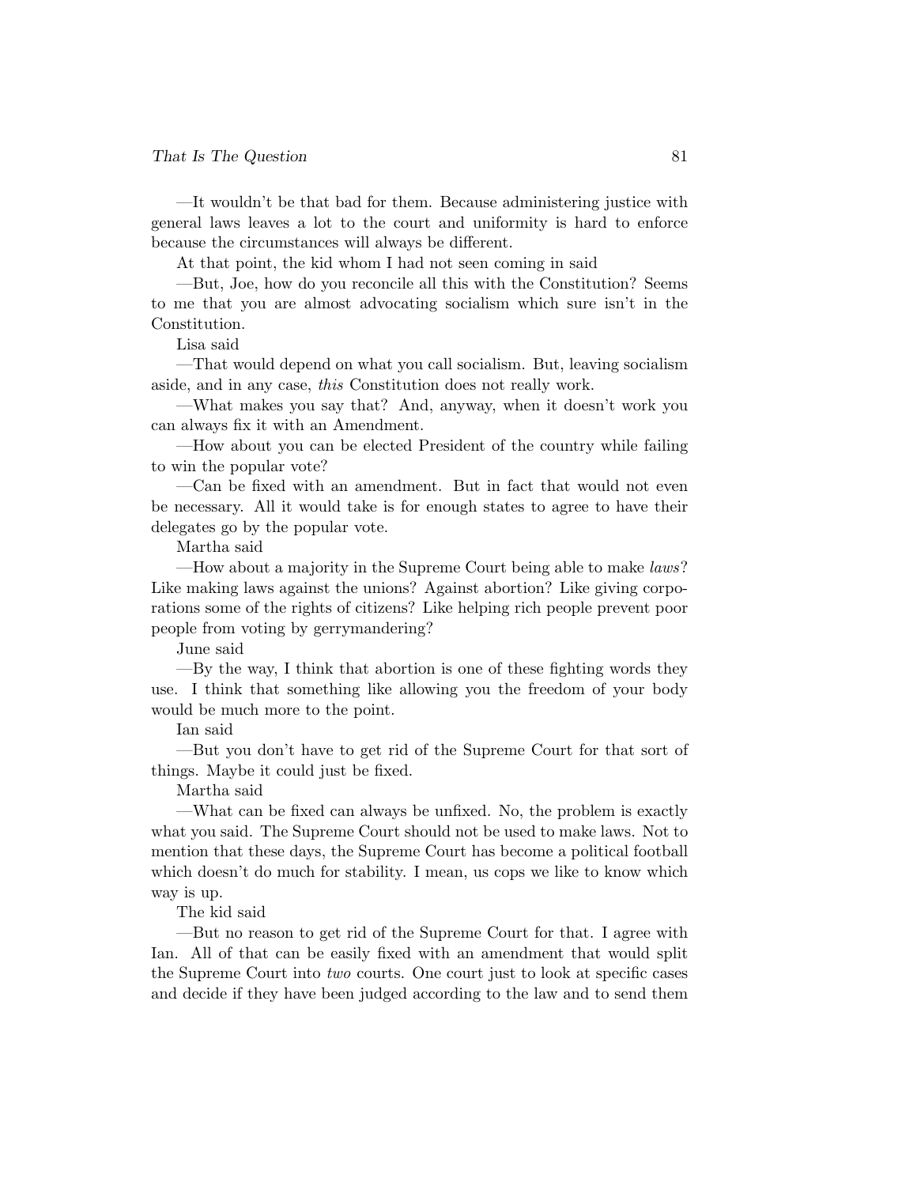—It wouldn't be that bad for them. Because administering justice with general laws leaves a lot to the court and uniformity is hard to enforce because the circumstances will always be different.

At that point, the kid whom I had not seen coming in said

—But, Joe, how do you reconcile all this with the Constitution? Seems to me that you are almost advocating socialism which sure isn't in the Constitution.

Lisa said

—That would depend on what you call socialism. But, leaving socialism aside, and in any case, *this* Constitution does not really work.

—What makes you say that? And, anyway, when it doesn't work you can always fix it with an Amendment.

—How about you can be elected President of the country while failing to win the popular vote?

—Can be fixed with an amendment. But in fact that would not even be necessary. All it would take is for enough states to agree to have their delegates go by the popular vote.

Martha said

—How about a majority in the Supreme Court being able to make *laws*? Like making laws against the unions? Against abortion? Like giving corporations some of the rights of citizens? Like helping rich people prevent poor people from voting by gerrymandering?

June said

—By the way, I think that abortion is one of these fighting words they use. I think that something like allowing you the freedom of your body would be much more to the point.

Ian said

—But you don't have to get rid of the Supreme Court for that sort of things. Maybe it could just be fixed.

Martha said

—What can be fixed can always be unfixed. No, the problem is exactly what you said. The Supreme Court should not be used to make laws. Not to mention that these days, the Supreme Court has become a political football which doesn't do much for stability. I mean, us cops we like to know which way is up.

The kid said

—But no reason to get rid of the Supreme Court for that. I agree with Ian. All of that can be easily fixed with an amendment that would split the Supreme Court into *two* courts. One court just to look at specific cases and decide if they have been judged according to the law and to send them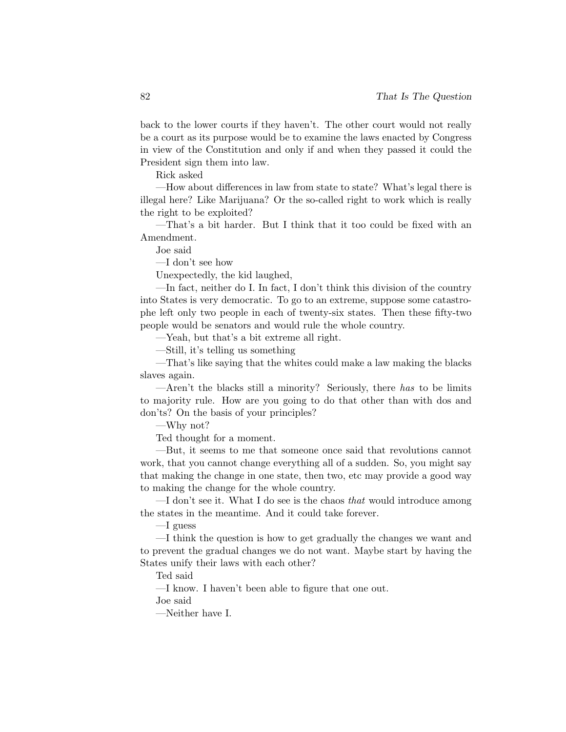back to the lower courts if they haven't. The other court would not really be a court as its purpose would be to examine the laws enacted by Congress in view of the Constitution and only if and when they passed it could the President sign them into law.

Rick asked

—How about differences in law from state to state? What's legal there is illegal here? Like Marijuana? Or the so-called right to work which is really the right to be exploited?

—That's a bit harder. But I think that it too could be fixed with an Amendment.

Joe said

—I don't see how

Unexpectedly, the kid laughed,

—In fact, neither do I. In fact, I don't think this division of the country into States is very democratic. To go to an extreme, suppose some catastrophe left only two people in each of twenty-six states. Then these fifty-two people would be senators and would rule the whole country.

—Yeah, but that's a bit extreme all right.

—Still, it's telling us something

—That's like saying that the whites could make a law making the blacks slaves again.

—Aren't the blacks still a minority? Seriously, there *has* to be limits to majority rule. How are you going to do that other than with dos and don'ts? On the basis of your principles?

—Why not?

Ted thought for a moment.

—But, it seems to me that someone once said that revolutions cannot work, that you cannot change everything all of a sudden. So, you might say that making the change in one state, then two, etc may provide a good way to making the change for the whole country.

—I don't see it. What I do see is the chaos *that* would introduce among the states in the meantime. And it could take forever.

—I guess

—I think the question is how to get gradually the changes we want and to prevent the gradual changes we do not want. Maybe start by having the States unify their laws with each other?

Ted said

—I know. I haven't been able to figure that one out.

Joe said

—Neither have I.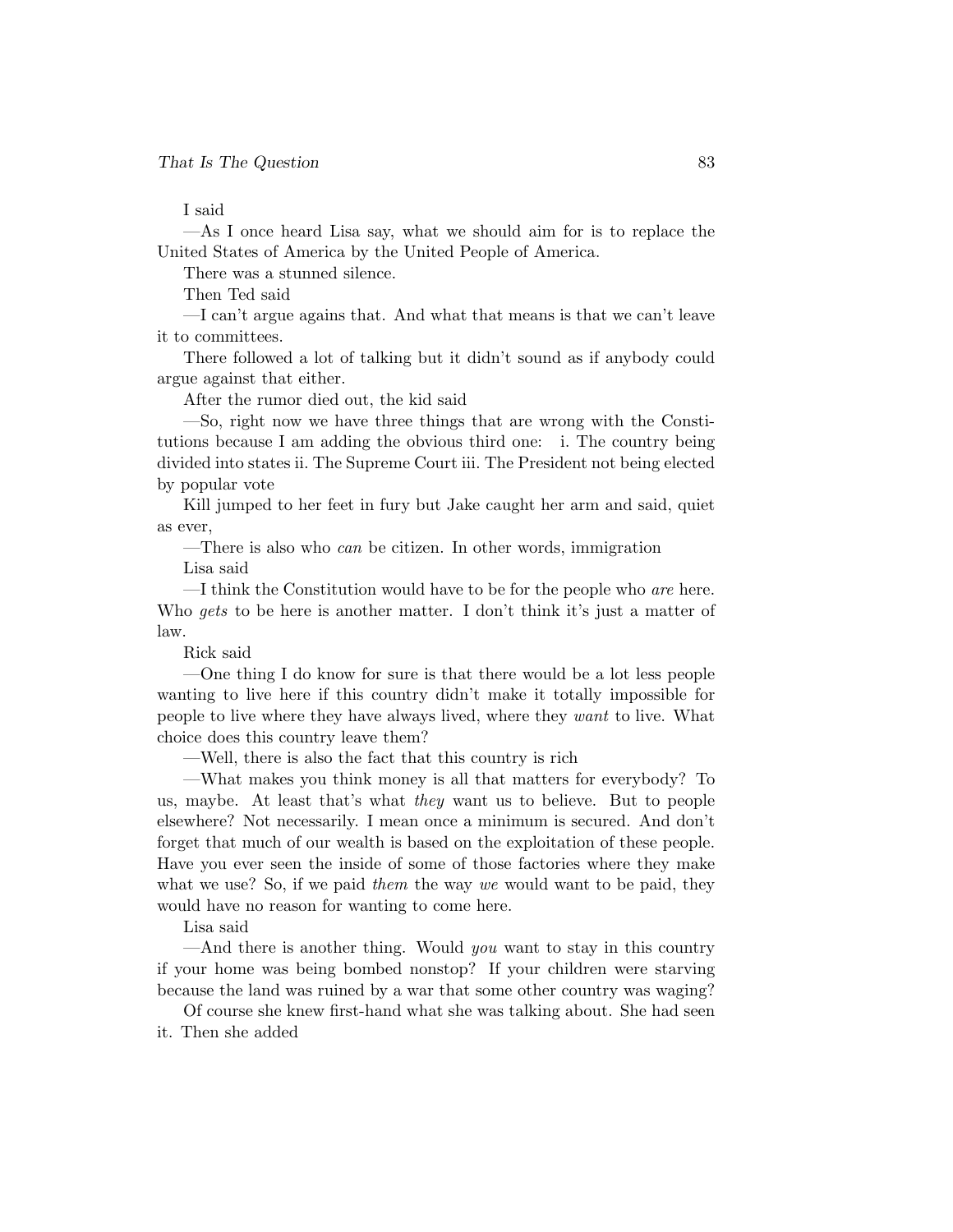I said

—As I once heard Lisa say, what we should aim for is to replace the United States of America by the United People of America.

There was a stunned silence.

Then Ted said

—I can't argue agains that. And what that means is that we can't leave it to committees.

There followed a lot of talking but it didn't sound as if anybody could argue against that either.

After the rumor died out, the kid said

—So, right now we have three things that are wrong with the Constitutions because I am adding the obvious third one: i. The country being divided into states ii. The Supreme Court iii. The President not being elected by popular vote

Kill jumped to her feet in fury but Jake caught her arm and said, quiet as ever,

—There is also who *can* be citizen. In other words, immigration

Lisa said

—I think the Constitution would have to be for the people who *are* here. Who *gets* to be here is another matter. I don't think it's just a matter of law.

Rick said

—One thing I do know for sure is that there would be a lot less people wanting to live here if this country didn't make it totally impossible for people to live where they have always lived, where they *want* to live. What choice does this country leave them?

—Well, there is also the fact that this country is rich

—What makes you think money is all that matters for everybody? To us, maybe. At least that's what *they* want us to believe. But to people elsewhere? Not necessarily. I mean once a minimum is secured. And don't forget that much of our wealth is based on the exploitation of these people. Have you ever seen the inside of some of those factories where they make what we use? So, if we paid *them* the way *we* would want to be paid, they would have no reason for wanting to come here.

Lisa said

—And there is another thing. Would *you* want to stay in this country if your home was being bombed nonstop? If your children were starving because the land was ruined by a war that some other country was waging?

Of course she knew first-hand what she was talking about. She had seen it. Then she added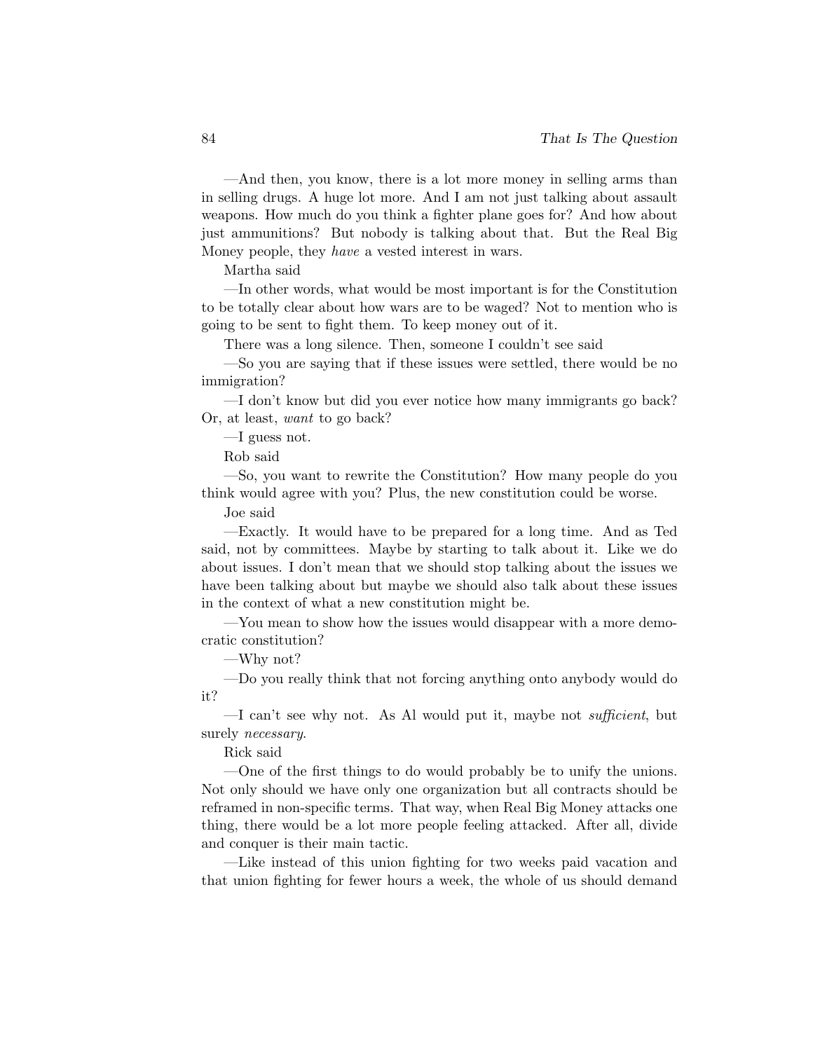—And then, you know, there is a lot more money in selling arms than in selling drugs. A huge lot more. And I am not just talking about assault weapons. How much do you think a fighter plane goes for? And how about just ammunitions? But nobody is talking about that. But the Real Big Money people, they *have* a vested interest in wars.

Martha said

—In other words, what would be most important is for the Constitution to be totally clear about how wars are to be waged? Not to mention who is going to be sent to fight them. To keep money out of it.

There was a long silence. Then, someone I couldn't see said

—So you are saying that if these issues were settled, there would be no immigration?

—I don't know but did you ever notice how many immigrants go back? Or, at least, *want* to go back?

—I guess not.

Rob said

—So, you want to rewrite the Constitution? How many people do you think would agree with you? Plus, the new constitution could be worse.

Joe said

—Exactly. It would have to be prepared for a long time. And as Ted said, not by committees. Maybe by starting to talk about it. Like we do about issues. I don't mean that we should stop talking about the issues we have been talking about but maybe we should also talk about these issues in the context of what a new constitution might be.

—You mean to show how the issues would disappear with a more democratic constitution?

—Why not?

—Do you really think that not forcing anything onto anybody would do it?

—I can't see why not. As Al would put it, maybe not *sufficient*, but surely *necessary*.

Rick said

—One of the first things to do would probably be to unify the unions. Not only should we have only one organization but all contracts should be reframed in non-specific terms. That way, when Real Big Money attacks one thing, there would be a lot more people feeling attacked. After all, divide and conquer is their main tactic.

—Like instead of this union fighting for two weeks paid vacation and that union fighting for fewer hours a week, the whole of us should demand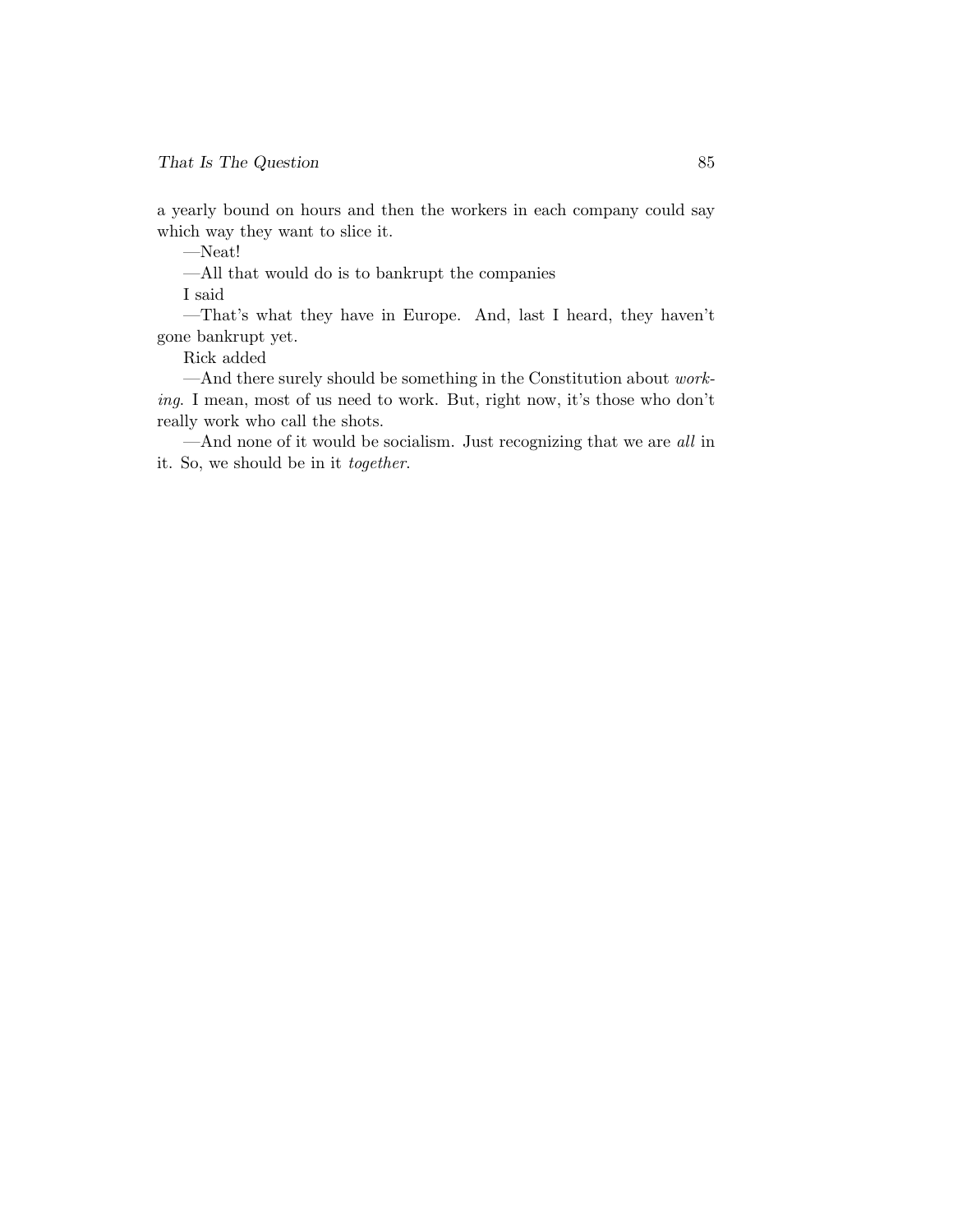a yearly bound on hours and then the workers in each company could say which way they want to slice it.

—Neat!

—All that would do is to bankrupt the companies

I said

—That's what they have in Europe. And, last I heard, they haven't gone bankrupt yet.

Rick added

—And there surely should be something in the Constitution about *working*. I mean, most of us need to work. But, right now, it's those who don't really work who call the shots.

—And none of it would be socialism. Just recognizing that we are *all* in it. So, we should be in it *together*.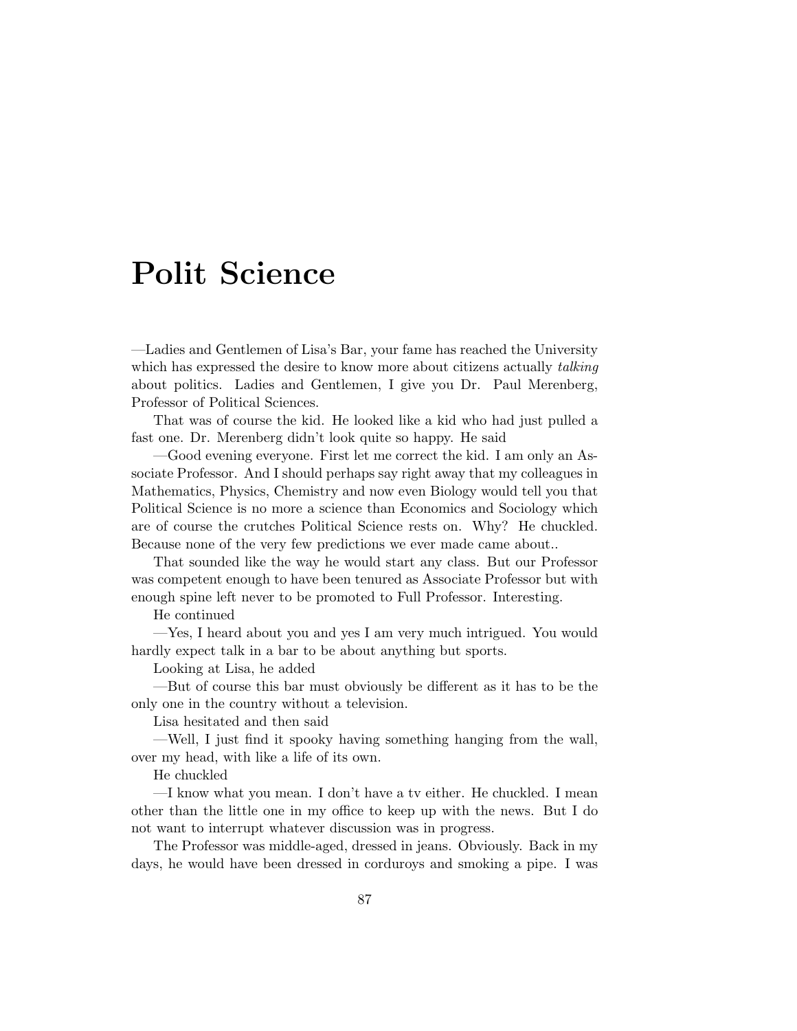# Polit Science

—Ladies and Gentlemen of Lisa's Bar, your fame has reached the University which has expressed the desire to know more about citizens actually *talking* about politics. Ladies and Gentlemen, I give you Dr. Paul Merenberg, Professor of Political Sciences.

That was of course the kid. He looked like a kid who had just pulled a fast one. Dr. Merenberg didn't look quite so happy. He said

—Good evening everyone. First let me correct the kid. I am only an Associate Professor. And I should perhaps say right away that my colleagues in Mathematics, Physics, Chemistry and now even Biology would tell you that Political Science is no more a science than Economics and Sociology which are of course the crutches Political Science rests on. Why? He chuckled. Because none of the very few predictions we ever made came about..

That sounded like the way he would start any class. But our Professor was competent enough to have been tenured as Associate Professor but with enough spine left never to be promoted to Full Professor. Interesting.

He continued

—Yes, I heard about you and yes I am very much intrigued. You would hardly expect talk in a bar to be about anything but sports.

Looking at Lisa, he added

—But of course this bar must obviously be different as it has to be the only one in the country without a television.

Lisa hesitated and then said

—Well, I just find it spooky having something hanging from the wall, over my head, with like a life of its own.

He chuckled

—I know what you mean. I don't have a tv either. He chuckled. I mean other than the little one in my office to keep up with the news. But I do not want to interrupt whatever discussion was in progress.

The Professor was middle-aged, dressed in jeans. Obviously. Back in my days, he would have been dressed in corduroys and smoking a pipe. I was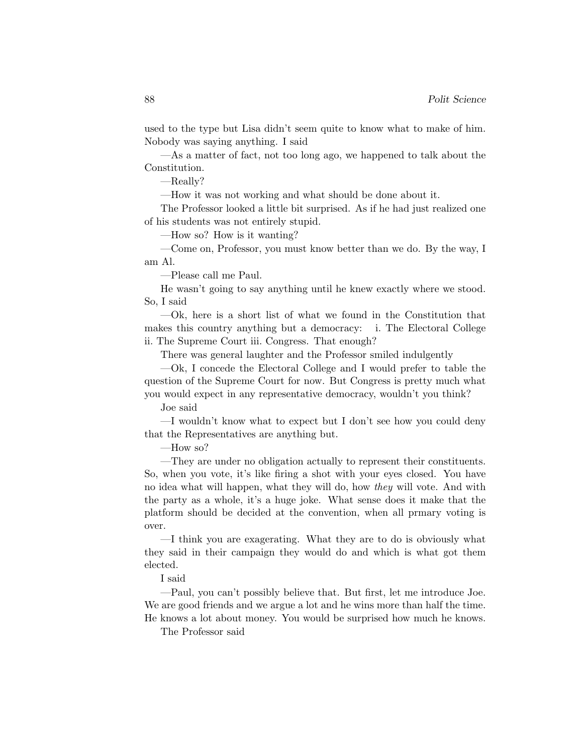used to the type but Lisa didn't seem quite to know what to make of him. Nobody was saying anything. I said

—As a matter of fact, not too long ago, we happened to talk about the Constitution.

—Really?

—How it was not working and what should be done about it.

The Professor looked a little bit surprised. As if he had just realized one of his students was not entirely stupid.

—How so? How is it wanting?

—Come on, Professor, you must know better than we do. By the way, I am Al.

—Please call me Paul.

He wasn't going to say anything until he knew exactly where we stood. So, I said

—Ok, here is a short list of what we found in the Constitution that makes this country anything but a democracy: i. The Electoral College ii. The Supreme Court iii. Congress. That enough?

There was general laughter and the Professor smiled indulgently

—Ok, I concede the Electoral College and I would prefer to table the question of the Supreme Court for now. But Congress is pretty much what you would expect in any representative democracy, wouldn't you think?

Joe said

—I wouldn't know what to expect but I don't see how you could deny that the Representatives are anything but.

—How so?

—They are under no obligation actually to represent their constituents. So, when you vote, it's like firing a shot with your eyes closed. You have no idea what will happen, what they will do, how *they* will vote. And with the party as a whole, it's a huge joke. What sense does it make that the platform should be decided at the convention, when all prmary voting is over.

—I think you are exagerating. What they are to do is obviously what they said in their campaign they would do and which is what got them elected.

I said

—Paul, you can't possibly believe that. But first, let me introduce Joe. We are good friends and we argue a lot and he wins more than half the time. He knows a lot about money. You would be surprised how much he knows.

The Professor said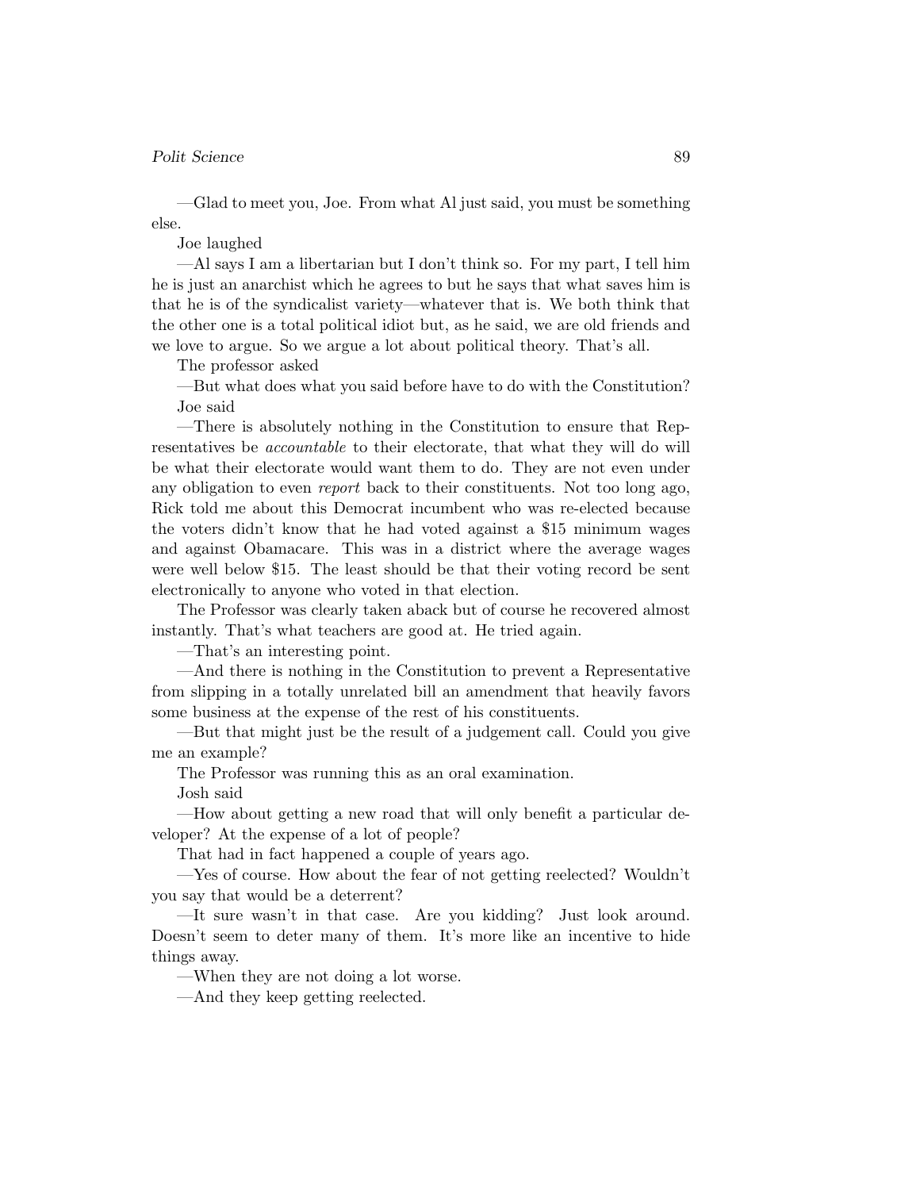—Glad to meet you, Joe. From what Al just said, you must be something else.

Joe laughed

—Al says I am a libertarian but I don't think so. For my part, I tell him he is just an anarchist which he agrees to but he says that what saves him is that he is of the syndicalist variety—whatever that is. We both think that the other one is a total political idiot but, as he said, we are old friends and we love to argue. So we argue a lot about political theory. That's all.

The professor asked

—But what does what you said before have to do with the Constitution?

Joe said

—There is absolutely nothing in the Constitution to ensure that Representatives be *accountable* to their electorate, that what they will do will be what their electorate would want them to do. They are not even under any obligation to even *report* back to their constituents. Not too long ago, Rick told me about this Democrat incumbent who was re-elected because the voters didn't know that he had voted against a $15 minimum wages and against Obamacare. This was in a district where the average wages were well below $15. The least should be that their voting record be sent electronically to anyone who voted in that election.

The Professor was clearly taken aback but of course he recovered almost instantly. That's what teachers are good at. He tried again.

—That's an interesting point.

—And there is nothing in the Constitution to prevent a Representative from slipping in a totally unrelated bill an amendment that heavily favors some business at the expense of the rest of his constituents.

—But that might just be the result of a judgement call. Could you give me an example?

The Professor was running this as an oral examination.

Josh said

—How about getting a new road that will only benefit a particular developer? At the expense of a lot of people?

That had in fact happened a couple of years ago.

—Yes of course. How about the fear of not getting reelected? Wouldn't you say that would be a deterrent?

—It sure wasn't in that case. Are you kidding? Just look around. Doesn't seem to deter many of them. It's more like an incentive to hide things away.

—When they are not doing a lot worse.

—And they keep getting reelected.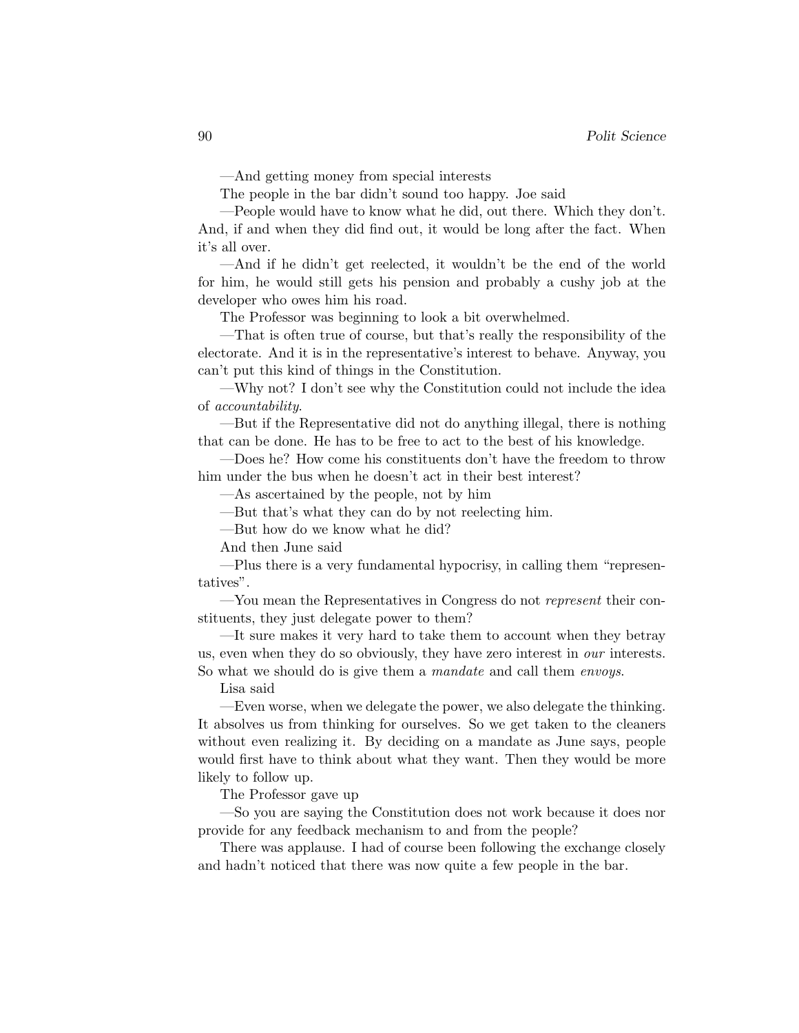—And getting money from special interests

The people in the bar didn't sound too happy. Joe said

—People would have to know what he did, out there. Which they don't. And, if and when they did find out, it would be long after the fact. When it's all over.

—And if he didn't get reelected, it wouldn't be the end of the world for him, he would still gets his pension and probably a cushy job at the developer who owes him his road.

The Professor was beginning to look a bit overwhelmed.

—That is often true of course, but that's really the responsibility of the electorate. And it is in the representative's interest to behave. Anyway, you can't put this kind of things in the Constitution.

—Why not? I don't see why the Constitution could not include the idea of *accountability*.

—But if the Representative did not do anything illegal, there is nothing that can be done. He has to be free to act to the best of his knowledge.

—Does he? How come his constituents don't have the freedom to throw him under the bus when he doesn't act in their best interest?

—As ascertained by the people, not by him

—But that's what they can do by not reelecting him.

—But how do we know what he did?

And then June said

—Plus there is a very fundamental hypocrisy, in calling them "representatives".

—You mean the Representatives in Congress do not *represent* their constituents, they just delegate power to them?

—It sure makes it very hard to take them to account when they betray us, even when they do so obviously, they have zero interest in *our* interests. So what we should do is give them a *mandate* and call them *envoys*.

Lisa said

—Even worse, when we delegate the power, we also delegate the thinking. It absolves us from thinking for ourselves. So we get taken to the cleaners without even realizing it. By deciding on a mandate as June says, people would first have to think about what they want. Then they would be more likely to follow up.

The Professor gave up

—So you are saying the Constitution does not work because it does nor provide for any feedback mechanism to and from the people?

There was applause. I had of course been following the exchange closely and hadn't noticed that there was now quite a few people in the bar.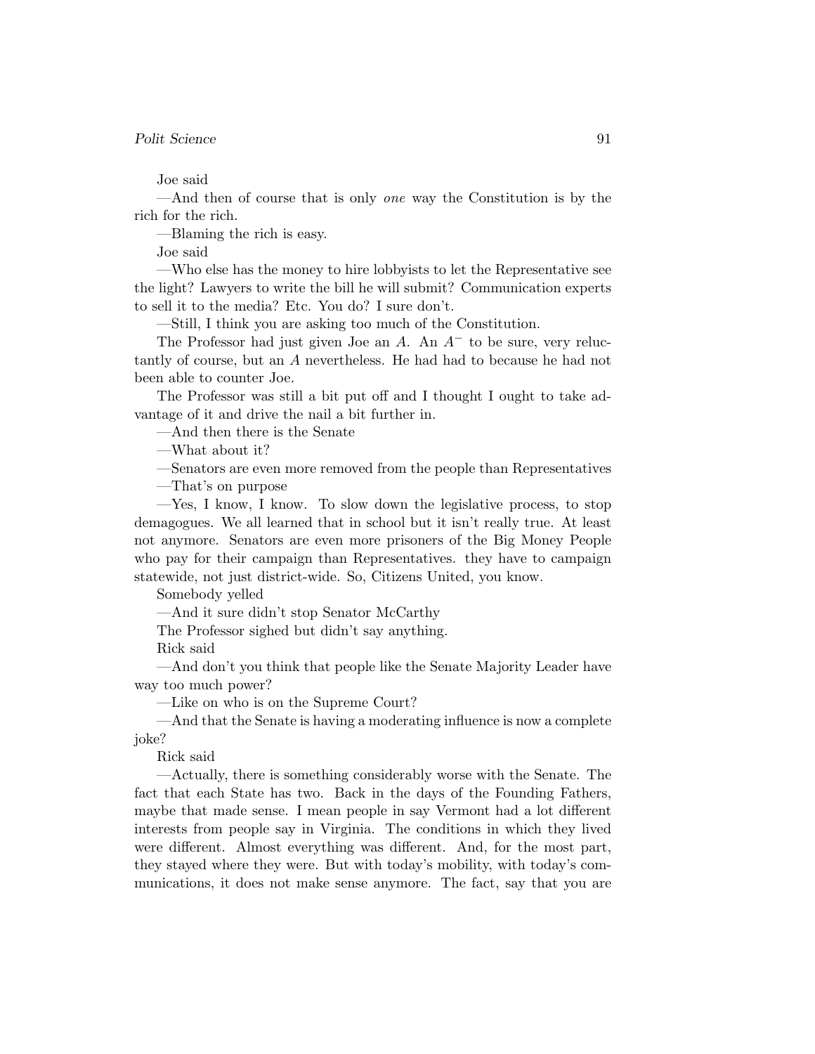Joe said

—And then of course that is only *one* way the Constitution is by the rich for the rich.

—Blaming the rich is easy.

Joe said

—Who else has the money to hire lobbyists to let the Representative see the light? Lawyers to write the bill he will submit? Communication experts to sell it to the media? Etc. You do? I sure don't.

—Still, I think you are asking too much of the Constitution.

The Professor had just given Joe an *A*. An $A^-$ to be sure, very reluctantly of course, but an *A* nevertheless. He had had to because he had not been able to counter Joe.

The Professor was still a bit put off and I thought I ought to take advantage of it and drive the nail a bit further in.

—And then there is the Senate

—What about it?

—Senators are even more removed from the people than Representatives

—That's on purpose

—Yes, I know, I know. To slow down the legislative process, to stop demagogues. We all learned that in school but it isn't really true. At least not anymore. Senators are even more prisoners of the Big Money People who pay for their campaign than Representatives. they have to campaign statewide, not just district-wide. So, Citizens United, you know.

Somebody yelled

—And it sure didn't stop Senator McCarthy

The Professor sighed but didn't say anything.

Rick said

—And don't you think that people like the Senate Majority Leader have way too much power?

—Like on who is on the Supreme Court?

—And that the Senate is having a moderating influence is now a complete joke?

Rick said

—Actually, there is something considerably worse with the Senate. The fact that each State has two. Back in the days of the Founding Fathers, maybe that made sense. I mean people in say Vermont had a lot different interests from people say in Virginia. The conditions in which they lived were different. Almost everything was different. And, for the most part, they stayed where they were. But with today's mobility, with today's communications, it does not make sense anymore. The fact, say that you are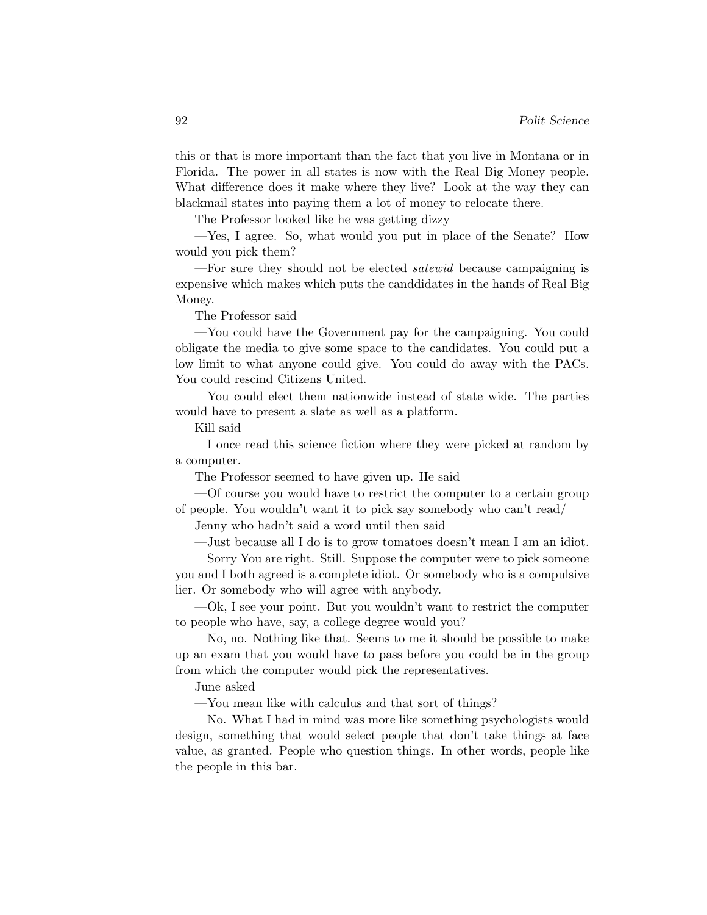this or that is more important than the fact that you live in Montana or in Florida. The power in all states is now with the Real Big Money people. What difference does it make where they live? Look at the way they can blackmail states into paying them a lot of money to relocate there.

The Professor looked like he was getting dizzy

—Yes, I agree. So, what would you put in place of the Senate? How would you pick them?

—For sure they should not be elected *satewid* because campaigning is expensive which makes which puts the canddidates in the hands of Real Big Money.

The Professor said

—You could have the Government pay for the campaigning. You could obligate the media to give some space to the candidates. You could put a low limit to what anyone could give. You could do away with the PACs. You could rescind Citizens United.

—You could elect them nationwide instead of state wide. The parties would have to present a slate as well as a platform.

Kill said

—I once read this science fiction where they were picked at random by a computer.

The Professor seemed to have given up. He said

—Of course you would have to restrict the computer to a certain group of people. You wouldn't want it to pick say somebody who can't read/

Jenny who hadn't said a word until then said

—Just because all I do is to grow tomatoes doesn't mean I am an idiot.

—Sorry You are right. Still. Suppose the computer were to pick someone you and I both agreed is a complete idiot. Or somebody who is a compulsive lier. Or somebody who will agree with anybody.

—Ok, I see your point. But you wouldn't want to restrict the computer to people who have, say, a college degree would you?

—No, no. Nothing like that. Seems to me it should be possible to make up an exam that you would have to pass before you could be in the group from which the computer would pick the representatives.

June asked

—You mean like with calculus and that sort of things?

—No. What I had in mind was more like something psychologists would design, something that would select people that don't take things at face value, as granted. People who question things. In other words, people like the people in this bar.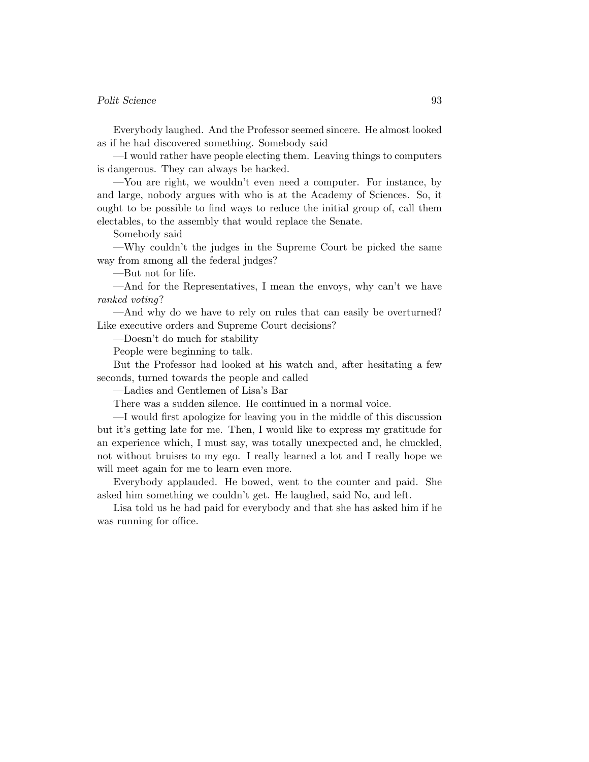Everybody laughed. And the Professor seemed sincere. He almost looked as if he had discovered something. Somebody said

—I would rather have people electing them. Leaving things to computers is dangerous. They can always be hacked.

—You are right, we wouldn't even need a computer. For instance, by and large, nobody argues with who is at the Academy of Sciences. So, it ought to be possible to find ways to reduce the initial group of, call them electables, to the assembly that would replace the Senate.

Somebody said

—Why couldn't the judges in the Supreme Court be picked the same way from among all the federal judges?

—But not for life.

—And for the Representatives, I mean the envoys, why can't we have *ranked voting*?

—And why do we have to rely on rules that can easily be overturned? Like executive orders and Supreme Court decisions?

—Doesn't do much for stability

People were beginning to talk.

But the Professor had looked at his watch and, after hesitating a few seconds, turned towards the people and called

—Ladies and Gentlemen of Lisa's Bar

There was a sudden silence. He continued in a normal voice.

—I would first apologize for leaving you in the middle of this discussion but it's getting late for me. Then, I would like to express my gratitude for an experience which, I must say, was totally unexpected and, he chuckled, not without bruises to my ego. I really learned a lot and I really hope we will meet again for me to learn even more.

Everybody applauded. He bowed, went to the counter and paid. She asked him something we couldn't get. He laughed, said No, and left.

Lisa told us he had paid for everybody and that she has asked him if he was running for office.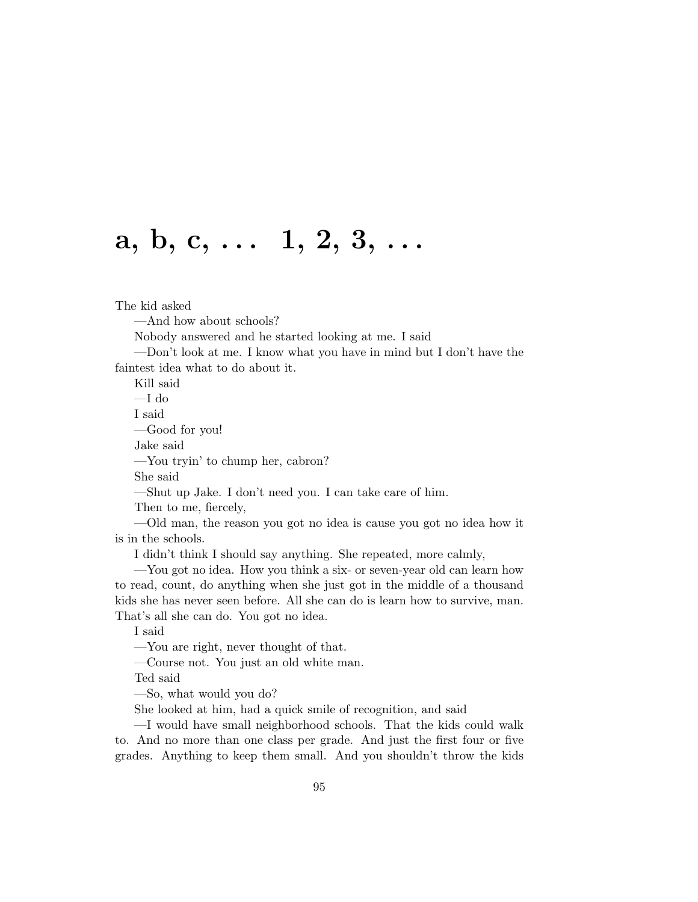# a, b, c, . . . 1, 2, 3, . . .

The kid asked

—And how about schools?

Nobody answered and he started looking at me. I said

—Don't look at me. I know what you have in mind but I don't have the faintest idea what to do about it.

Kill said

—I do

I said

—Good for you!

Jake said

—You tryin' to chump her, cabron?

She said

—Shut up Jake. I don't need you. I can take care of him.

Then to me, fiercely,

—Old man, the reason you got no idea is cause you got no idea how it is in the schools.

I didn't think I should say anything. She repeated, more calmly,

—You got no idea. How you think a six- or seven-year old can learn how to read, count, do anything when she just got in the middle of a thousand kids she has never seen before. All she can do is learn how to survive, man. That's all she can do. You got no idea.

I said

—You are right, never thought of that.

—Course not. You just an old white man.

Ted said

—So, what would you do?

She looked at him, had a quick smile of recognition, and said

—I would have small neighborhood schools. That the kids could walk to. And no more than one class per grade. And just the first four or five grades. Anything to keep them small. And you shouldn't throw the kids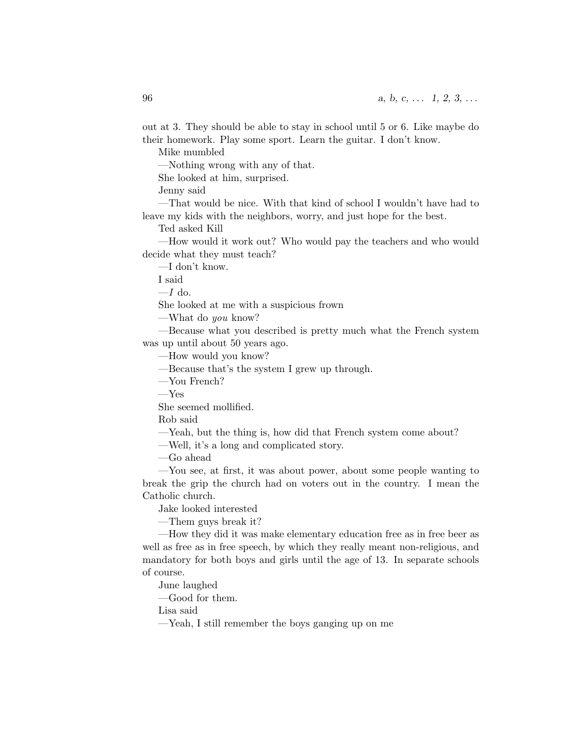out at 3. They should be able to stay in school until 5 or 6. Like maybe do their homework. Play some sport. Learn the guitar. I don't know.

Mike mumbled

—Nothing wrong with any of that.

She looked at him, surprised.

Jenny said

—That would be nice. With that kind of school I wouldn't have had to leave my kids with the neighbors, worry, and just hope for the best.

Ted asked Kill

—How would it work out? Who would pay the teachers and who would decide what they must teach?

—I don't know.

I said

—*I* do.

She looked at me with a suspicious frown

—What do *you* know?

—Because what you described is pretty much what the French system was up until about 50 years ago.

—How would you know?

—Because that's the system I grew up through.

—You French?

—Yes

She seemed mollified.

Rob said

—Yeah, but the thing is, how did that French system come about?

—Well, it's a long and complicated story.

—Go ahead

—You see, at first, it was about power, about some people wanting to break the grip the church had on voters out in the country. I mean the Catholic church.

Jake looked interested

—Them guys break it?

—How they did it was make elementary education free as in free beer as well as free as in free speech, by which they really meant non-religious, and mandatory for both boys and girls until the age of 13. In separate schools of course.

June laughed

—Good for them.

Lisa said

—Yeah, I still remember the boys ganging up on me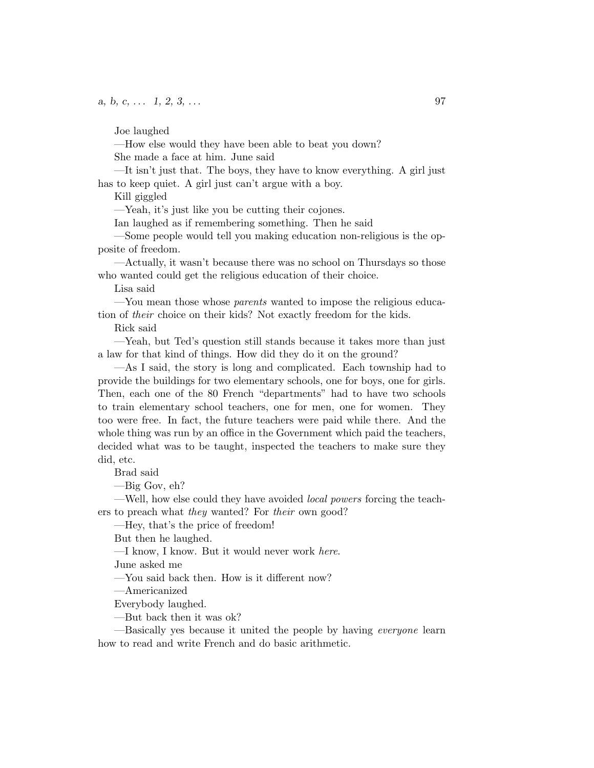Joe laughed

—How else would they have been able to beat you down?

She made a face at him. June said

—It isn't just that. The boys, they have to know everything. A girl just has to keep quiet. A girl just can't argue with a boy.

Kill giggled

—Yeah, it's just like you be cutting their cojones.

Ian laughed as if remembering something. Then he said

—Some people would tell you making education non-religious is the opposite of freedom.

—Actually, it wasn't because there was no school on Thursdays so those who wanted could get the religious education of their choice.

Lisa said

—You mean those whose *parents* wanted to impose the religious education of *their* choice on their kids? Not exactly freedom for the kids.

Rick said

—Yeah, but Ted's question still stands because it takes more than just a law for that kind of things. How did they do it on the ground?

—As I said, the story is long and complicated. Each township had to provide the buildings for two elementary schools, one for boys, one for girls. Then, each one of the 80 French "departments" had to have two schools to train elementary school teachers, one for men, one for women. They too were free. In fact, the future teachers were paid while there. And the whole thing was run by an office in the Government which paid the teachers, decided what was to be taught, inspected the teachers to make sure they did, etc.

Brad said

—Big Gov, eh?

—Well, how else could they have avoided *local powers* forcing the teachers to preach what *they* wanted? For *their* own good?

—Hey, that's the price of freedom!

But then he laughed.

—I know, I know. But it would never work *here*.

June asked me

—You said back then. How is it different now?

—Americanized

Everybody laughed.

—But back then it was ok?

—Basically yes because it united the people by having *everyone* learn how to read and write French and do basic arithmetic.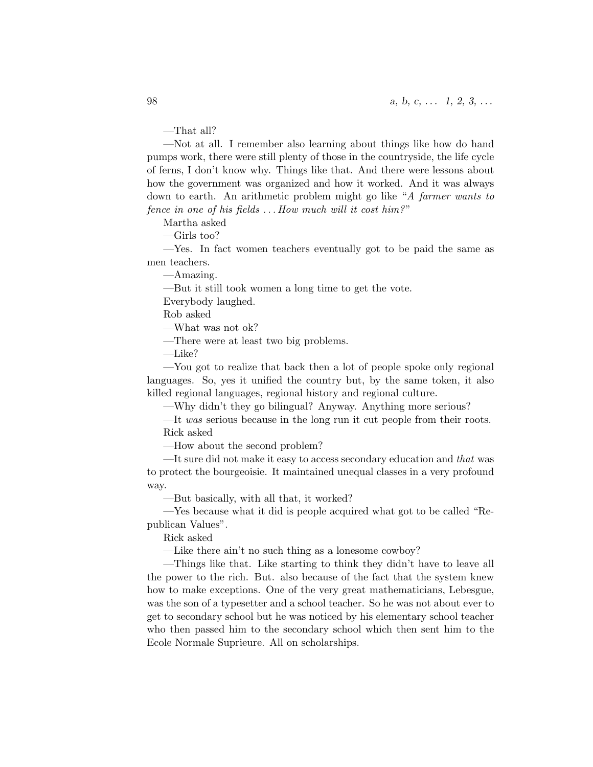—That all?

—Not at all. I remember also learning about things like how do hand pumps work, there were still plenty of those in the countryside, the life cycle of ferns, I don't know why. Things like that. And there were lessons about how the government was organized and how it worked. And it was always down to earth. An arithmetic problem might go like "*A farmer wants to fence in one of his fields . . . How much will it cost him?*"

Martha asked

—Girls too?

—Yes. In fact women teachers eventually got to be paid the same as men teachers.

—Amazing.

—But it still took women a long time to get the vote.

Everybody laughed.

Rob asked

—What was not ok?

—There were at least two big problems.

—Like?

—You got to realize that back then a lot of people spoke only regional languages. So, yes it unified the country but, by the same token, it also killed regional languages, regional history and regional culture.

—Why didn't they go bilingual? Anyway. Anything more serious?

—It *was* serious because in the long run it cut people from their roots.

Rick asked

—How about the second problem?

—It sure did not make it easy to access secondary education and *that* was to protect the bourgeoisie. It maintained unequal classes in a very profound way.

—But basically, with all that, it worked?

—Yes because what it did is people acquired what got to be called "Republican Values".

Rick asked

—Like there ain't no such thing as a lonesome cowboy?

—Things like that. Like starting to think they didn't have to leave all the power to the rich. But. also because of the fact that the system knew how to make exceptions. One of the very great mathematicians, Lebesgue, was the son of a typesetter and a school teacher. So he was not about ever to get to secondary school but he was noticed by his elementary school teacher who then passed him to the secondary school which then sent him to the Ecole Normale Suprieure. All on scholarships.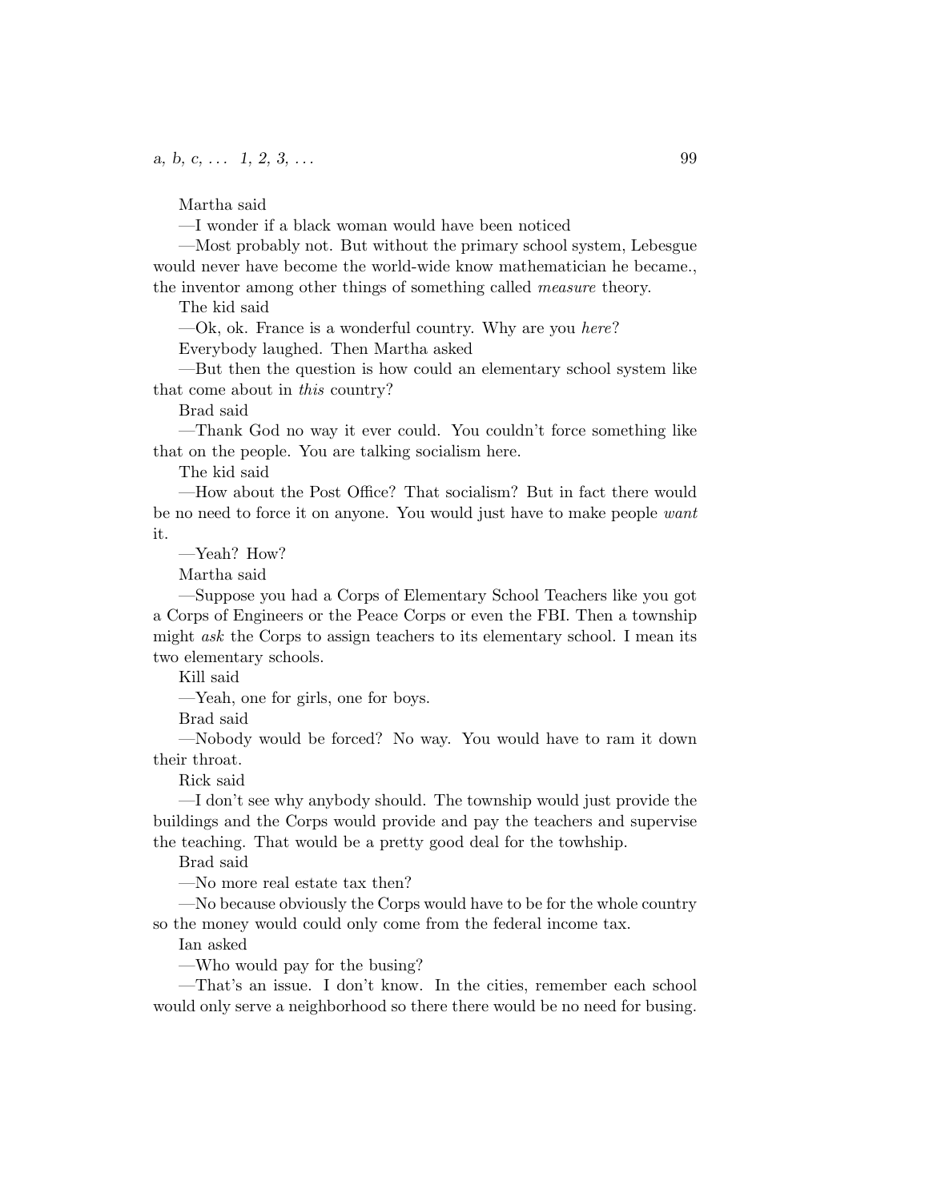Martha said

—I wonder if a black woman would have been noticed

—Most probably not. But without the primary school system, Lebesgue would never have become the world-wide know mathematician he became., the inventor among other things of something called *measure* theory.

The kid said

—Ok, ok. France is a wonderful country. Why are you *here*?

Everybody laughed. Then Martha asked

—But then the question is how could an elementary school system like that come about in *this* country?

Brad said

—Thank God no way it ever could. You couldn't force something like that on the people. You are talking socialism here.

The kid said

—How about the Post Office? That socialism? But in fact there would be no need to force it on anyone. You would just have to make people *want* it.

—Yeah? How?

Martha said

—Suppose you had a Corps of Elementary School Teachers like you got a Corps of Engineers or the Peace Corps or even the FBI. Then a township might *ask* the Corps to assign teachers to its elementary school. I mean its two elementary schools.

Kill said

—Yeah, one for girls, one for boys.

Brad said

—Nobody would be forced? No way. You would have to ram it down their throat.

Rick said

—I don't see why anybody should. The township would just provide the buildings and the Corps would provide and pay the teachers and supervise the teaching. That would be a pretty good deal for the towhship.

Brad said

—No more real estate tax then?

—No because obviously the Corps would have to be for the whole country so the money would could only come from the federal income tax.

Ian asked

—Who would pay for the busing?

—That's an issue. I don't know. In the cities, remember each school would only serve a neighborhood so there there would be no need for busing.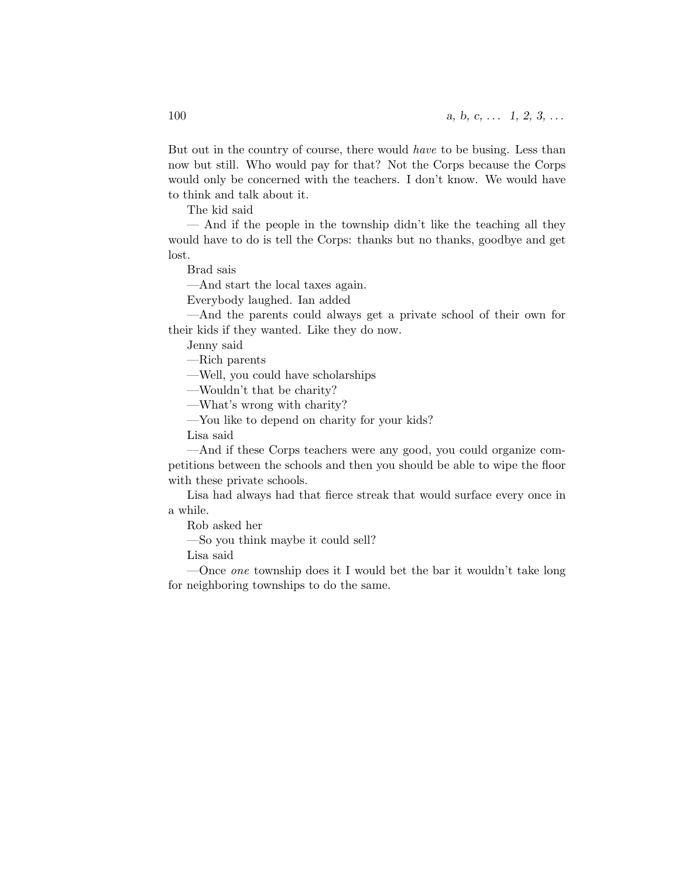But out in the country of course, there would *have* to be busing. Less than now but still. Who would pay for that? Not the Corps because the Corps would only be concerned with the teachers. I don't know. We would have to think and talk about it.

The kid said

— And if the people in the township didn't like the teaching all they would have to do is tell the Corps: thanks but no thanks, goodbye and get lost.

Brad sais

—And start the local taxes again.

Everybody laughed. Ian added

—And the parents could always get a private school of their own for their kids if they wanted. Like they do now.

Jenny said

—Rich parents

—Well, you could have scholarships

—Wouldn't that be charity?

—What's wrong with charity?

—You like to depend on charity for your kids?

Lisa said

—And if these Corps teachers were any good, you could organize competitions between the schools and then you should be able to wipe the floor with these private schools.

Lisa had always had that fierce streak that would surface every once in a while.

Rob asked her

—So you think maybe it could sell?

Lisa said

—Once *one* township does it I would bet the bar it wouldn't take long for neighboring townships to do the same.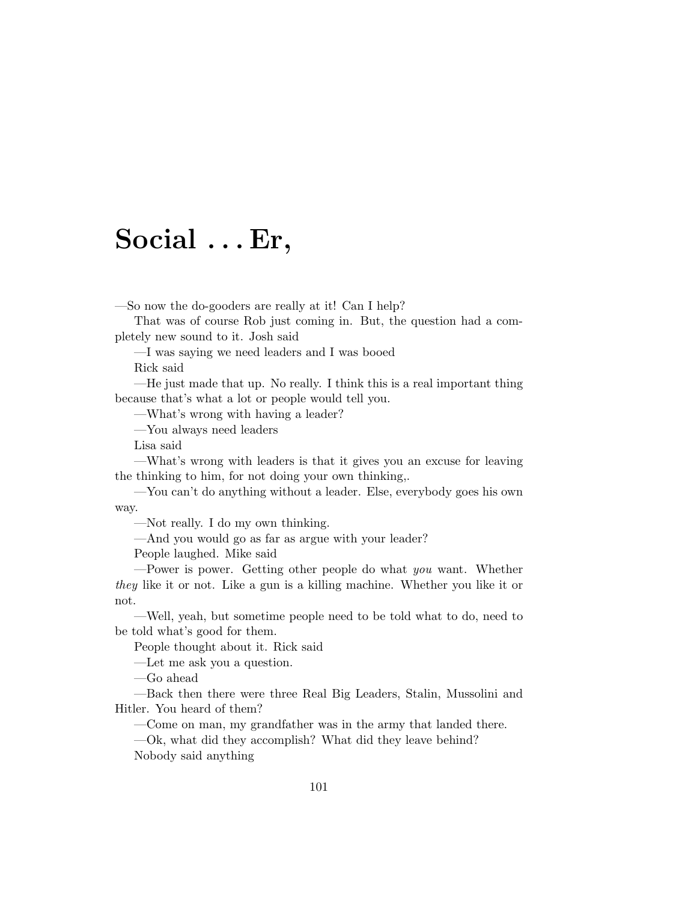# Social . . . Er,

—So now the do-gooders are really at it! Can I help?

That was of course Rob just coming in. But, the question had a completely new sound to it. Josh said

—I was saying we need leaders and I was booed

Rick said

—He just made that up. No really. I think this is a real important thing because that's what a lot or people would tell you.

—What's wrong with having a leader?

—You always need leaders

Lisa said

—What's wrong with leaders is that it gives you an excuse for leaving the thinking to him, for not doing your own thinking,.

—You can't do anything without a leader. Else, everybody goes his own way.

—Not really. I do my own thinking.

—And you would go as far as argue with your leader?

People laughed. Mike said

—Power is power. Getting other people do what *you* want. Whether *they* like it or not. Like a gun is a killing machine. Whether you like it or not.

—Well, yeah, but sometime people need to be told what to do, need to be told what's good for them.

People thought about it. Rick said

—Let me ask you a question.

—Go ahead

—Back then there were three Real Big Leaders, Stalin, Mussolini and Hitler. You heard of them?

—Come on man, my grandfather was in the army that landed there.

—Ok, what did they accomplish? What did they leave behind?

Nobody said anything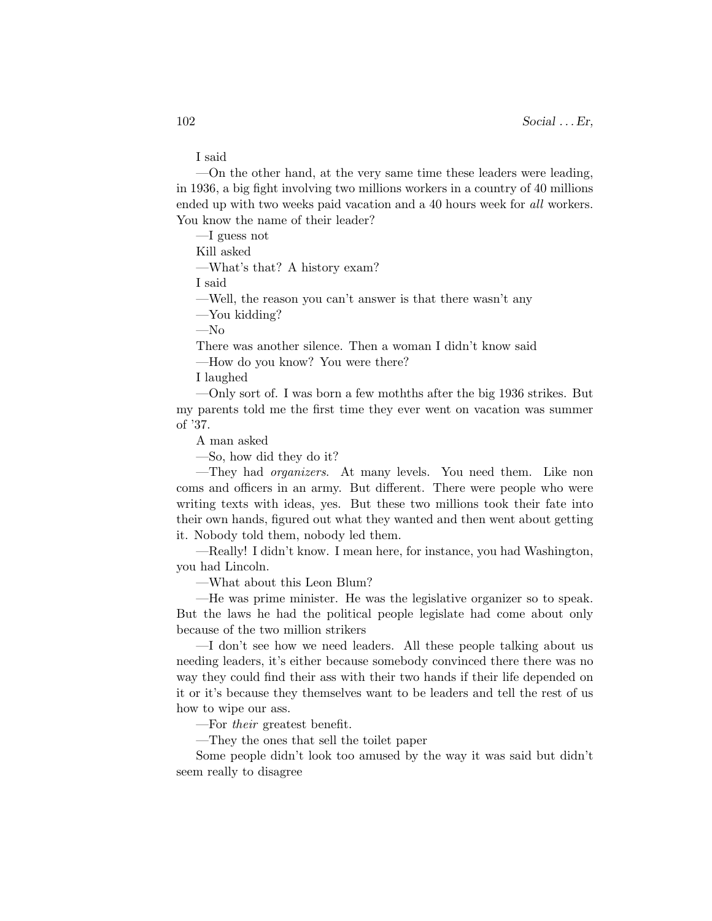I said

—On the other hand, at the very same time these leaders were leading, in 1936, a big fight involving two millions workers in a country of 40 millions ended up with two weeks paid vacation and a 40 hours week for *all* workers. You know the name of their leader?

—I guess not

Kill asked

—What's that? A history exam?

I said

—Well, the reason you can't answer is that there wasn't any

—You kidding?

—No

There was another silence. Then a woman I didn't know said

—How do you know? You were there?

I laughed

—Only sort of. I was born a few mothths after the big 1936 strikes. But my parents told me the first time they ever went on vacation was summer of '37.

A man asked

—So, how did they do it?

—They had *organizers*. At many levels. You need them. Like non coms and officers in an army. But different. There were people who were writing texts with ideas, yes. But these two millions took their fate into their own hands, figured out what they wanted and then went about getting it. Nobody told them, nobody led them.

—Really! I didn't know. I mean here, for instance, you had Washington, you had Lincoln.

—What about this Leon Blum?

—He was prime minister. He was the legislative organizer so to speak. But the laws he had the political people legislate had come about only because of the two million strikers

—I don't see how we need leaders. All these people talking about us needing leaders, it's either because somebody convinced there there was no way they could find their ass with their two hands if their life depended on it or it's because they themselves want to be leaders and tell the rest of us how to wipe our ass.

—For *their* greatest benefit.

—They the ones that sell the toilet paper

Some people didn't look too amused by the way it was said but didn't seem really to disagree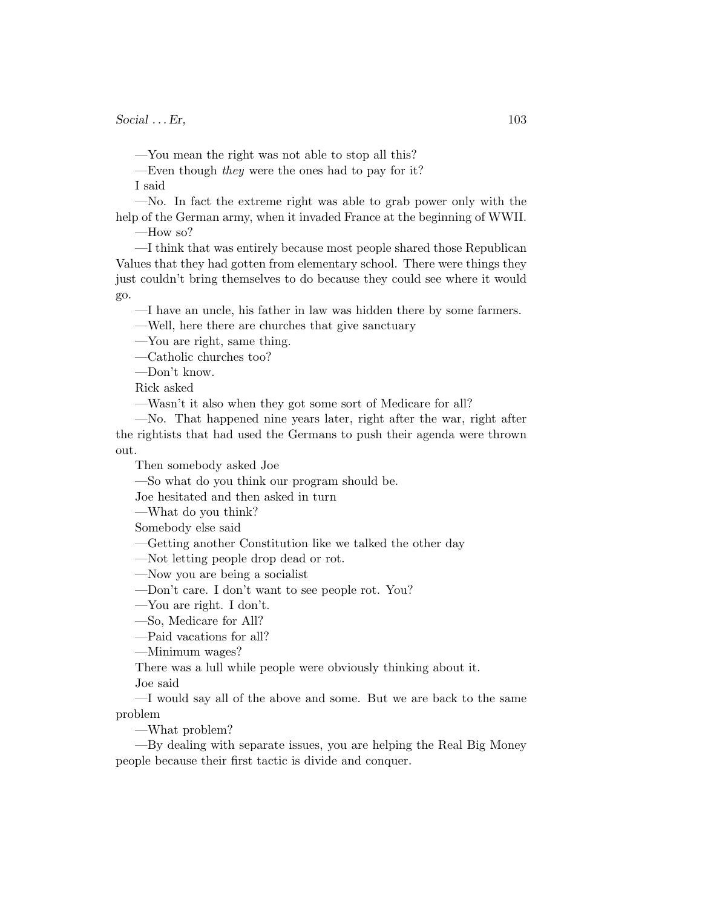—You mean the right was not able to stop all this?

—Even though *they* were the ones had to pay for it?

I said

—No. In fact the extreme right was able to grab power only with the help of the German army, when it invaded France at the beginning of WWII.

—How so?

—I think that was entirely because most people shared those Republican Values that they had gotten from elementary school. There were things they just couldn't bring themselves to do because they could see where it would go.

—I have an uncle, his father in law was hidden there by some farmers.

—Well, here there are churches that give sanctuary

—You are right, same thing.

—Catholic churches too?

—Don't know.

Rick asked

—Wasn't it also when they got some sort of Medicare for all?

—No. That happened nine years later, right after the war, right after the rightists that had used the Germans to push their agenda were thrown out.

Then somebody asked Joe

—So what do you think our program should be.

Joe hesitated and then asked in turn

—What do you think?

Somebody else said

—Getting another Constitution like we talked the other day

—Not letting people drop dead or rot.

—Now you are being a socialist

—Don't care. I don't want to see people rot. You?

—You are right. I don't.

—So, Medicare for All?

—Paid vacations for all?

—Minimum wages?

There was a lull while people were obviously thinking about it.

Joe said

—I would say all of the above and some. But we are back to the same problem

—What problem?

—By dealing with separate issues, you are helping the Real Big Money people because their first tactic is divide and conquer.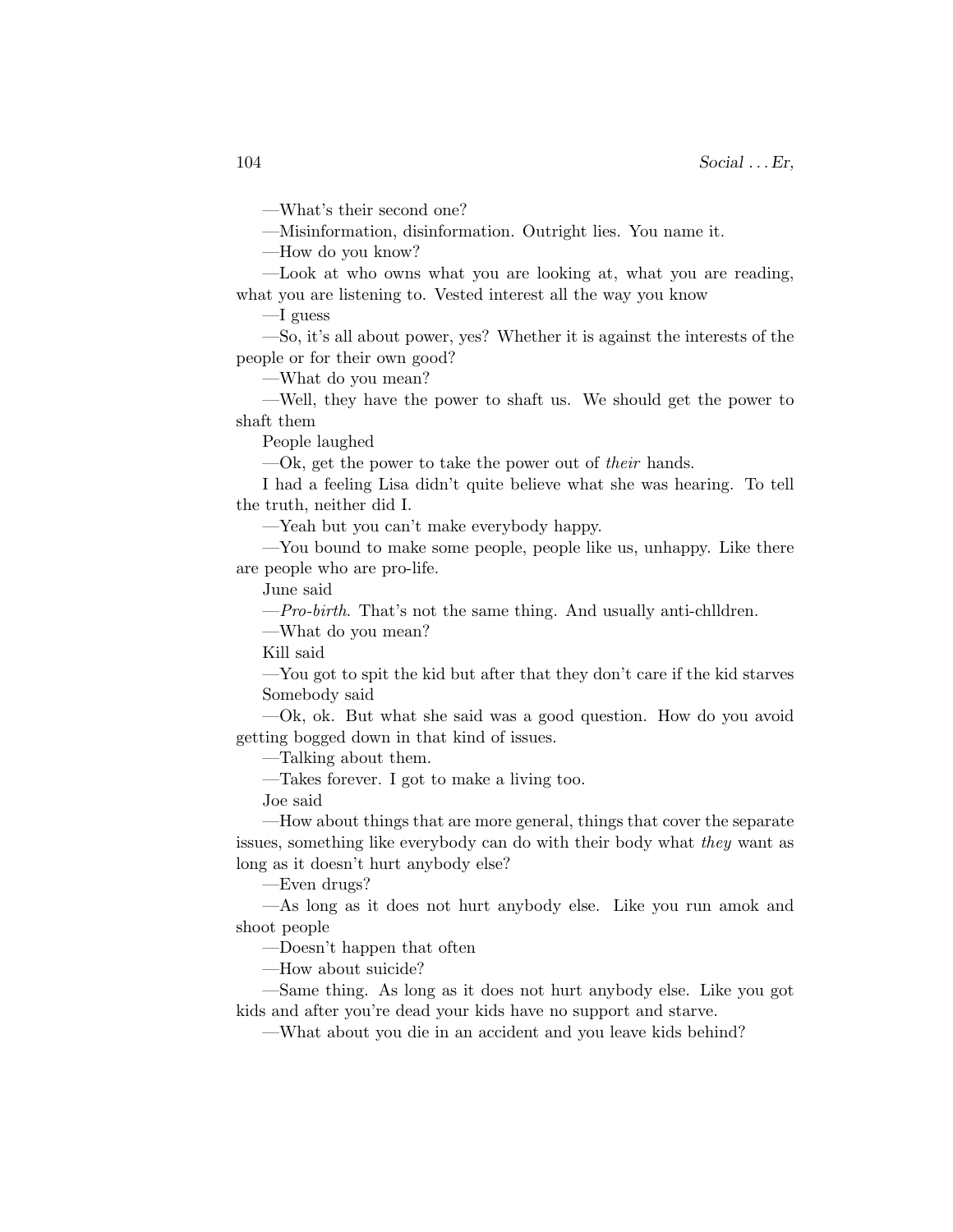—What's their second one?

—Misinformation, disinformation. Outright lies. You name it.

—How do you know?

—Look at who owns what you are looking at, what you are reading, what you are listening to. Vested interest all the way you know

—I guess

—So, it's all about power, yes? Whether it is against the interests of the people or for their own good?

—What do you mean?

—Well, they have the power to shaft us. We should get the power to shaft them

People laughed

—Ok, get the power to take the power out of *their* hands.

I had a feeling Lisa didn't quite believe what she was hearing. To tell the truth, neither did I.

—Yeah but you can't make everybody happy.

—You bound to make some people, people like us, unhappy. Like there are people who are pro-life.

June said

—*Pro-birth*. That's not the same thing. And usually anti-chlldren.

—What do you mean?

Kill said

—You got to spit the kid but after that they don't care if the kid starves

Somebody said

—Ok, ok. But what she said was a good question. How do you avoid getting bogged down in that kind of issues.

—Talking about them.

—Takes forever. I got to make a living too.

Joe said

—How about things that are more general, things that cover the separate issues, something like everybody can do with their body what *they* want as long as it doesn't hurt anybody else?

—Even drugs?

—As long as it does not hurt anybody else. Like you run amok and shoot people

—Doesn't happen that often

—How about suicide?

—Same thing. As long as it does not hurt anybody else. Like you got kids and after you're dead your kids have no support and starve.

—What about you die in an accident and you leave kids behind?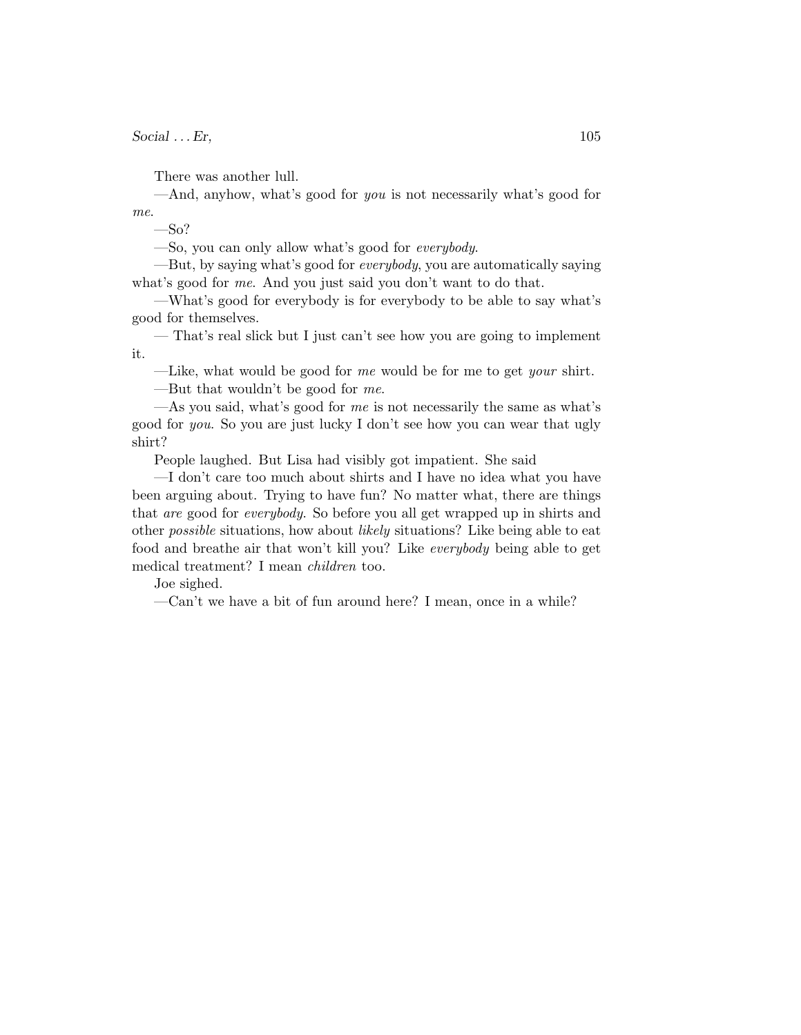There was another lull.

—And, anyhow, what's good for *you* is not necessarily what's good for *me*.

—So?

—So, you can only allow what's good for *everybody*.

—But, by saying what's good for *everybody*, you are automatically saying what's good for *me*. And you just said you don't want to do that.

—What's good for everybody is for everybody to be able to say what's good for themselves.

— That's real slick but I just can't see how you are going to implement it.

—Like, what would be good for *me* would be for me to get *your* shirt.

—But that wouldn't be good for *me*.

—As you said, what's good for *me* is not necessarily the same as what's good for *you*. So you are just lucky I don't see how you can wear that ugly shirt?

People laughed. But Lisa had visibly got impatient. She said

—I don't care too much about shirts and I have no idea what you have been arguing about. Trying to have fun? No matter what, there are things that *are* good for *everybody*. So before you all get wrapped up in shirts and other *possible* situations, how about *likely* situations? Like being able to eat food and breathe air that won't kill you? Like *everybody* being able to get medical treatment? I mean *children* too.

Joe sighed.

—Can't we have a bit of fun around here? I mean, once in a while?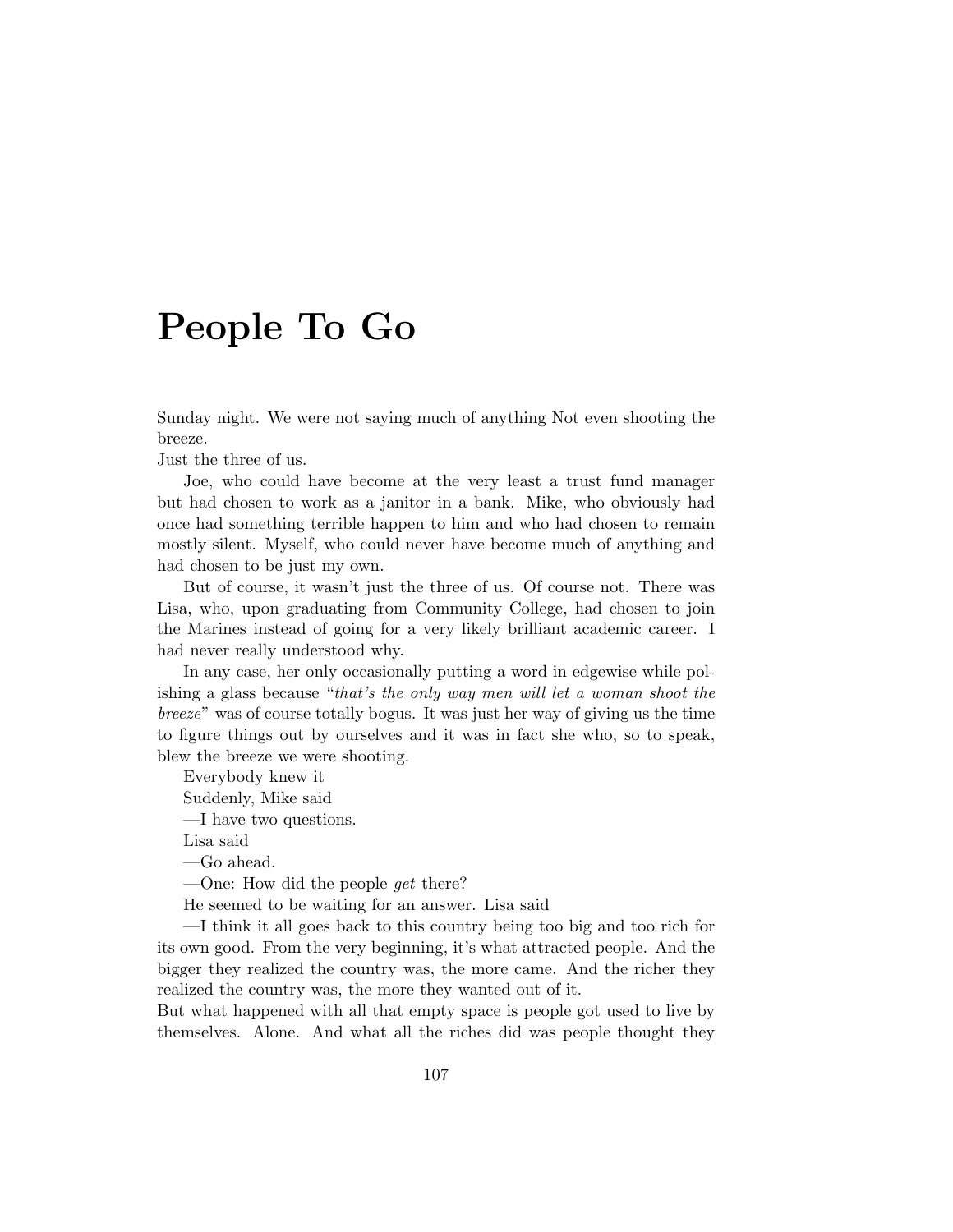# People To Go

Sunday night. We were not saying much of anything Not even shooting the breeze.
Just the three of us.

Joe, who could have become at the very least a trust fund manager but had chosen to work as a janitor in a bank. Mike, who obviously had once had something terrible happen to him and who had chosen to remain mostly silent. Myself, who could never have become much of anything and had chosen to be just my own.

But of course, it wasn't just the three of us. Of course not. There was Lisa, who, upon graduating from Community College, had chosen to join the Marines instead of going for a very likely brilliant academic career. I had never really understood why.

In any case, her only occasionally putting a word in edgewise while polishing a glass because "*that's the only way men will let a woman shoot the breeze*" was of course totally bogus. It was just her way of giving us the time to figure things out by ourselves and it was in fact she who, so to speak, blew the breeze we were shooting.

Everybody knew it

Suddenly, Mike said

—I have two questions.

Lisa said

—Go ahead.

—One: How did the people *get* there?

He seemed to be waiting for an answer. Lisa said

—I think it all goes back to this country being too big and too rich for its own good. From the very beginning, it's what attracted people. And the bigger they realized the country was, the more came. And the richer they realized the country was, the more they wanted out of it.
But what happened with all that empty space is people got used to live by themselves. Alone. And what all the riches did was people thought they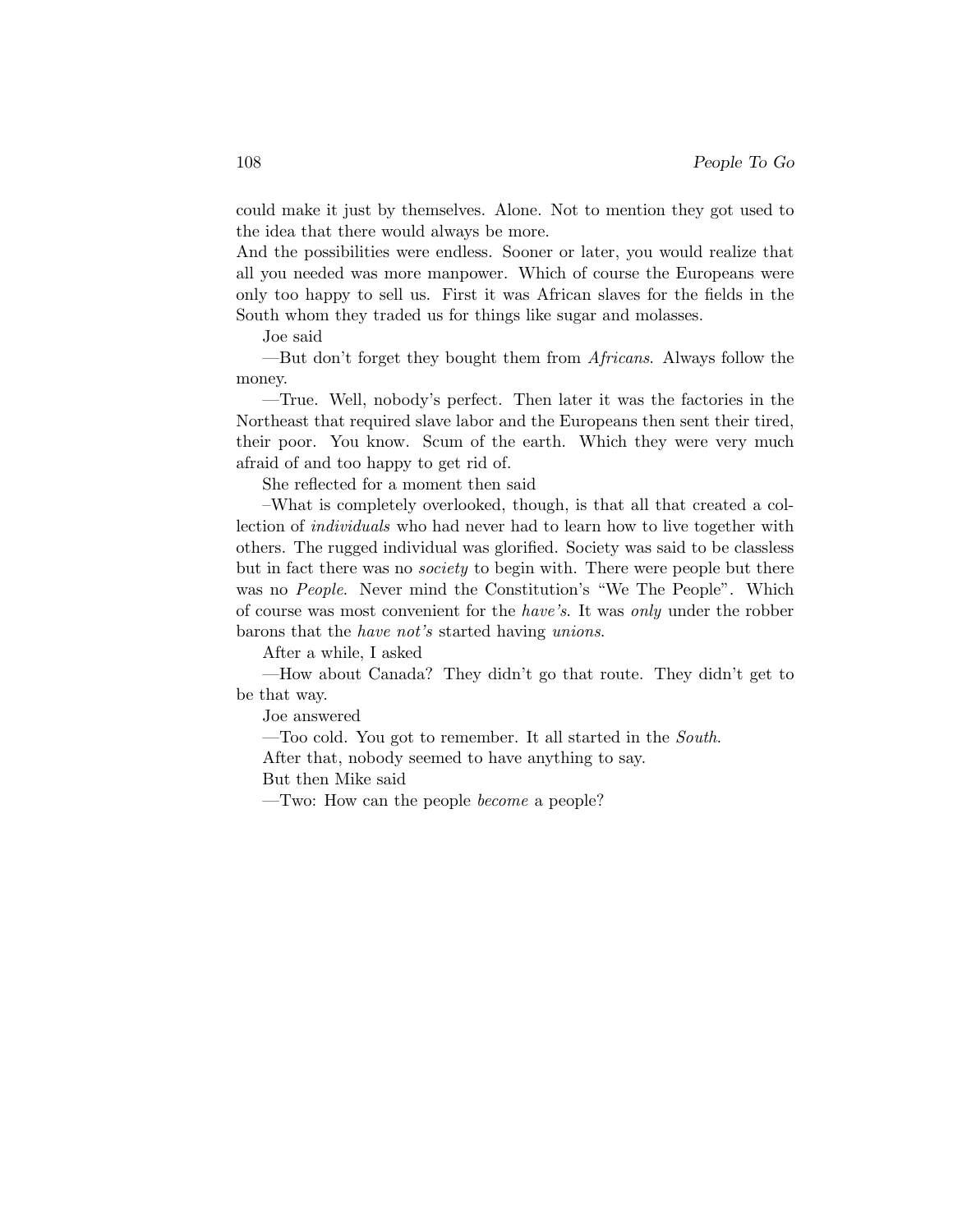could make it just by themselves. Alone. Not to mention they got used to the idea that there would always be more.
And the possibilities were endless. Sooner or later, you would realize that all you needed was more manpower. Which of course the Europeans were only too happy to sell us. First it was African slaves for the fields in the South whom they traded us for things like sugar and molasses.

Joe said

—But don't forget they bought them from *Africans*. Always follow the money.

—True. Well, nobody's perfect. Then later it was the factories in the Northeast that required slave labor and the Europeans then sent their tired, their poor. You know. Scum of the earth. Which they were very much afraid of and too happy to get rid of.

She reflected for a moment then said

–What is completely overlooked, though, is that all that created a collection of *individuals* who had never had to learn how to live together with others. The rugged individual was glorified. Society was said to be classless but in fact there was no *society* to begin with. There were people but there was no *People*. Never mind the Constitution's "We The People". Which of course was most convenient for the *have's*. It was *only* under the robber barons that the *have not's* started having *unions*.

After a while, I asked

—How about Canada? They didn't go that route. They didn't get to be that way.

Joe answered

—Too cold. You got to remember. It all started in the *South*.

After that, nobody seemed to have anything to say.

But then Mike said

—Two: How can the people *become* a people?